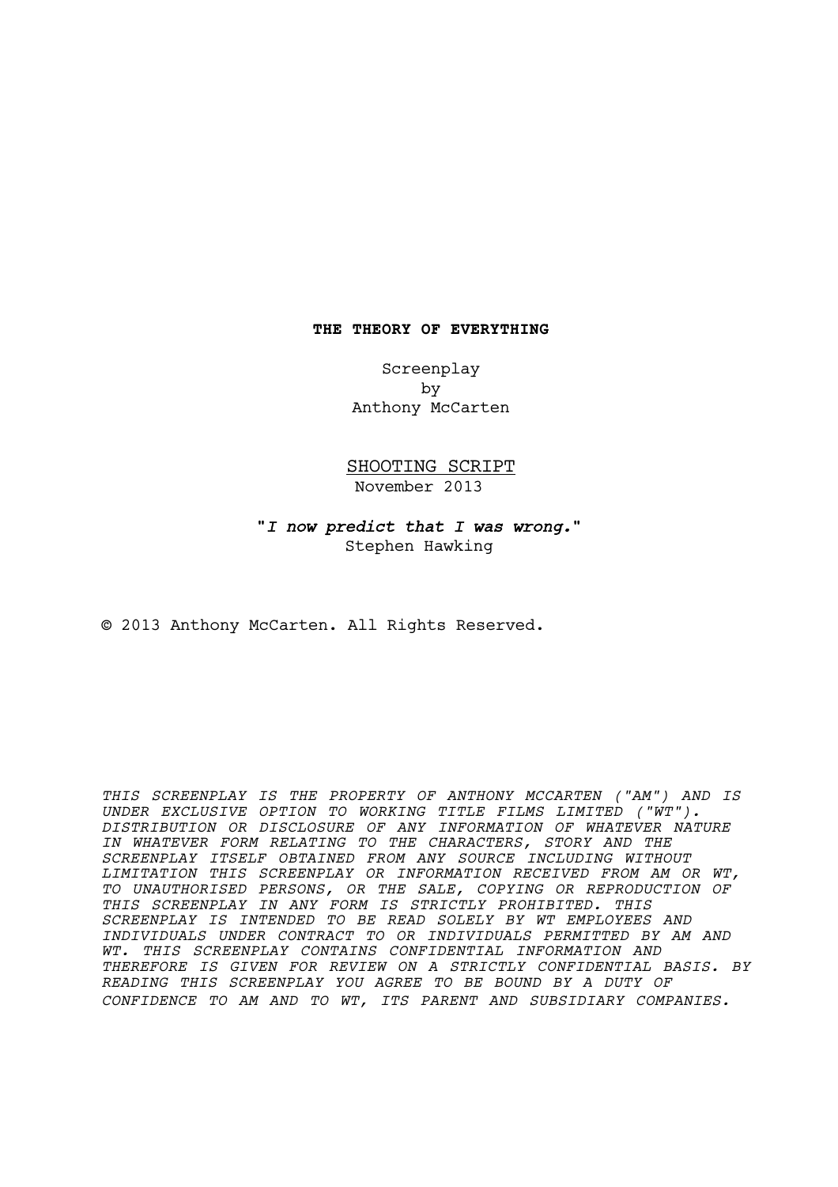**THE THEORY OF EVERYTHING**

Screenplay
by
Anthony McCarten

<u>SHOOTING SCRIPT</u>
November 2013

"*I now predict that I was wrong.*"
Stephen Hawking

© 2013 Anthony McCarten. All Rights Reserved.

*THIS SCREENPLAY IS THE PROPERTY OF ANTHONY MCCARTEN ("AM") AND IS UNDER EXCLUSIVE OPTION TO WORKING TITLE FILMS LIMITED ("WT"). DISTRIBUTION OR DISCLOSURE OF ANY INFORMATION OF WHATEVER NATURE IN WHATEVER FORM RELATING TO THE CHARACTERS, STORY AND THE SCREENPLAY ITSELF OBTAINED FROM ANY SOURCE INCLUDING WITHOUT LIMITATION THIS SCREENPLAY OR INFORMATION RECEIVED FROM AM OR WT, TO UNAUTHORISED PERSONS, OR THE SALE, COPYING OR REPRODUCTION OF THIS SCREENPLAY IN ANY FORM IS STRICTLY PROHIBITED. THIS SCREENPLAY IS INTENDED TO BE READ SOLELY BY WT EMPLOYEES AND INDIVIDUALS UNDER CONTRACT TO OR INDIVIDUALS PERMITTED BY AM AND WT. THIS SCREENPLAY CONTAINS CONFIDENTIAL INFORMATION AND THEREFORE IS GIVEN FOR REVIEW ON A STRICTLY CONFIDENTIAL BASIS. BY READING THIS SCREENPLAY YOU AGREE TO BE BOUND BY A DUTY OF CONFIDENCE TO AM AND TO WT, ITS PARENT AND SUBSIDIARY COMPANIES.*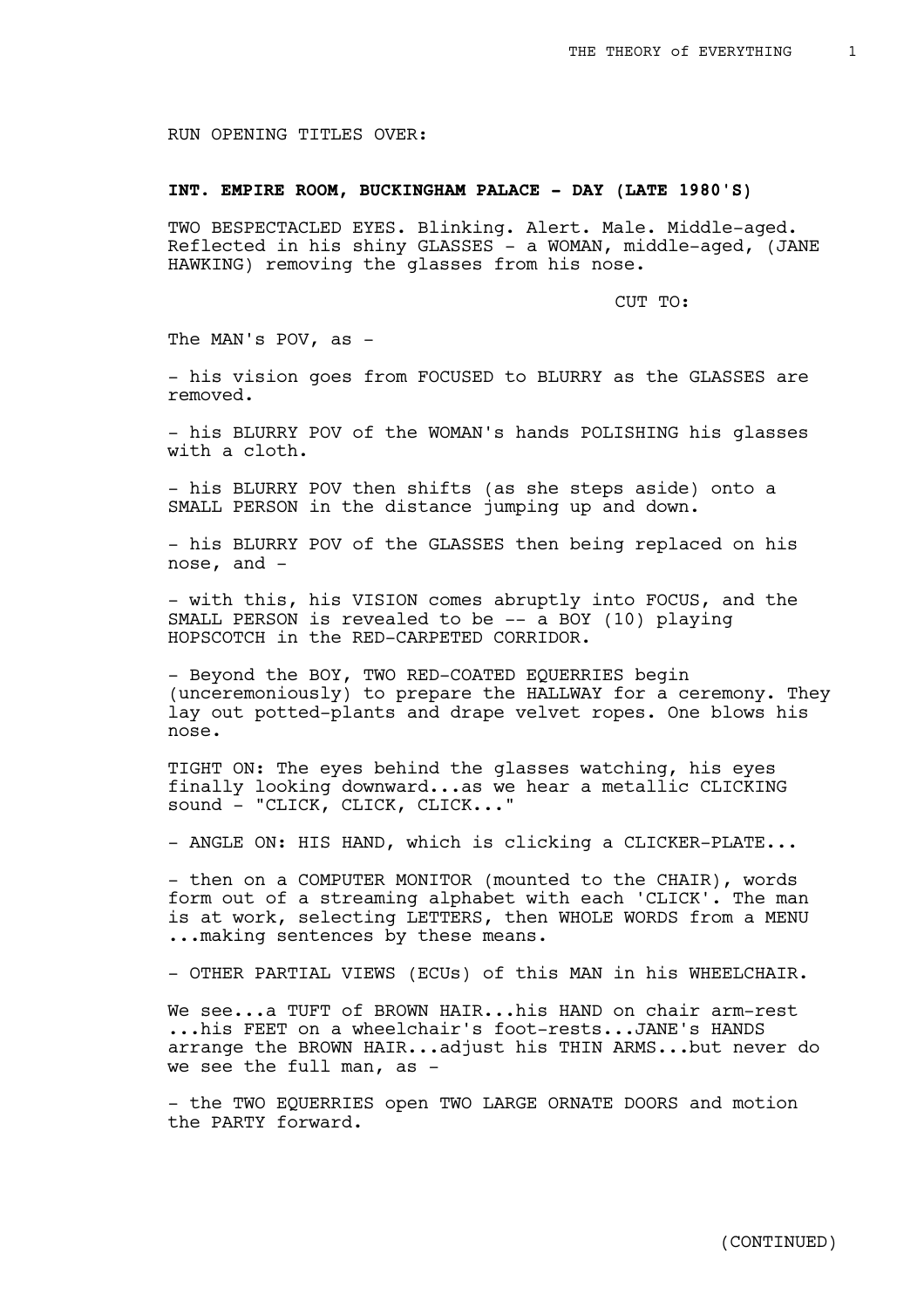RUN OPENING TITLES OVER:

**INT. EMPIRE ROOM, BUCKINGHAM PALACE - DAY (LATE 1980'S)**

TWO BESPECTACLED EYES. Blinking. Alert. Male. Middle-aged. Reflected in his shiny GLASSES - a WOMAN, middle-aged, (JANE HAWKING) removing the glasses from his nose.

CUT TO:

The MAN's POV, as -

- his vision goes from FOCUSED to BLURRY as the GLASSES are removed.

- his BLURRY POV of the WOMAN's hands POLISHING his glasses with a cloth.

- his BLURRY POV then shifts (as she steps aside) onto a SMALL PERSON in the distance jumping up and down.

- his BLURRY POV of the GLASSES then being replaced on his nose, and -

- with this, his VISION comes abruptly into FOCUS, and the SMALL PERSON is revealed to be -- a BOY (10) playing HOPSCOTCH in the RED-CARPETED CORRIDOR.

- Beyond the BOY, TWO RED-COATED EQUERRIES begin (unceremoniously) to prepare the HALLWAY for a ceremony. They lay out potted-plants and drape velvet ropes. One blows his nose.

TIGHT ON: The eyes behind the glasses watching, his eyes finally looking downward...as we hear a metallic CLICKING sound - "CLICK, CLICK, CLICK..."

- ANGLE ON: HIS HAND, which is clicking a CLICKER-PLATE...

- then on a COMPUTER MONITOR (mounted to the CHAIR), words form out of a streaming alphabet with each 'CLICK'. The man is at work, selecting LETTERS, then WHOLE WORDS from a MENU ...making sentences by these means.

- OTHER PARTIAL VIEWS (ECUs) of this MAN in his WHEELCHAIR.

We see...a TUFT of BROWN HAIR...his HAND on chair arm-rest ...his FEET on a wheelchair's foot-rests...JANE's HANDS arrange the BROWN HAIR...adjust his THIN ARMS...but never do we see the full man, as -

- the TWO EQUERRIES open TWO LARGE ORNATE DOORS and motion the PARTY forward.

(CONTINUED)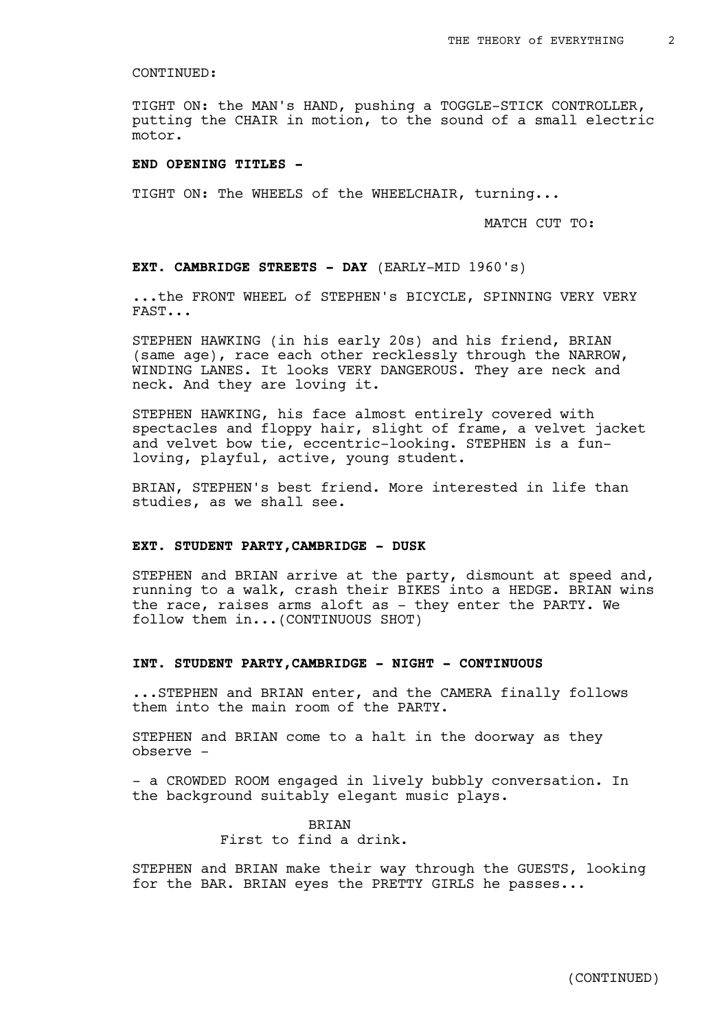CONTINUED:

TIGHT ON: the MAN's HAND, pushing a TOGGLE-STICK CONTROLLER, putting the CHAIR in motion, to the sound of a small electric motor.

**END OPENING TITLES -**

TIGHT ON: The WHEELS of the WHEELCHAIR, turning...

MATCH CUT TO:

**EXT. CAMBRIDGE STREETS - DAY** (EARLY-MID 1960's)

...the FRONT WHEEL of STEPHEN's BICYCLE, SPINNING VERY VERY FAST...

STEPHEN HAWKING (in his early 20s) and his friend, BRIAN (same age), race each other recklessly through the NARROW, WINDING LANES. It looks VERY DANGEROUS. They are neck and neck. And they are loving it.

STEPHEN HAWKING, his face almost entirely covered with spectacles and floppy hair, slight of frame, a velvet jacket and velvet bow tie, eccentric-looking. STEPHEN is a fun-loving, playful, active, young student.

BRIAN, STEPHEN's best friend. More interested in life than studies, as we shall see.

**EXT. STUDENT PARTY,CAMBRIDGE - DUSK**

STEPHEN and BRIAN arrive at the party, dismount at speed and, running to a walk, crash their BIKES into a HEDGE. BRIAN wins the race, raises arms aloft as - they enter the PARTY. We follow them in...(CONTINUOUS SHOT)

**INT. STUDENT PARTY,CAMBRIDGE - NIGHT - CONTINUOUS**

...STEPHEN and BRIAN enter, and the CAMERA finally follows them into the main room of the PARTY.

STEPHEN and BRIAN come to a halt in the doorway as they observe -

- a CROWDED ROOM engaged in lively bubbly conversation. In the background suitably elegant music plays.

BRIAN
First to find a drink.

STEPHEN and BRIAN make their way through the GUESTS, looking for the BAR. BRIAN eyes the PRETTY GIRLS he passes...

(CONTINUED)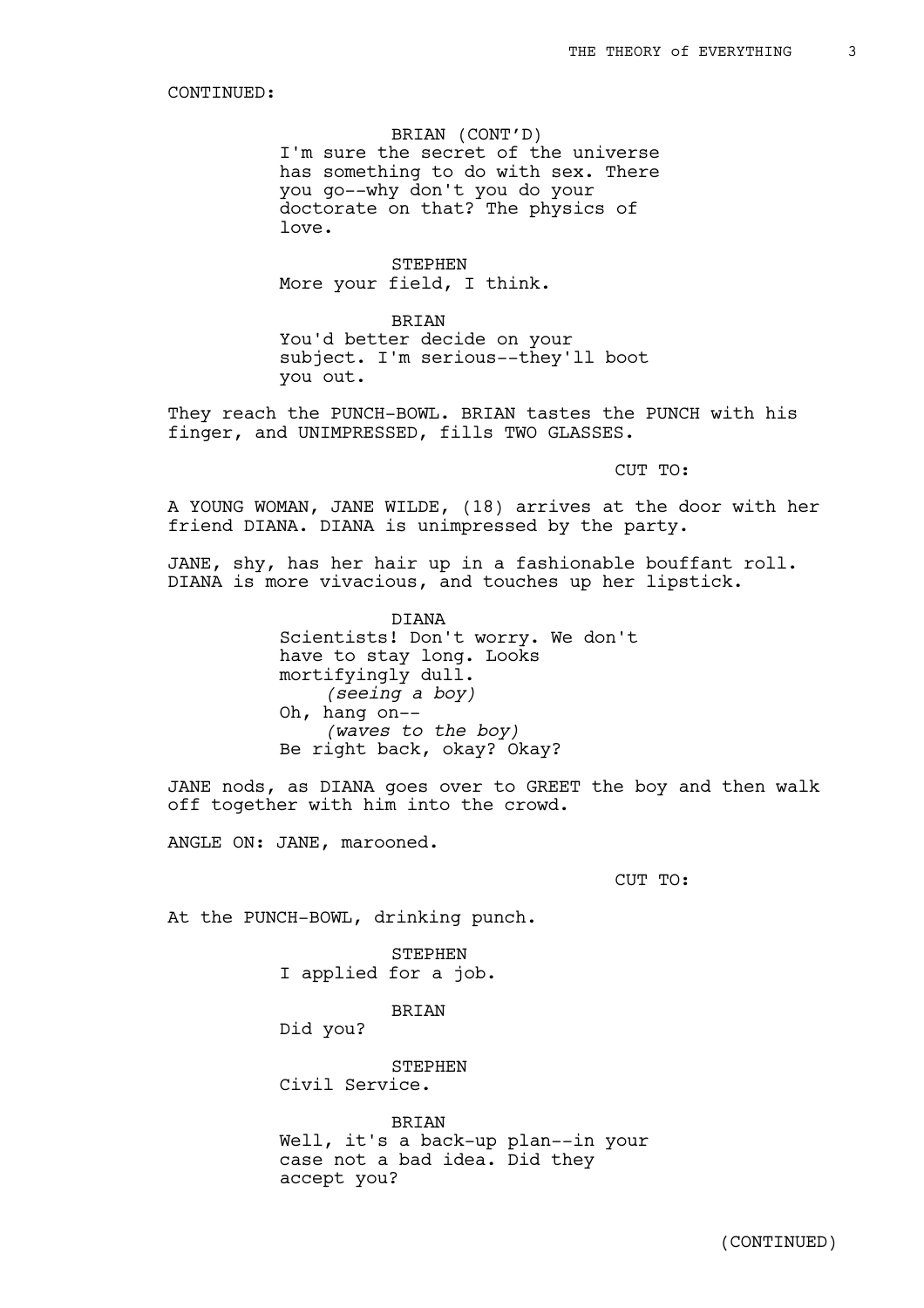CONTINUED:

BRIAN (CONT'D)
I'm sure the secret of the universe has something to do with sex. There you go--why don't you do your doctorate on that? The physics of love.

STEPHEN
More your field, I think.

BRIAN
You'd better decide on your subject. I'm serious--they'll boot you out.

They reach the PUNCH-BOWL. BRIAN tastes the PUNCH with his finger, and UNIMPRESSED, fills TWO GLASSES.

CUT TO:

A YOUNG WOMAN, JANE WILDE, (18) arrives at the door with her friend DIANA. DIANA is unimpressed by the party.

JANE, shy, has her hair up in a fashionable bouffant roll. DIANA is more vivacious, and touches up her lipstick.

DIANA
Scientists! Don't worry. We don't have to stay long. Looks mortifyingly dull.
*(seeing a boy)*
Oh, hang on--
*(waves to the boy)*
Be right back, okay? Okay?

JANE nods, as DIANA goes over to GREET the boy and then walk off together with him into the crowd.

ANGLE ON: JANE, marooned.

CUT TO:

At the PUNCH-BOWL, drinking punch.

STEPHEN
I applied for a job.

BRIAN
Did you?

STEPHEN
Civil Service.

BRIAN
Well, it's a back-up plan--in your case not a bad idea. Did they accept you?

(CONTINUED)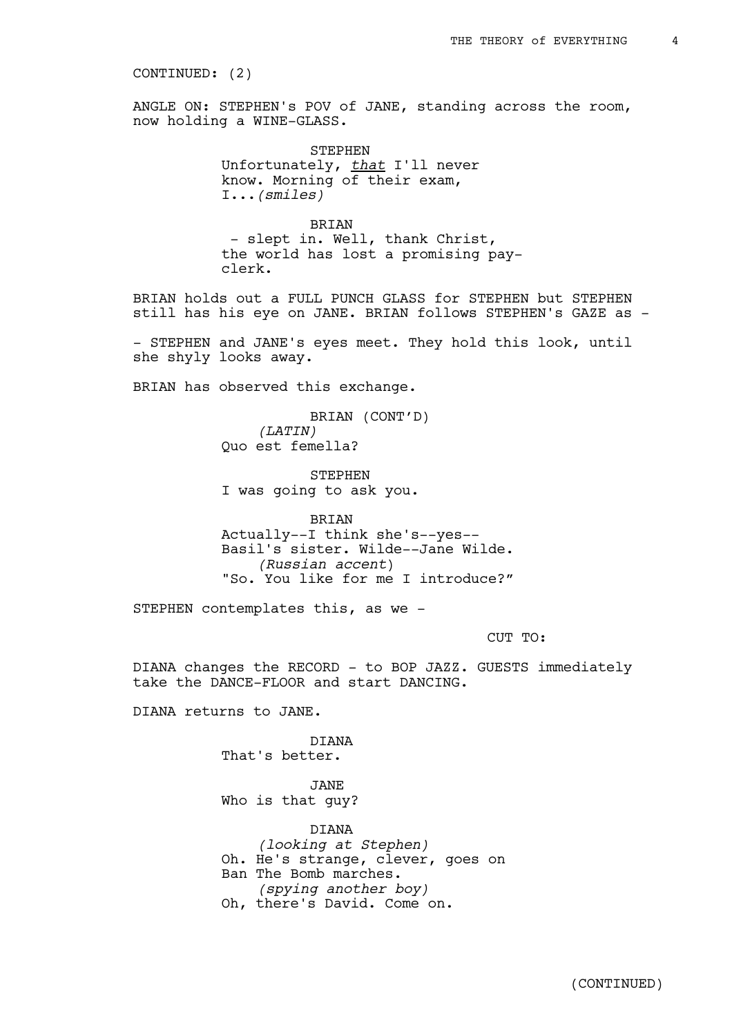CONTINUED: (2)

ANGLE ON: STEPHEN's POV of JANE, standing across the room, now holding a WINE-GLASS.

STEPHEN
Unfortunately, *that* I'll never know. Morning of their exam, I...*(smiles)*

BRIAN
- slept in. Well, thank Christ, the world has lost a promising pay-clerk.

BRIAN holds out a FULL PUNCH GLASS for STEPHEN but STEPHEN still has his eye on JANE. BRIAN follows STEPHEN's GAZE as -

- STEPHEN and JANE's eyes meet. They hold this look, until she shyly looks away.

BRIAN has observed this exchange.

BRIAN (CONT'D)
*(LATIN)*
Quo est femella?

STEPHEN
I was going to ask you.

BRIAN
Actually--I think she's--yes--Basil's sister. Wilde--Jane Wilde.
*(Russian accent)*
"So. You like for me I introduce?"

STEPHEN contemplates this, as we -

CUT TO:

DIANA changes the RECORD - to BOP JAZZ. GUESTS immediately take the DANCE-FLOOR and start DANCING.

DIANA returns to JANE.

DIANA
That's better.

JANE
Who is that guy?

DIANA
*(looking at Stephen)*
Oh. He's strange, clever, goes on Ban The Bomb marches.
*(spying another boy)*
Oh, there's David. Come on.

(CONTINUED)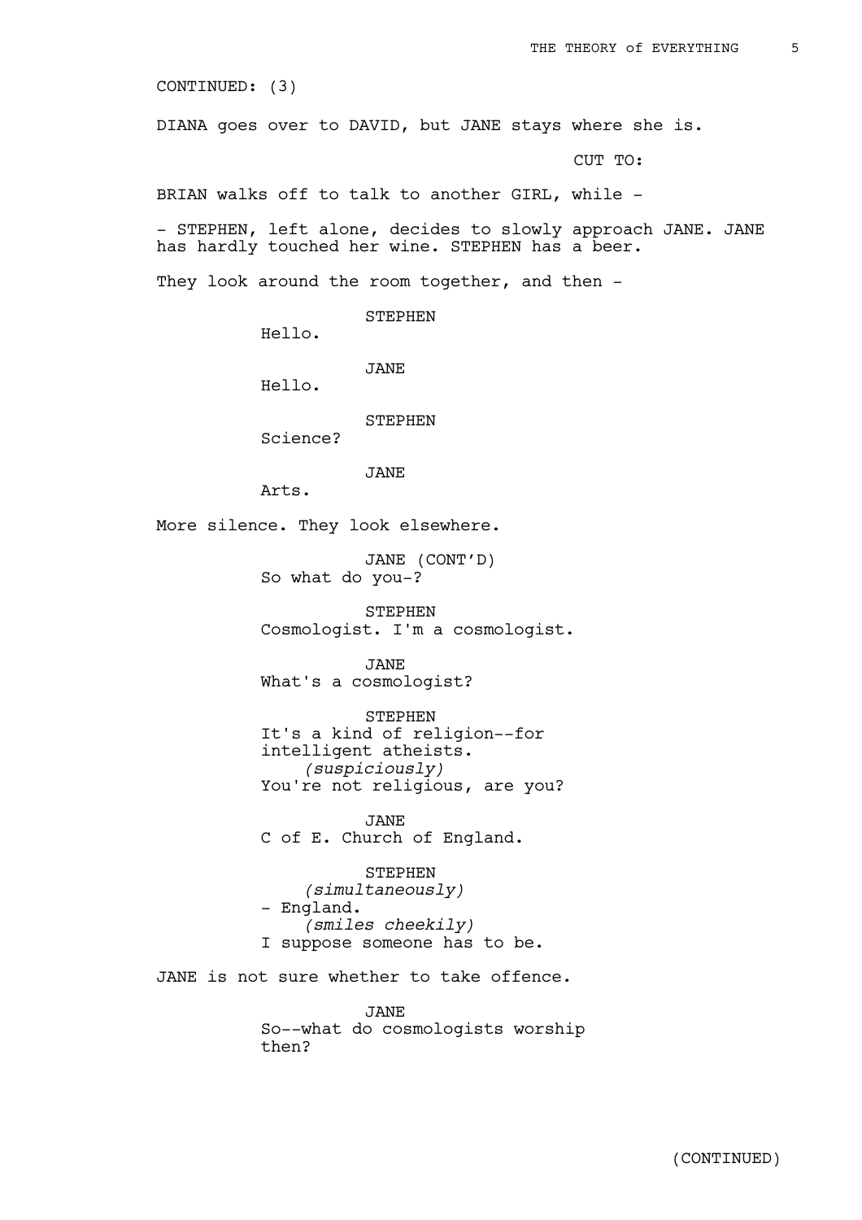CONTINUED: (3)

DIANA goes over to DAVID, but JANE stays where she is.

CUT TO:

BRIAN walks off to talk to another GIRL, while -

- STEPHEN, left alone, decides to slowly approach JANE. JANE has hardly touched her wine. STEPHEN has a beer.

They look around the room together, and then -

STEPHEN
Hello.

JANE
Hello.

STEPHEN
Science?

JANE
Arts.

More silence. They look elsewhere.

JANE (CONT'D)
So what do you-?

STEPHEN
Cosmologist. I'm a cosmologist.

JANE
What's a cosmologist?

STEPHEN
It's a kind of religion--for intelligent atheists.
*(suspiciously)*
You're not religious, are you?

JANE
C of E. Church of England.

STEPHEN
*(simultaneously)*
- England.
*(smiles cheekily)*
I suppose someone has to be.

JANE is not sure whether to take offence.

JANE
So--what do cosmologists worship then?

(CONTINUED)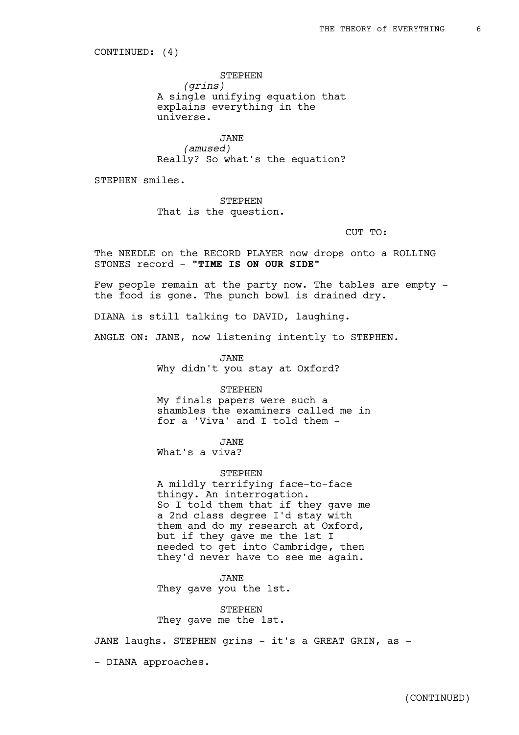CONTINUED: (4)

STEPHEN
*(grins)*
A single unifying equation that explains everything in the universe.

JANE
*(amused)*
Really? So what's the equation?

STEPHEN smiles.

STEPHEN
That is the question.

CUT TO:

The NEEDLE on the RECORD PLAYER now drops onto a ROLLING STONES record - **"TIME IS ON OUR SIDE"**

Few people remain at the party now. The tables are empty - the food is gone. The punch bowl is drained dry.

DIANA is still talking to DAVID, laughing.

ANGLE ON: JANE, now listening intently to STEPHEN.

JANE
Why didn't you stay at Oxford?

STEPHEN
My finals papers were such a shambles the examiners called me in for a 'Viva' and I told them -

JANE
What's a viva?

STEPHEN
A mildly terrifying face-to-face thingy. An interrogation.
So I told them that if they gave me a 2nd class degree I'd stay with them and do my research at Oxford, but if they gave me the 1st I needed to get into Cambridge, then they'd never have to see me again.

JANE
They gave you the 1st.

STEPHEN
They gave me the 1st.

JANE laughs. STEPHEN grins - it's a GREAT GRIN, as -

- DIANA approaches.

(CONTINUED)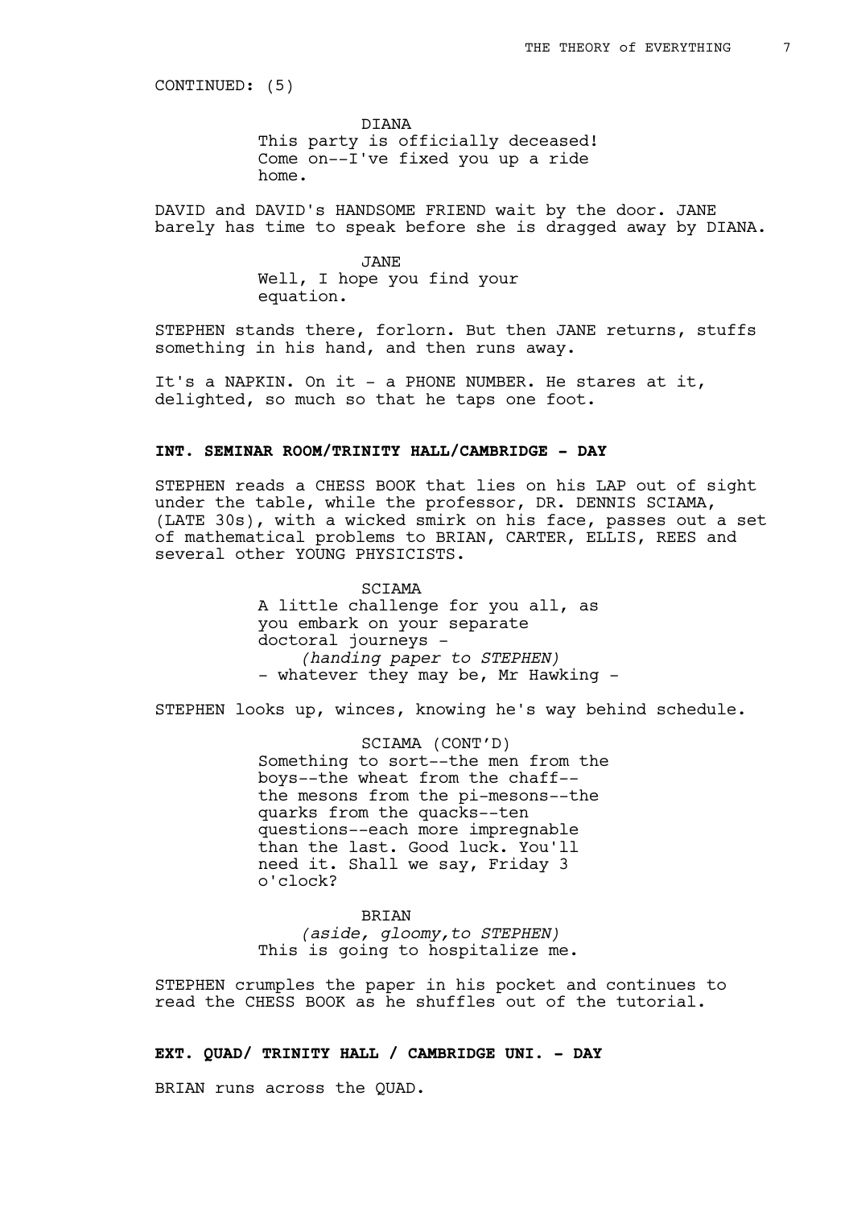CONTINUED: (5)

DIANA
This party is officially deceased! Come on--I've fixed you up a ride home.

DAVID and DAVID's HANDSOME FRIEND wait by the door. JANE barely has time to speak before she is dragged away by DIANA.

JANE
Well, I hope you find your equation.

STEPHEN stands there, forlorn. But then JANE returns, stuffs something in his hand, and then runs away.

It's a NAPKIN. On it - a PHONE NUMBER. He stares at it, delighted, so much so that he taps one foot.

**INT. SEMINAR ROOM/TRINITY HALL/CAMBRIDGE - DAY**

STEPHEN reads a CHESS BOOK that lies on his LAP out of sight under the table, while the professor, DR. DENNIS SCIAMA, (LATE 30s), with a wicked smirk on his face, passes out a set of mathematical problems to BRIAN, CARTER, ELLIS, REES and several other YOUNG PHYSICISTS.

SCIAMA
A little challenge for you all, as you embark on your separate doctoral journeys -
*(handing paper to STEPHEN)*
- whatever they may be, Mr Hawking -

STEPHEN looks up, winces, knowing he's way behind schedule.

SCIAMA (CONT'D)
Something to sort--the men from the boys--the wheat from the chaff--the mesons from the pi-mesons--the quarks from the quacks--ten questions--each more impregnable than the last. Good luck. You'll need it. Shall we say, Friday 3 o'clock?

BRIAN
*(aside, gloomy,to STEPHEN)*
This is going to hospitalize me.

STEPHEN crumples the paper in his pocket and continues to read the CHESS BOOK as he shuffles out of the tutorial.

**EXT. QUAD/ TRINITY HALL / CAMBRIDGE UNI. - DAY**

BRIAN runs across the QUAD.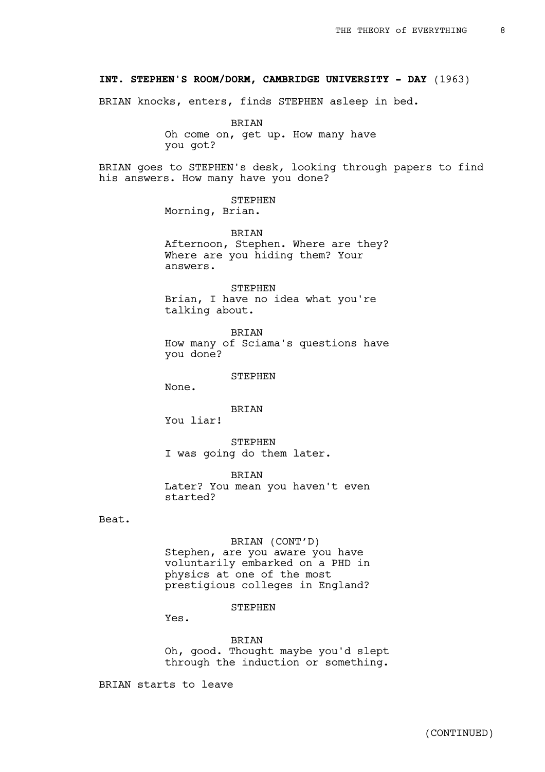**INT. STEPHEN'S ROOM/DORM, CAMBRIDGE UNIVERSITY - DAY** (1963)

BRIAN knocks, enters, finds STEPHEN asleep in bed.

BRIAN
Oh come on, get up. How many have you got?

BRIAN goes to STEPHEN's desk, looking through papers to find his answers. How many have you done?

STEPHEN
Morning, Brian.

BRIAN
Afternoon, Stephen. Where are they? Where are you hiding them? Your answers.

STEPHEN
Brian, I have no idea what you're talking about.

BRIAN
How many of Sciama's questions have you done?

STEPHEN
None.

BRIAN
You liar!

STEPHEN
I was going do them later.

BRIAN
Later? You mean you haven't even started?

Beat.

BRIAN (CONT'D)
Stephen, are you aware you have voluntarily embarked on a PHD in physics at one of the most prestigious colleges in England?

STEPHEN
Yes.

BRIAN
Oh, good. Thought maybe you'd slept through the induction or something.

BRIAN starts to leave

(CONTINUED)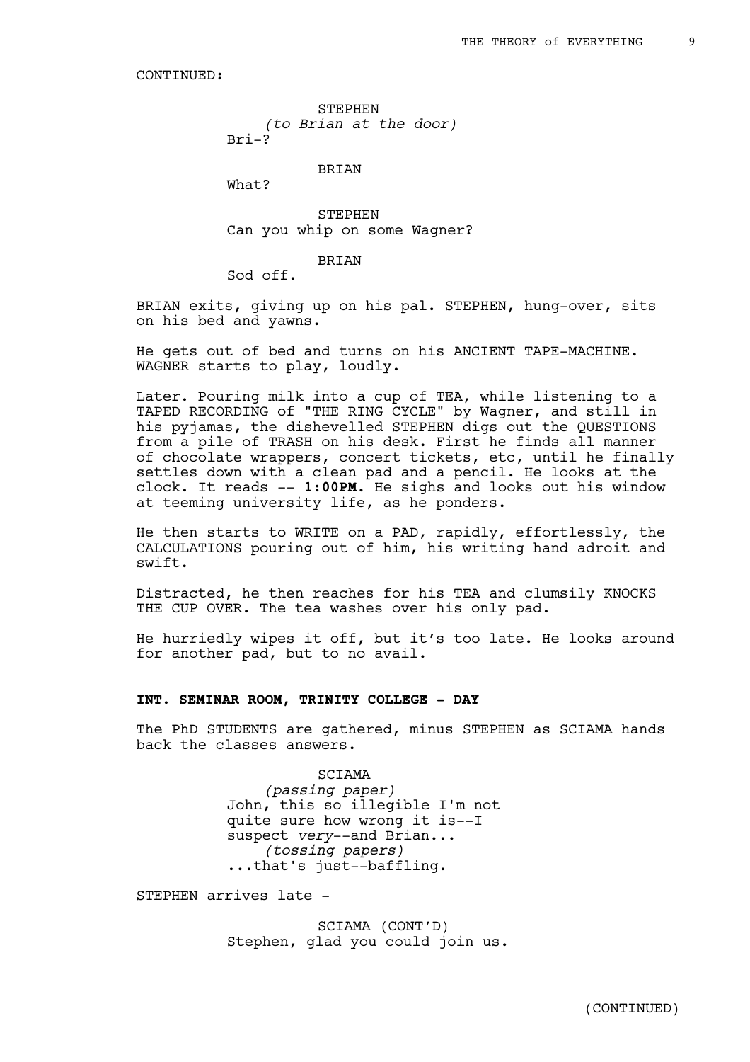CONTINUED:

STEPHEN
*(to Brian at the door)*
Bri-?

BRIAN
What?

STEPHEN
Can you whip on some Wagner?

BRIAN
Sod off.

BRIAN exits, giving up on his pal. STEPHEN, hung-over, sits on his bed and yawns.

He gets out of bed and turns on his ANCIENT TAPE-MACHINE. WAGNER starts to play, loudly.

Later. Pouring milk into a cup of TEA, while listening to a TAPED RECORDING of "THE RING CYCLE" by Wagner, and still in his pyjamas, the dishevelled STEPHEN digs out the QUESTIONS from a pile of TRASH on his desk. First he finds all manner of chocolate wrappers, concert tickets, etc, until he finally settles down with a clean pad and a pencil. He looks at the clock. It reads -- **1:00PM.** He sighs and looks out his window at teeming university life, as he ponders.

He then starts to WRITE on a PAD, rapidly, effortlessly, the CALCULATIONS pouring out of him, his writing hand adroit and swift.

Distracted, he then reaches for his TEA and clumsily KNOCKS THE CUP OVER. The tea washes over his only pad.

He hurriedly wipes it off, but it's too late. He looks around for another pad, but to no avail.

**INT. SEMINAR ROOM, TRINITY COLLEGE - DAY**

The PhD STUDENTS are gathered, minus STEPHEN as SCIAMA hands back the classes answers.

SCIAMA
*(passing paper)*
John, this so illegible I'm not quite sure how wrong it is--I suspect *very*--and Brian...
*(tossing papers)*
...that's just--baffling.

STEPHEN arrives late -

SCIAMA (CONT'D)
Stephen, glad you could join us.

(CONTINUED)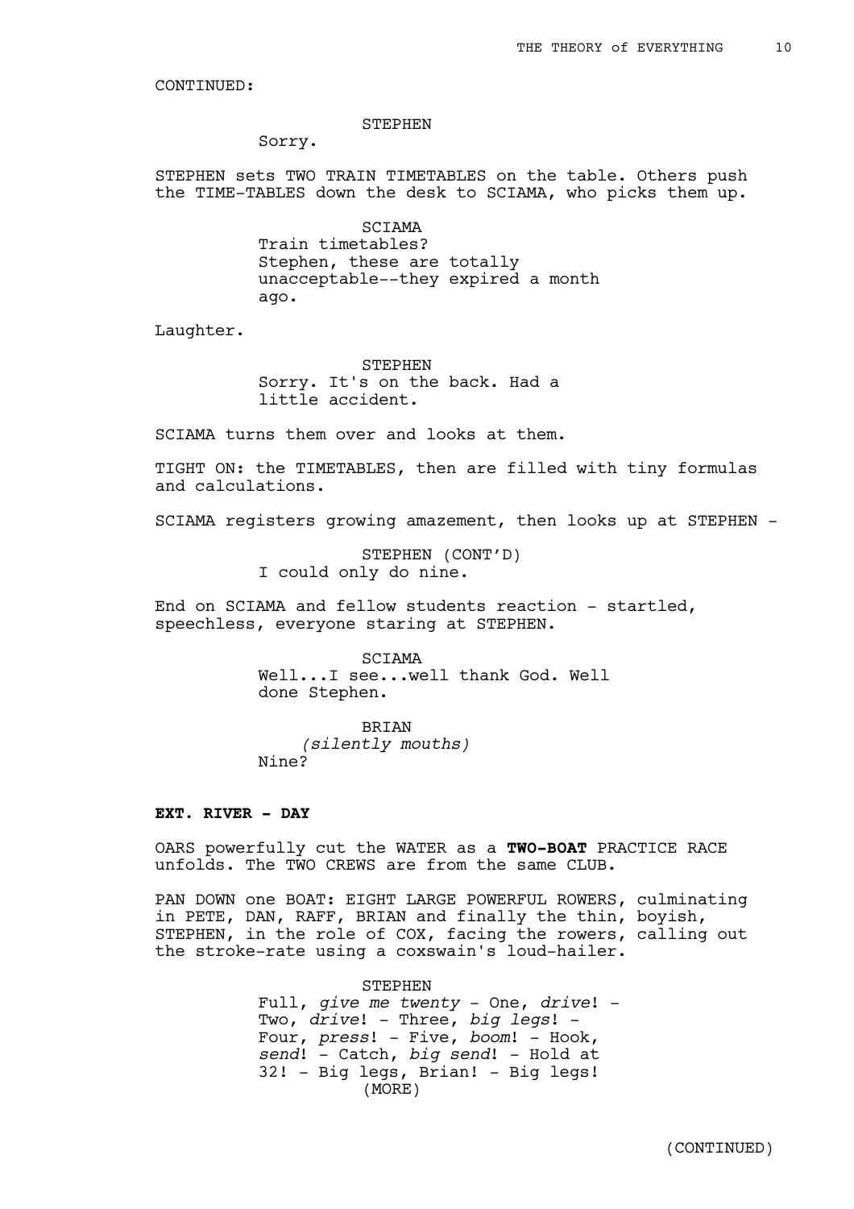CONTINUED:

STEPHEN
Sorry.

STEPHEN sets TWO TRAIN TIMETABLES on the table. Others push the TIME-TABLES down the desk to SCIAMA, who picks them up.

SCIAMA
Train timetables?
Stephen, these are totally unacceptable--they expired a month ago.

Laughter.

STEPHEN
Sorry. It's on the back. Had a little accident.

SCIAMA turns them over and looks at them.

TIGHT ON: the TIMETABLES, then are filled with tiny formulas and calculations.

SCIAMA registers growing amazement, then looks up at STEPHEN -

STEPHEN (CONT'D)
I could only do nine.

End on SCIAMA and fellow students reaction - startled, speechless, everyone staring at STEPHEN.

SCIAMA
Well...I see...well thank God. Well done Stephen.

BRIAN
*(silently mouths)*
Nine?

**EXT. RIVER - DAY**

OARS powerfully cut the WATER as a **TWO-BOAT** PRACTICE RACE unfolds. The TWO CREWS are from the same CLUB.

PAN DOWN one BOAT: EIGHT LARGE POWERFUL ROWERS, culminating in PETE, DAN, RAFF, BRIAN and finally the thin, boyish, STEPHEN, in the role of COX, facing the rowers, calling out the stroke-rate using a coxswain's loud-hailer.

STEPHEN
Full, *give me twenty* - One, *drive*! - Two, *drive*! - Three, *big legs*! - Four, *press*! - Five, *boom*! - Hook, *send*! - Catch, *big send*! - Hold at 32! - Big legs, Brian! - Big legs!
(MORE)

(CONTINUED)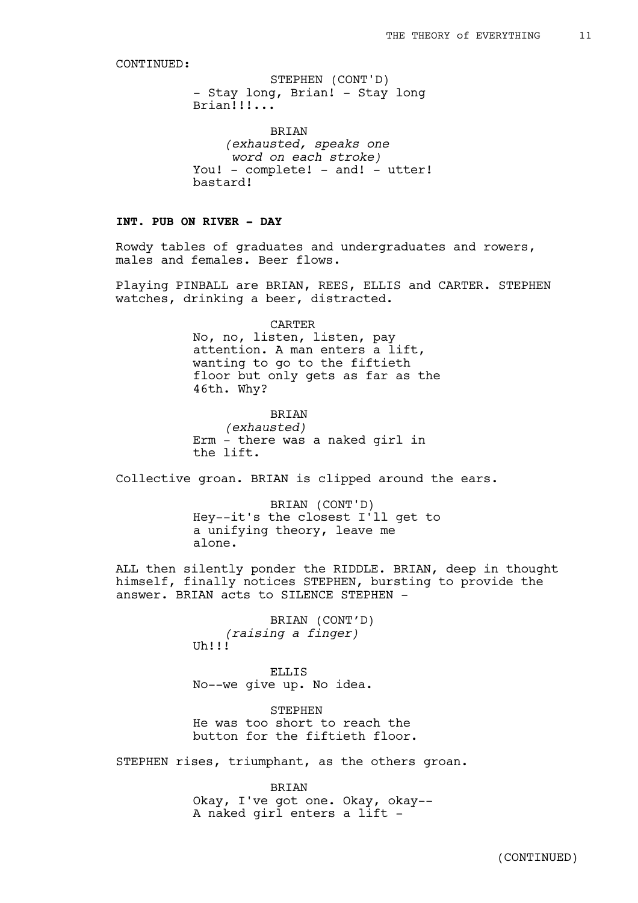CONTINUED:

STEPHEN (CONT'D)
- Stay long, Brian! - Stay long Brian!!!...

BRIAN
*(exhausted, speaks one word on each stroke)*
You! - complete! - and! - utter! bastard!

**INT. PUB ON RIVER - DAY**

Rowdy tables of graduates and undergraduates and rowers, males and females. Beer flows.

Playing PINBALL are BRIAN, REES, ELLIS and CARTER. STEPHEN watches, drinking a beer, distracted.

CARTER
No, no, listen, listen, pay attention. A man enters a lift, wanting to go to the fiftieth floor but only gets as far as the 46th. Why?

BRIAN
*(exhausted)*
Erm - there was a naked girl in the lift.

Collective groan. BRIAN is clipped around the ears.

BRIAN (CONT'D)
Hey--it's the closest I'll get to a unifying theory, leave me alone.

ALL then silently ponder the RIDDLE. BRIAN, deep in thought himself, finally notices STEPHEN, bursting to provide the answer. BRIAN acts to SILENCE STEPHEN -

BRIAN (CONT'D)
*(raising a finger)*
Uh!!!

ELLIS
No--we give up. No idea.

STEPHEN
He was too short to reach the button for the fiftieth floor.

STEPHEN rises, triumphant, as the others groan.

BRIAN
Okay, I've got one. Okay, okay--
A naked girl enters a lift -

(CONTINUED)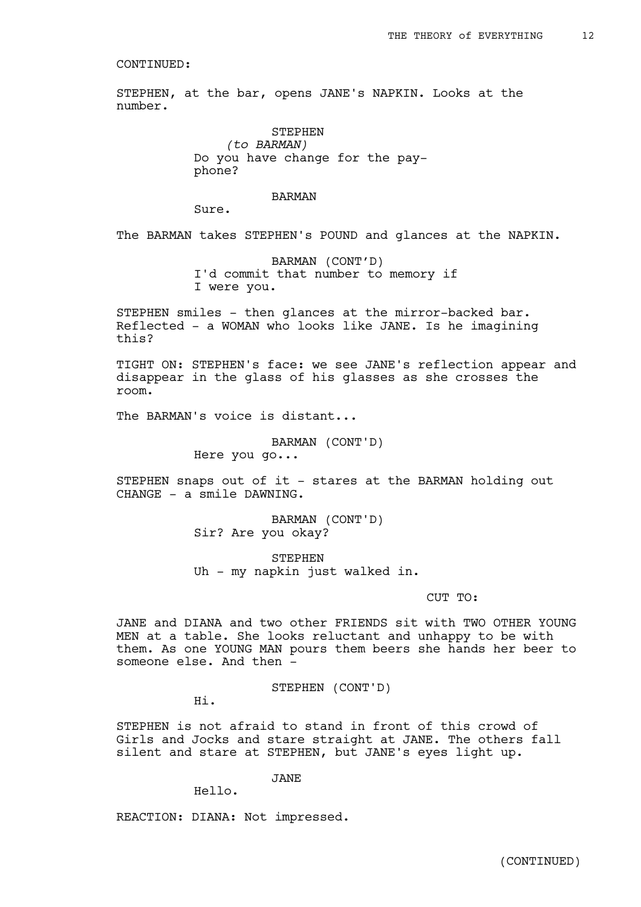CONTINUED:

STEPHEN, at the bar, opens JANE's NAPKIN. Looks at the number.

STEPHEN
*(to BARMAN)*
Do you have change for the pay-phone?

BARMAN
Sure.

The BARMAN takes STEPHEN's POUND and glances at the NAPKIN.

BARMAN (CONT'D)
I'd commit that number to memory if I were you.

STEPHEN smiles - then glances at the mirror-backed bar. Reflected - a WOMAN who looks like JANE. Is he imagining this?

TIGHT ON: STEPHEN's face: we see JANE's reflection appear and disappear in the glass of his glasses as she crosses the room.

The BARMAN's voice is distant...

BARMAN (CONT'D)
Here you go...

STEPHEN snaps out of it - stares at the BARMAN holding out CHANGE - a smile DAWNING.

BARMAN (CONT'D)
Sir? Are you okay?

STEPHEN
Uh - my napkin just walked in.

CUT TO:

JANE and DIANA and two other FRIENDS sit with TWO OTHER YOUNG MEN at a table. She looks reluctant and unhappy to be with them. As one YOUNG MAN pours them beers she hands her beer to someone else. And then -

STEPHEN (CONT'D)
Hi.

STEPHEN is not afraid to stand in front of this crowd of Girls and Jocks and stare straight at JANE. The others fall silent and stare at STEPHEN, but JANE's eyes light up.

JANE
Hello.

REACTION: DIANA: Not impressed.

(CONTINUED)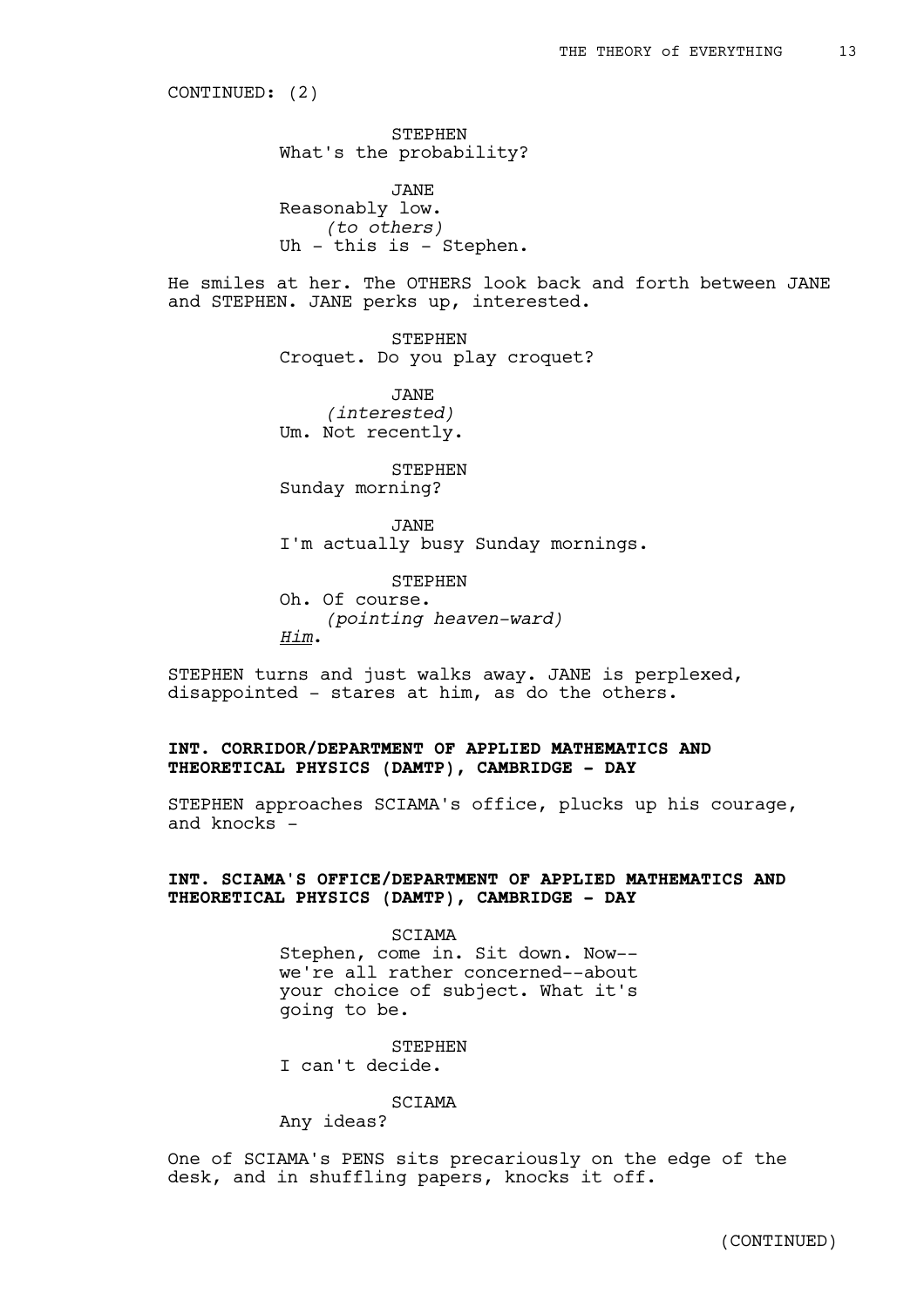CONTINUED: (2)

STEPHEN
What's the probability?

JANE
Reasonably low.
*(to others)*
Uh - this is - Stephen.

He smiles at her. The OTHERS look back and forth between JANE and STEPHEN. JANE perks up, interested.

STEPHEN
Croquet. Do you play croquet?

JANE
*(interested)*
Um. Not recently.

STEPHEN
Sunday morning?

JANE
I'm actually busy Sunday mornings.

STEPHEN
Oh. Of course.
*(pointing heaven-ward)*
*Him*.

STEPHEN turns and just walks away. JANE is perplexed, disappointed - stares at him, as do the others.

**INT. CORRIDOR/DEPARTMENT OF APPLIED MATHEMATICS AND THEORETICAL PHYSICS (DAMTP), CAMBRIDGE - DAY**

STEPHEN approaches SCIAMA's office, plucks up his courage, and knocks -

**INT. SCIAMA'S OFFICE/DEPARTMENT OF APPLIED MATHEMATICS AND THEORETICAL PHYSICS (DAMTP), CAMBRIDGE - DAY**

SCIAMA
Stephen, come in. Sit down. Now-- we're all rather concerned--about your choice of subject. What it's going to be.

STEPHEN
I can't decide.

SCIAMA
Any ideas?

One of SCIAMA's PENS sits precariously on the edge of the desk, and in shuffling papers, knocks it off.

(CONTINUED)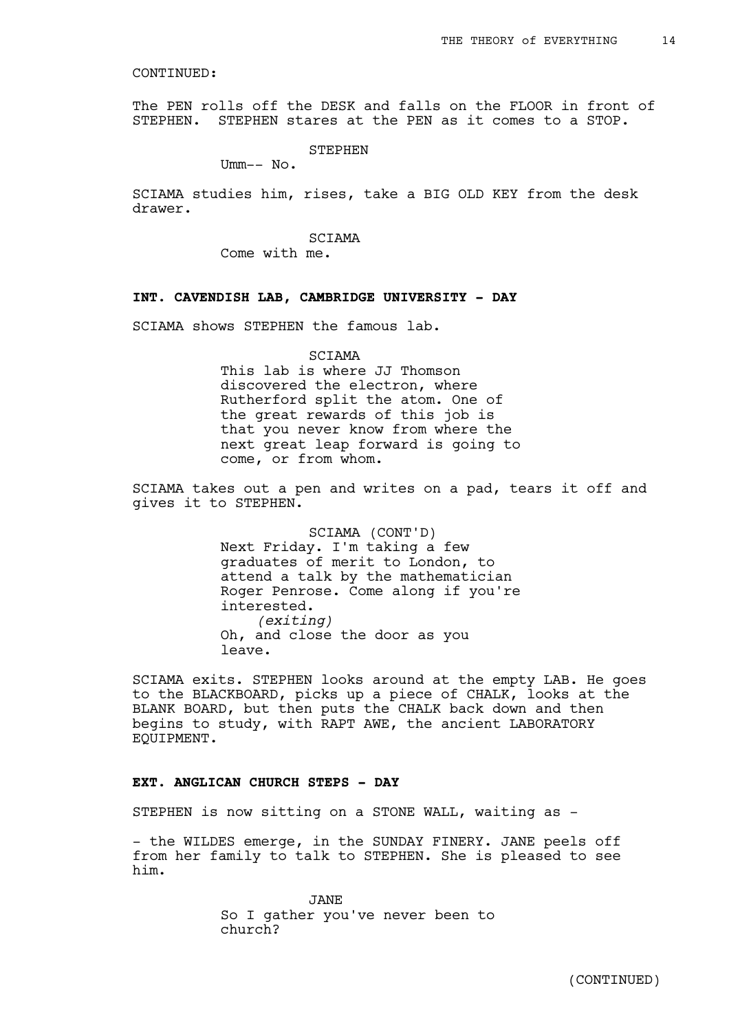CONTINUED:

The PEN rolls off the DESK and falls on the FLOOR in front of STEPHEN. STEPHEN stares at the PEN as it comes to a STOP.

STEPHEN
Umm-- No.

SCIAMA studies him, rises, take a BIG OLD KEY from the desk drawer.

SCIAMA
Come with me.

**INT. CAVENDISH LAB, CAMBRIDGE UNIVERSITY - DAY**

SCIAMA shows STEPHEN the famous lab.

SCIAMA
This lab is where JJ Thomson discovered the electron, where Rutherford split the atom. One of the great rewards of this job is that you never know from where the next great leap forward is going to come, or from whom.

SCIAMA takes out a pen and writes on a pad, tears it off and gives it to STEPHEN.

SCIAMA (CONT'D)
Next Friday. I'm taking a few graduates of merit to London, to attend a talk by the mathematician Roger Penrose. Come along if you're interested.
*(exiting)*
Oh, and close the door as you leave.

SCIAMA exits. STEPHEN looks around at the empty LAB. He goes to the BLACKBOARD, picks up a piece of CHALK, looks at the BLANK BOARD, but then puts the CHALK back down and then begins to study, with RAPT AWE, the ancient LABORATORY EQUIPMENT.

**EXT. ANGLICAN CHURCH STEPS - DAY**

STEPHEN is now sitting on a STONE WALL, waiting as -

- the WILDES emerge, in the SUNDAY FINERY. JANE peels off from her family to talk to STEPHEN. She is pleased to see him.

JANE
So I gather you've never been to church?

(CONTINUED)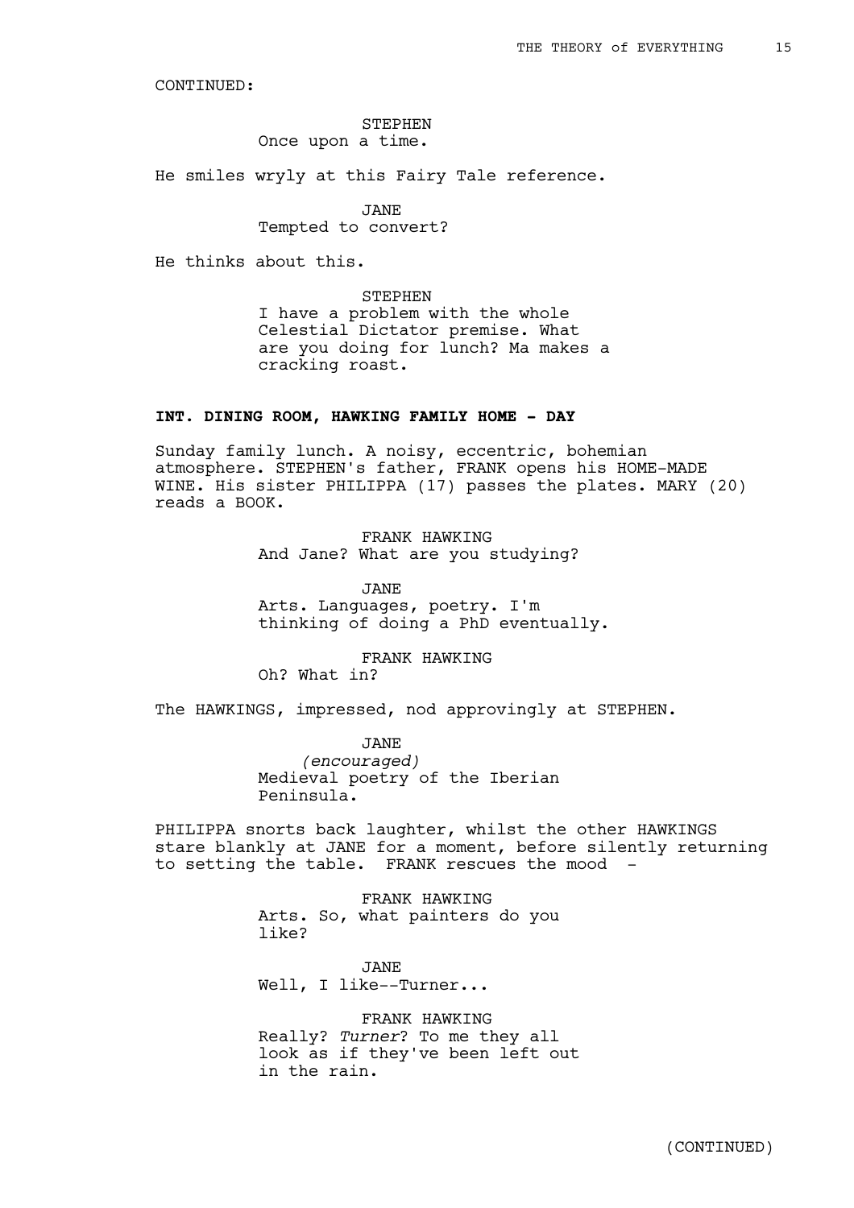CONTINUED:

STEPHEN
Once upon a time.

He smiles wryly at this Fairy Tale reference.

JANE
Tempted to convert?

He thinks about this.

STEPHEN
I have a problem with the whole Celestial Dictator premise. What are you doing for lunch? Ma makes a cracking roast.

**INT. DINING ROOM, HAWKING FAMILY HOME - DAY**

Sunday family lunch. A noisy, eccentric, bohemian atmosphere. STEPHEN's father, FRANK opens his HOME-MADE WINE. His sister PHILIPPA (17) passes the plates. MARY (20) reads a BOOK.

FRANK HAWKING
And Jane? What are you studying?

JANE
Arts. Languages, poetry. I'm thinking of doing a PhD eventually.

FRANK HAWKING
Oh? What in?

The HAWKINGS, impressed, nod approvingly at STEPHEN.

JANE
*(encouraged)*
Medieval poetry of the Iberian Peninsula.

PHILIPPA snorts back laughter, whilst the other HAWKINGS stare blankly at JANE for a moment, before silently returning to setting the table. FRANK rescues the mood -

FRANK HAWKING
Arts. So, what painters do you like?

JANE
Well, I like--Turner...

FRANK HAWKING
Really? *Turner*? To me they all look as if they've been left out in the rain.

(CONTINUED)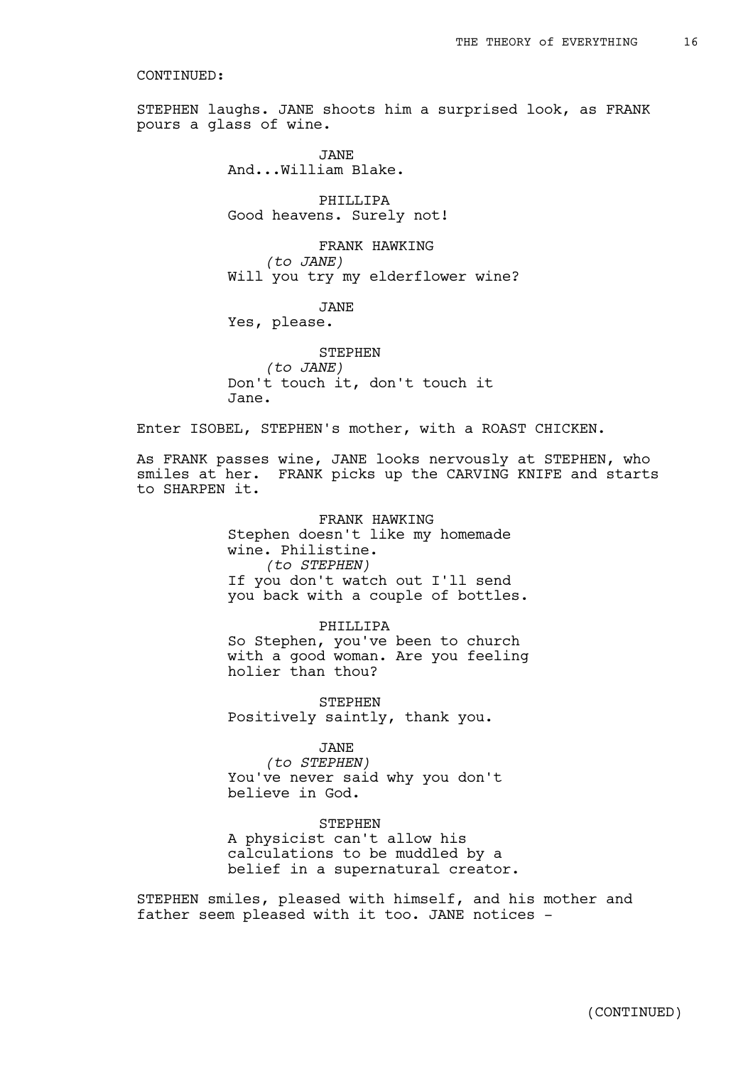CONTINUED:

STEPHEN laughs. JANE shoots him a surprised look, as FRANK pours a glass of wine.

JANE
And...William Blake.

PHILLIPA
Good heavens. Surely not!

FRANK HAWKING
*(to JANE)*
Will you try my elderflower wine?

JANE
Yes, please.

STEPHEN
*(to JANE)*
Don't touch it, don't touch it Jane.

Enter ISOBEL, STEPHEN's mother, with a ROAST CHICKEN.

As FRANK passes wine, JANE looks nervously at STEPHEN, who smiles at her. FRANK picks up the CARVING KNIFE and starts to SHARPEN it.

FRANK HAWKING
Stephen doesn't like my homemade wine. Philistine.
*(to STEPHEN)*
If you don't watch out I'll send you back with a couple of bottles.

PHILLIPA
So Stephen, you've been to church with a good woman. Are you feeling holier than thou?

STEPHEN
Positively saintly, thank you.

JANE
*(to STEPHEN)*
You've never said why you don't believe in God.

STEPHEN
A physicist can't allow his calculations to be muddled by a belief in a supernatural creator.

STEPHEN smiles, pleased with himself, and his mother and father seem pleased with it too. JANE notices -

(CONTINUED)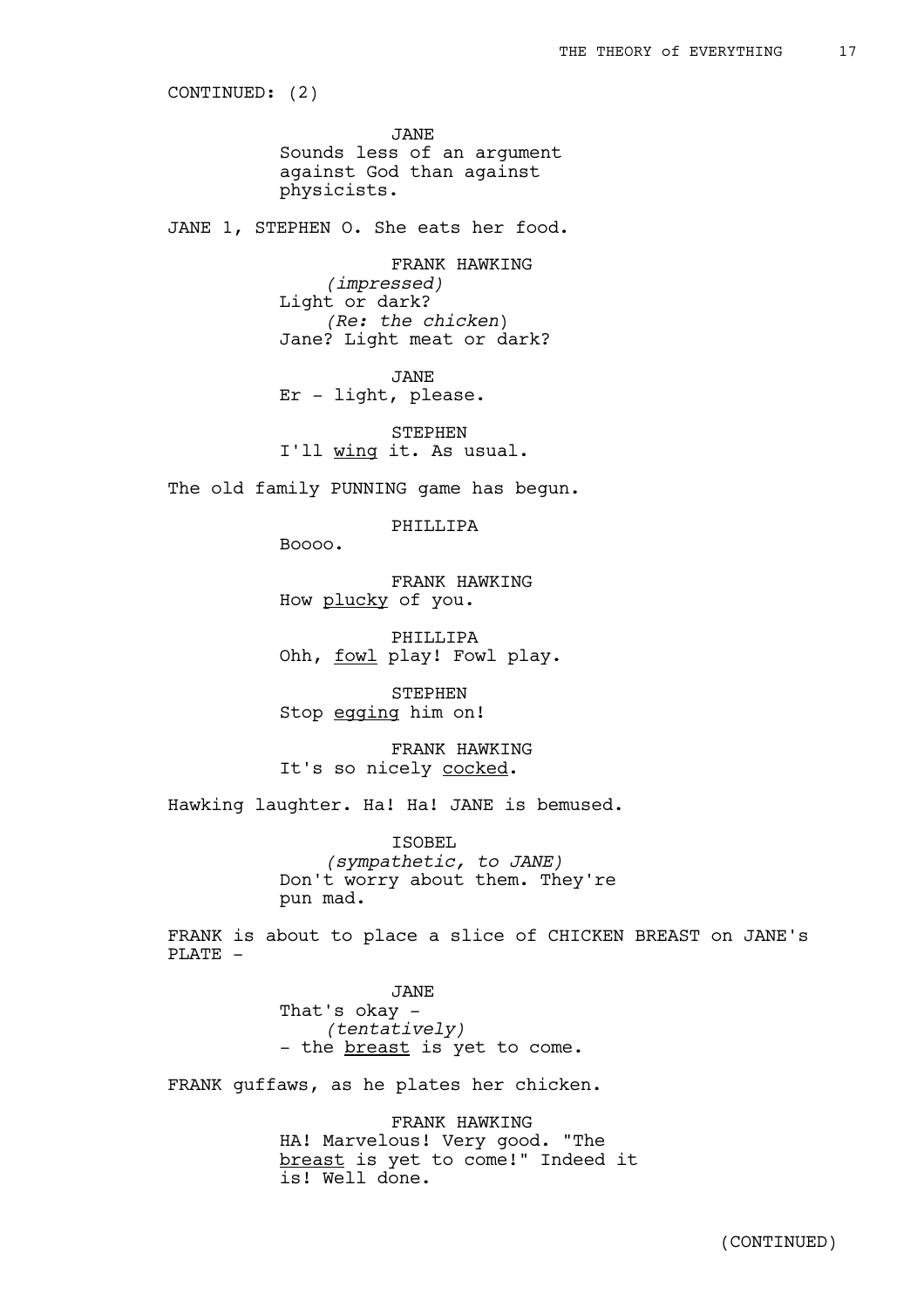CONTINUED: (2)

JANE
Sounds less of an argument against God than against physicists.

JANE 1, STEPHEN 0. She eats her food.

FRANK HAWKING
*(impressed)*
Light or dark?
*(Re: the chicken)*
Jane? Light meat or dark?

JANE
Er - light, please.

STEPHEN
I'll <u>wing</u> it. As usual.

The old family PUNNING game has begun.

PHILLIPA
Boooo.

FRANK HAWKING
How <u>plucky</u> of you.

PHILLIPA
Ohh, <u>fowl</u> play! Fowl play.

STEPHEN
Stop <u>egging</u> him on!

FRANK HAWKING
It's so nicely <u>cocked</u>.

Hawking laughter. Ha! Ha! JANE is bemused.

ISOBEL
*(sympathetic, to JANE)*
Don't worry about them. They're pun mad.

FRANK is about to place a slice of CHICKEN BREAST on JANE's PLATE -

JANE
That's okay -
*(tentatively)*
- the <u>breast</u> is yet to come.

FRANK guffaws, as he plates her chicken.

FRANK HAWKING
HA! Marvelous! Very good. "The <u>breast</u> is yet to come!" Indeed it is! Well done.

(CONTINUED)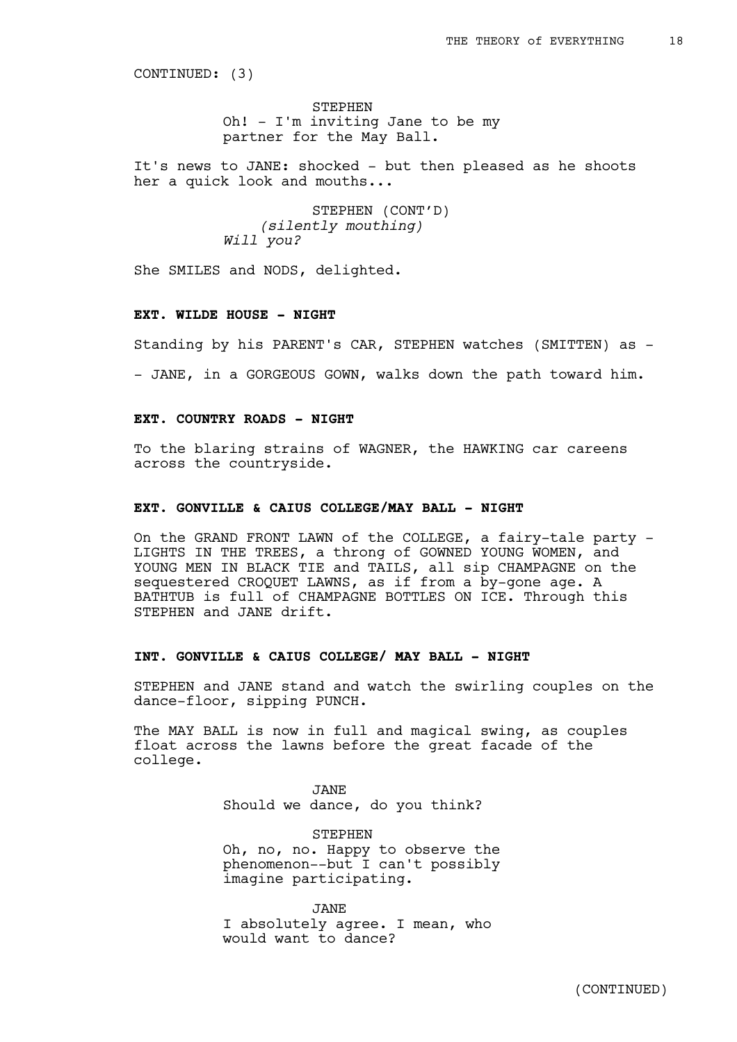CONTINUED: (3)

STEPHEN
Oh! - I'm inviting Jane to be my partner for the May Ball.

It's news to JANE: shocked - but then pleased as he shoots her a quick look and mouths...

STEPHEN (CONT'D)
*(silently mouthing)*
*Will you?*

She SMILES and NODS, delighted.

**EXT. WILDE HOUSE - NIGHT**

Standing by his PARENT's CAR, STEPHEN watches (SMITTEN) as -

- JANE, in a GORGEOUS GOWN, walks down the path toward him.

**EXT. COUNTRY ROADS - NIGHT**

To the blaring strains of WAGNER, the HAWKING car careens across the countryside.

**EXT. GONVILLE & CAIUS COLLEGE/MAY BALL - NIGHT**

On the GRAND FRONT LAWN of the COLLEGE, a fairy-tale party - LIGHTS IN THE TREES, a throng of GOWNED YOUNG WOMEN, and YOUNG MEN IN BLACK TIE and TAILS, all sip CHAMPAGNE on the sequestered CROQUET LAWNS, as if from a by-gone age. A BATHTUB is full of CHAMPAGNE BOTTLES ON ICE. Through this STEPHEN and JANE drift.

**INT. GONVILLE & CAIUS COLLEGE/ MAY BALL - NIGHT**

STEPHEN and JANE stand and watch the swirling couples on the dance-floor, sipping PUNCH.

The MAY BALL is now in full and magical swing, as couples float across the lawns before the great facade of the college.

JANE
Should we dance, do you think?

STEPHEN
Oh, no, no. Happy to observe the phenomenon--but I can't possibly imagine participating.

JANE
I absolutely agree. I mean, who would want to dance?

(CONTINUED)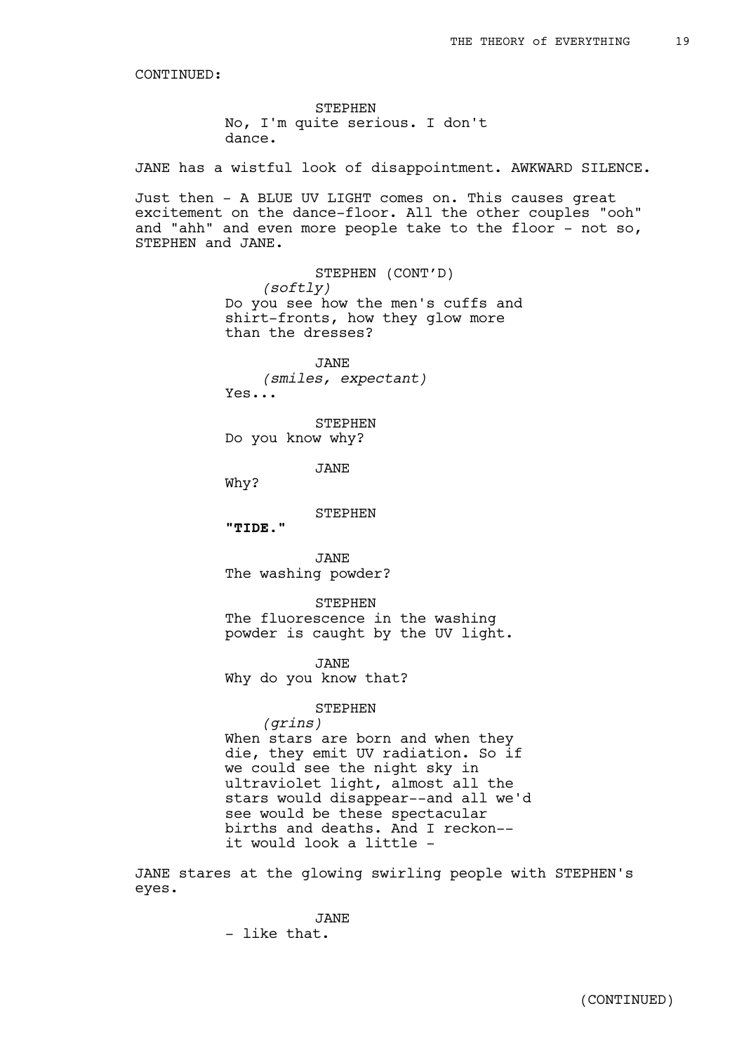CONTINUED:

STEPHEN
No, I'm quite serious. I don't dance.

JANE has a wistful look of disappointment. AWKWARD SILENCE.

Just then - A BLUE UV LIGHT comes on. This causes great excitement on the dance-floor. All the other couples "ooh" and "ahh" and even more people take to the floor - not so, STEPHEN and JANE.

STEPHEN (CONT'D)
*(softly)*
Do you see how the men's cuffs and shirt-fronts, how they glow more than the dresses?

JANE
*(smiles, expectant)*
Yes...

STEPHEN
Do you know why?

JANE
Why?

STEPHEN
**"TIDE."**

JANE
The washing powder?

STEPHEN
The fluorescence in the washing powder is caught by the UV light.

JANE
Why do you know that?

STEPHEN
*(grins)*
When stars are born and when they die, they emit UV radiation. So if we could see the night sky in ultraviolet light, almost all the stars would disappear--and all we'd see would be these spectacular births and deaths. And I reckon-- it would look a little -

JANE stares at the glowing swirling people with STEPHEN's eyes.

JANE
- like that.

(CONTINUED)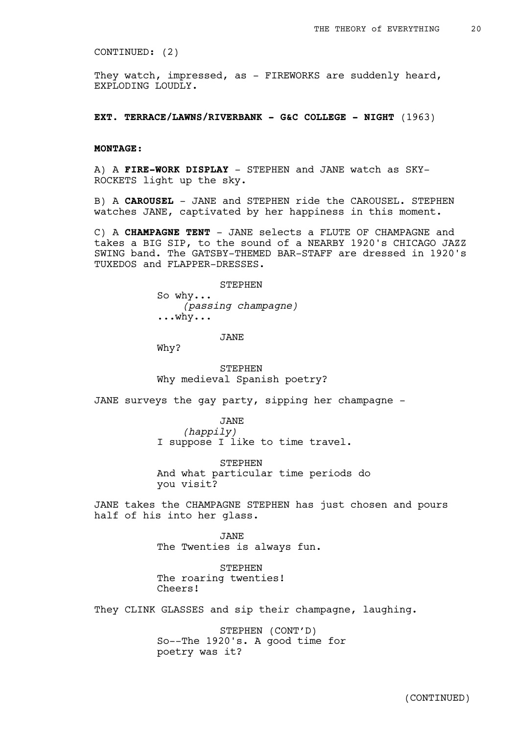CONTINUED: (2)

They watch, impressed, as - FIREWORKS are suddenly heard, EXPLODING LOUDLY.

**EXT. TERRACE/LAWNS/RIVERBANK - G&C COLLEGE - NIGHT** (1963)

**MONTAGE:**

A) A **FIRE-WORK DISPLAY** - STEPHEN and JANE watch as SKY-ROCKETS light up the sky.

B) A **CAROUSEL** - JANE and STEPHEN ride the CAROUSEL. STEPHEN watches JANE, captivated by her happiness in this moment.

C) A **CHAMPAGNE TENT** - JANE selects a FLUTE OF CHAMPAGNE and takes a BIG SIP, to the sound of a NEARBY 1920's CHICAGO JAZZ SWING band. The GATSBY-THEMED BAR-STAFF are dressed in 1920's TUXEDOS and FLAPPER-DRESSES.

STEPHEN
So why...
*(passing champagne)*
...why...

JANE
Why?

STEPHEN
Why medieval Spanish poetry?

JANE surveys the gay party, sipping her champagne -

JANE
*(happily)*
I suppose I like to time travel.

STEPHEN
And what particular time periods do you visit?

JANE takes the CHAMPAGNE STEPHEN has just chosen and pours half of his into her glass.

JANE
The Twenties is always fun.

STEPHEN
The roaring twenties!
Cheers!

They CLINK GLASSES and sip their champagne, laughing.

STEPHEN (CONT'D)
So--The 1920's. A good time for poetry was it?

(CONTINUED)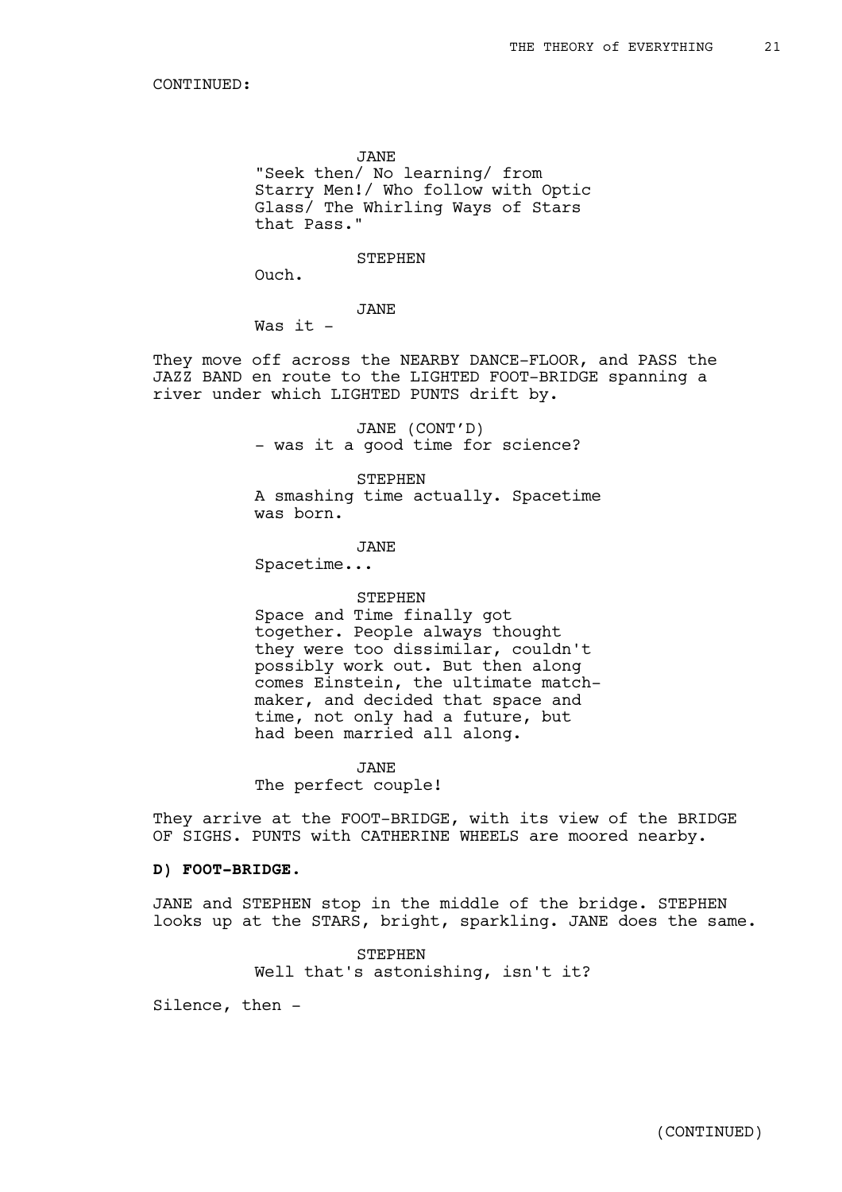CONTINUED:

JANE
"Seek then/ No learning/ from Starry Men!/ Who follow with Optic Glass/ The Whirling Ways of Stars that Pass."

STEPHEN
Ouch.

JANE
Was it -

They move off across the NEARBY DANCE-FLOOR, and PASS the JAZZ BAND en route to the LIGHTED FOOT-BRIDGE spanning a river under which LIGHTED PUNTS drift by.

JANE (CONT'D)
- was it a good time for science?

STEPHEN
A smashing time actually. Spacetime was born.

JANE
Spacetime...

STEPHEN
Space and Time finally got together. People always thought they were too dissimilar, couldn't possibly work out. But then along comes Einstein, the ultimate match-maker, and decided that space and time, not only had a future, but had been married all along.

JANE
The perfect couple!

They arrive at the FOOT-BRIDGE, with its view of the BRIDGE OF SIGHS. PUNTS with CATHERINE WHEELS are moored nearby.

**D) FOOT-BRIDGE.**

JANE and STEPHEN stop in the middle of the bridge. STEPHEN looks up at the STARS, bright, sparkling. JANE does the same.

STEPHEN
Well that's astonishing, isn't it?

Silence, then -

(CONTINUED)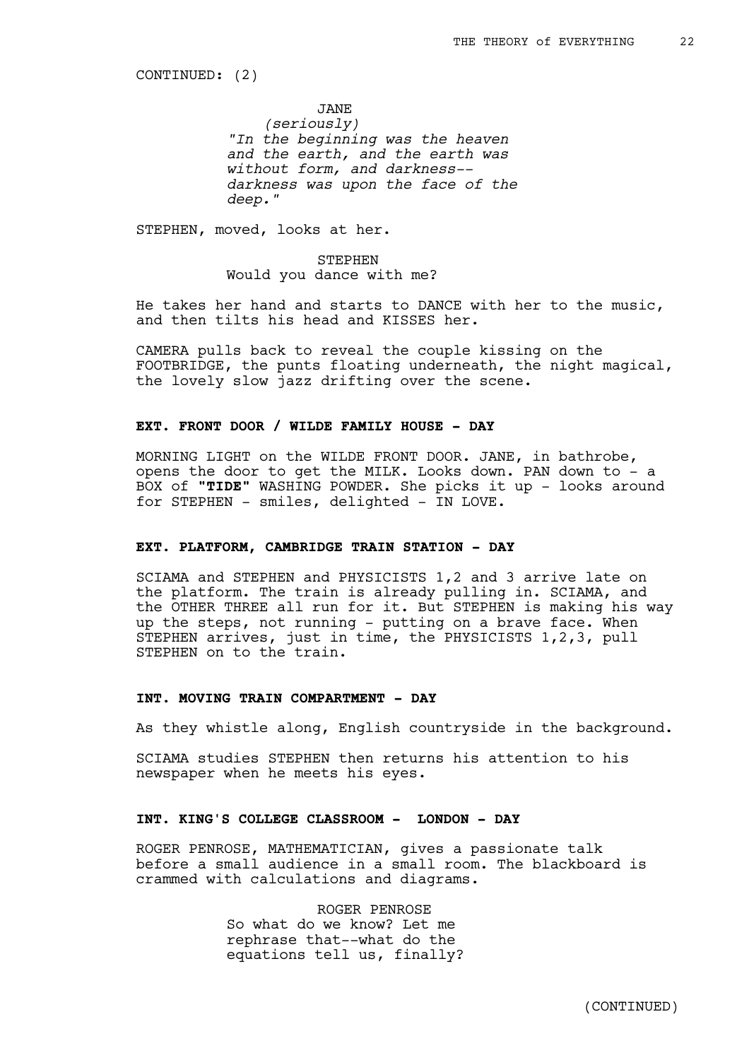CONTINUED: (2)

JANE
*(seriously)*
*"In the beginning was the heaven and the earth, and the earth was without form, and darkness-- darkness was upon the face of the deep."*

STEPHEN, moved, looks at her.

STEPHEN
Would you dance with me?

He takes her hand and starts to DANCE with her to the music, and then tilts his head and KISSES her.

CAMERA pulls back to reveal the couple kissing on the FOOTBRIDGE, the punts floating underneath, the night magical, the lovely slow jazz drifting over the scene.

**EXT. FRONT DOOR / WILDE FAMILY HOUSE - DAY**

MORNING LIGHT on the WILDE FRONT DOOR. JANE, in bathrobe, opens the door to get the MILK. Looks down. PAN down to - a BOX of **"TIDE"** WASHING POWDER. She picks it up - looks around for STEPHEN - smiles, delighted - IN LOVE.

**EXT. PLATFORM, CAMBRIDGE TRAIN STATION - DAY**

SCIAMA and STEPHEN and PHYSICISTS 1,2 and 3 arrive late on the platform. The train is already pulling in. SCIAMA, and the OTHER THREE all run for it. But STEPHEN is making his way up the steps, not running - putting on a brave face. When STEPHEN arrives, just in time, the PHYSICISTS 1,2,3, pull STEPHEN on to the train.

**INT. MOVING TRAIN COMPARTMENT - DAY**

As they whistle along, English countryside in the background.

SCIAMA studies STEPHEN then returns his attention to his newspaper when he meets his eyes.

**INT. KING'S COLLEGE CLASSROOM - LONDON - DAY**

ROGER PENROSE, MATHEMATICIAN, gives a passionate talk before a small audience in a small room. The blackboard is crammed with calculations and diagrams.

ROGER PENROSE
So what do we know? Let me rephrase that--what do the equations tell us, finally?

(CONTINUED)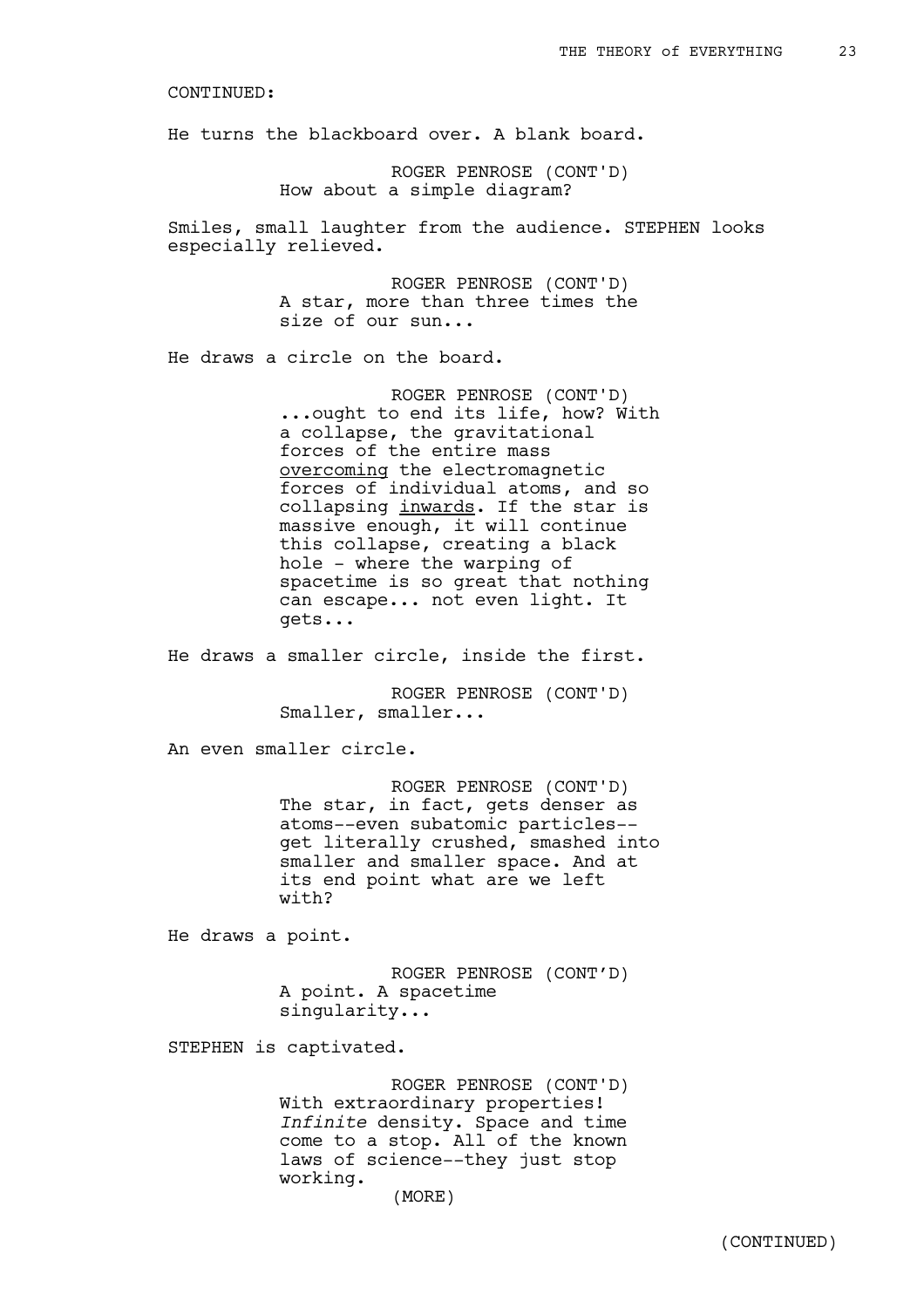CONTINUED:

He turns the blackboard over. A blank board.

ROGER PENROSE (CONT'D)
How about a simple diagram?

Smiles, small laughter from the audience. STEPHEN looks especially relieved.

ROGER PENROSE (CONT'D)
A star, more than three times the size of our sun...

He draws a circle on the board.

ROGER PENROSE (CONT'D)
...ought to end its life, how? With a collapse, the gravitational forces of the entire mass <u>overcoming</u> the electromagnetic forces of individual atoms, and so collapsing <u>inwards</u>. If the star is massive enough, it will continue this collapse, creating a black hole - where the warping of spacetime is so great that nothing can escape... not even light. It gets...

He draws a smaller circle, inside the first.

ROGER PENROSE (CONT'D)
Smaller, smaller...

An even smaller circle.

ROGER PENROSE (CONT'D)
The star, in fact, gets denser as atoms--even subatomic particles--get literally crushed, smashed into smaller and smaller space. And at its end point what are we left with?

He draws a point.

ROGER PENROSE (CONT'D)
A point. A spacetime singularity...

STEPHEN is captivated.

ROGER PENROSE (CONT'D)
With extraordinary properties! *Infinite* density. Space and time come to a stop. All of the known laws of science--they just stop working.
(MORE)

(CONTINUED)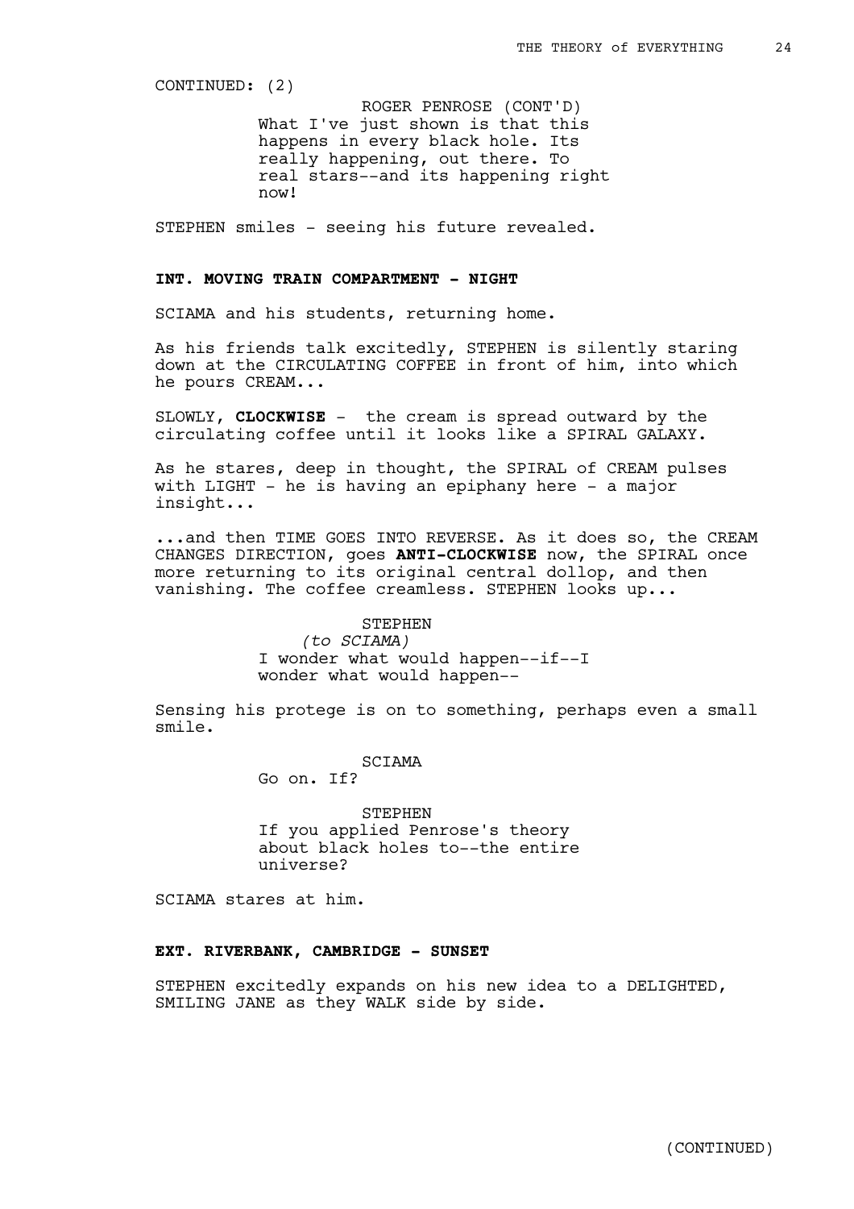CONTINUED: (2)

ROGER PENROSE (CONT'D)
What I've just shown is that this happens in every black hole. Its really happening, out there. To real stars--and its happening right now!

STEPHEN smiles - seeing his future revealed.

**INT. MOVING TRAIN COMPARTMENT - NIGHT**

SCIAMA and his students, returning home.

As his friends talk excitedly, STEPHEN is silently staring down at the CIRCULATING COFFEE in front of him, into which he pours CREAM...

SLOWLY, **CLOCKWISE** - the cream is spread outward by the circulating coffee until it looks like a SPIRAL GALAXY.

As he stares, deep in thought, the SPIRAL of CREAM pulses with LIGHT - he is having an epiphany here - a major insight...

...and then TIME GOES INTO REVERSE. As it does so, the CREAM CHANGES DIRECTION, goes **ANTI-CLOCKWISE** now, the SPIRAL once more returning to its original central dollop, and then vanishing. The coffee creamless. STEPHEN looks up...

STEPHEN
*(to SCIAMA)*
I wonder what would happen--if--I wonder what would happen--

Sensing his protege is on to something, perhaps even a small smile.

SCIAMA
Go on. If?

STEPHEN
If you applied Penrose's theory about black holes to--the entire universe?

SCIAMA stares at him.

**EXT. RIVERBANK, CAMBRIDGE - SUNSET**

STEPHEN excitedly expands on his new idea to a DELIGHTED, SMILING JANE as they WALK side by side.

(CONTINUED)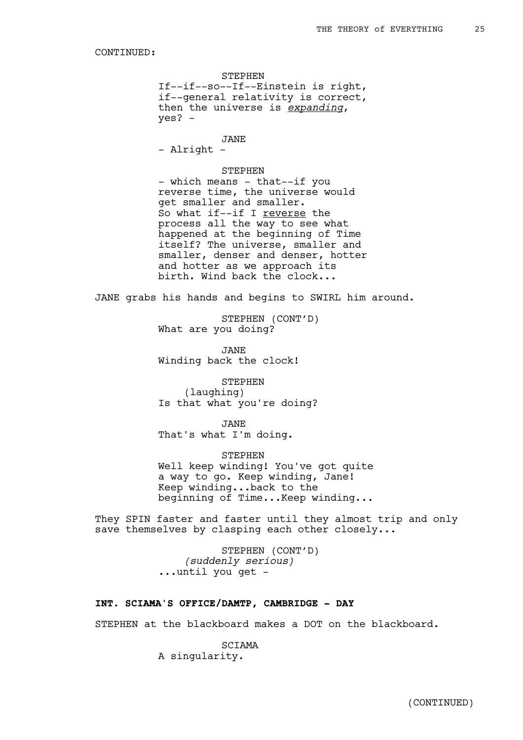CONTINUED:

STEPHEN
If--if--so--If--Einstein is right, if--general relativity is correct, then the universe is *expanding*, yes? -

JANE
- Alright -

STEPHEN
- which means - that--if you reverse time, the universe would get smaller and smaller. So what if--if I reverse the process all the way to see what happened at the beginning of Time itself? The universe, smaller and smaller, denser and denser, hotter and hotter as we approach its birth. Wind back the clock...

JANE grabs his hands and begins to SWIRL him around.

STEPHEN (CONT'D)
What are you doing?

JANE
Winding back the clock!

STEPHEN
(laughing)
Is that what you're doing?

JANE
That's what I'm doing.

STEPHEN
Well keep winding! You've got quite a way to go. Keep winding, Jane! Keep winding...back to the beginning of Time...Keep winding...

They SPIN faster and faster until they almost trip and only save themselves by clasping each other closely...

STEPHEN (CONT'D)
*(suddenly serious)*
...until you get -

**INT. SCIAMA'S OFFICE/DAMTP, CAMBRIDGE - DAY**

STEPHEN at the blackboard makes a DOT on the blackboard.

SCIAMA
A singularity.

(CONTINUED)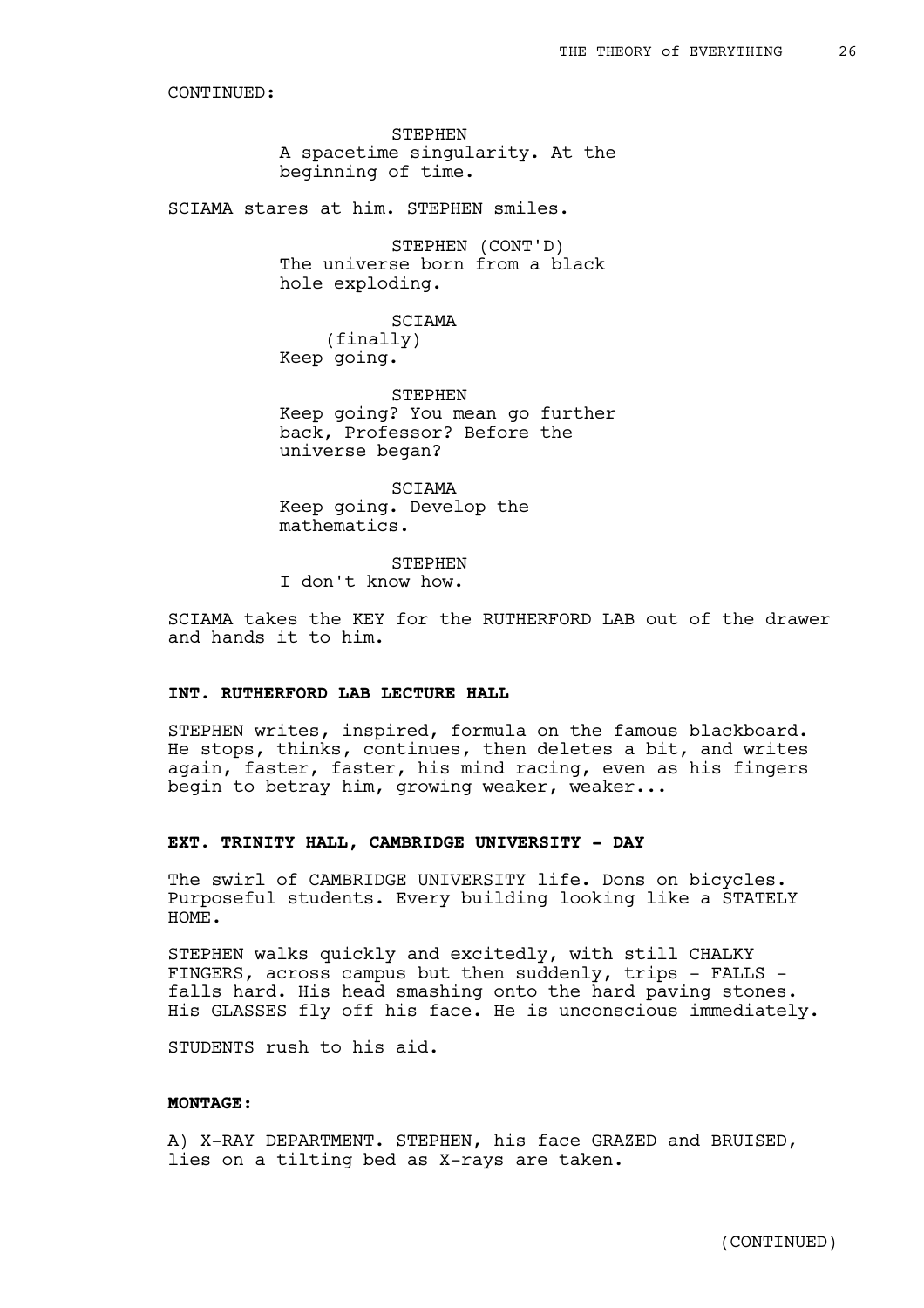CONTINUED:

STEPHEN
A spacetime singularity. At the beginning of time.

SCIAMA stares at him. STEPHEN smiles.

STEPHEN (CONT'D)
The universe born from a black hole exploding.

SCIAMA
(finally)
Keep going.

STEPHEN
Keep going? You mean go further back, Professor? Before the universe began?

SCIAMA
Keep going. Develop the mathematics.

STEPHEN
I don't know how.

SCIAMA takes the KEY for the RUTHERFORD LAB out of the drawer and hands it to him.

**INT. RUTHERFORD LAB LECTURE HALL**

STEPHEN writes, inspired, formula on the famous blackboard. He stops, thinks, continues, then deletes a bit, and writes again, faster, faster, his mind racing, even as his fingers begin to betray him, growing weaker, weaker...

**EXT. TRINITY HALL, CAMBRIDGE UNIVERSITY - DAY**

The swirl of CAMBRIDGE UNIVERSITY life. Dons on bicycles. Purposeful students. Every building looking like a STATELY HOME.

STEPHEN walks quickly and excitedly, with still CHALKY FINGERS, across campus but then suddenly, trips - FALLS - falls hard. His head smashing onto the hard paving stones. His GLASSES fly off his face. He is unconscious immediately.

STUDENTS rush to his aid.

**MONTAGE:**

A) X-RAY DEPARTMENT. STEPHEN, his face GRAZED and BRUISED, lies on a tilting bed as X-rays are taken.

(CONTINUED)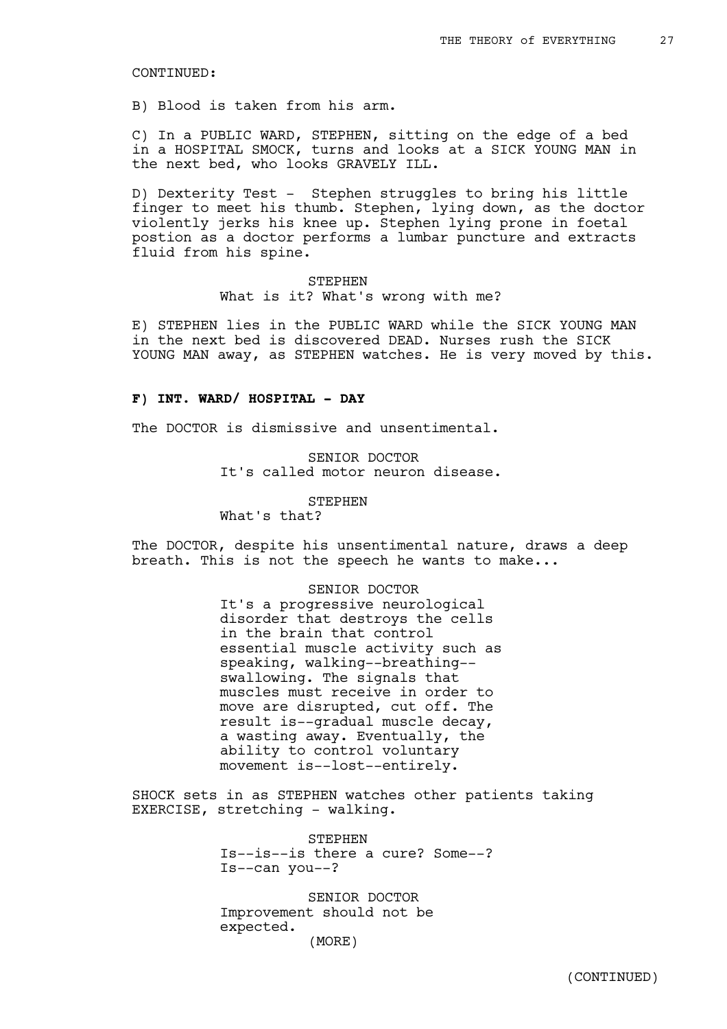CONTINUED:

B) Blood is taken from his arm.

C) In a PUBLIC WARD, STEPHEN, sitting on the edge of a bed in a HOSPITAL SMOCK, turns and looks at a SICK YOUNG MAN in the next bed, who looks GRAVELY ILL.

D) Dexterity Test - Stephen struggles to bring his little finger to meet his thumb. Stephen, lying down, as the doctor violently jerks his knee up. Stephen lying prone in foetal postion as a doctor performs a lumbar puncture and extracts fluid from his spine.

STEPHEN
What is it? What's wrong with me?

E) STEPHEN lies in the PUBLIC WARD while the SICK YOUNG MAN in the next bed is discovered DEAD. Nurses rush the SICK YOUNG MAN away, as STEPHEN watches. He is very moved by this.

**F) INT. WARD/ HOSPITAL - DAY**

The DOCTOR is dismissive and unsentimental.

SENIOR DOCTOR
It's called motor neuron disease.

STEPHEN
What's that?

The DOCTOR, despite his unsentimental nature, draws a deep breath. This is not the speech he wants to make...

SENIOR DOCTOR
It's a progressive neurological disorder that destroys the cells in the brain that control essential muscle activity such as speaking, walking--breathing--swallowing. The signals that muscles must receive in order to move are disrupted, cut off. The result is--gradual muscle decay, a wasting away. Eventually, the ability to control voluntary movement is--lost--entirely.

SHOCK sets in as STEPHEN watches other patients taking EXERCISE, stretching - walking.

STEPHEN
Is--is--is there a cure? Some--? Is--can you--?

SENIOR DOCTOR
Improvement should not be expected.
(MORE)

(CONTINUED)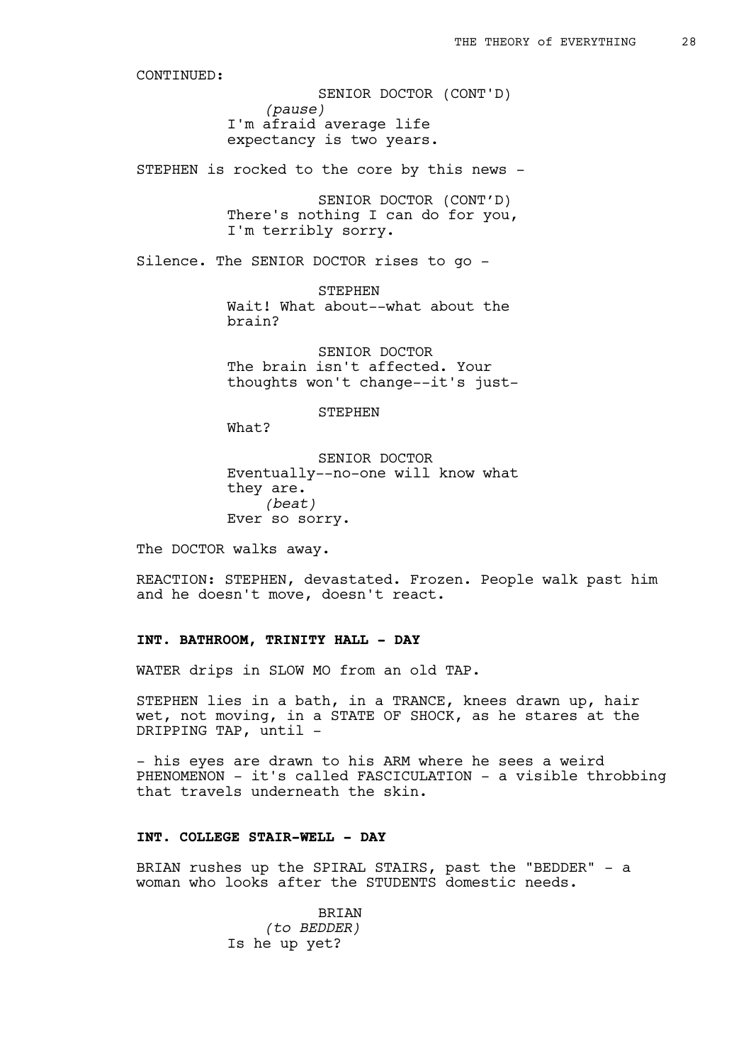CONTINUED:

SENIOR DOCTOR (CONT'D)
*(pause)*
I'm afraid average life expectancy is two years.

STEPHEN is rocked to the core by this news -

SENIOR DOCTOR (CONT'D)
There's nothing I can do for you, I'm terribly sorry.

Silence. The SENIOR DOCTOR rises to go -

STEPHEN
Wait! What about--what about the brain?

SENIOR DOCTOR
The brain isn't affected. Your thoughts won't change--it's just-

STEPHEN
What?

SENIOR DOCTOR
Eventually--no-one will know what they are.
*(beat)*
Ever so sorry.

The DOCTOR walks away.

REACTION: STEPHEN, devastated. Frozen. People walk past him and he doesn't move, doesn't react.

**INT. BATHROOM, TRINITY HALL - DAY**

WATER drips in SLOW MO from an old TAP.

STEPHEN lies in a bath, in a TRANCE, knees drawn up, hair wet, not moving, in a STATE OF SHOCK, as he stares at the DRIPPING TAP, until -

- his eyes are drawn to his ARM where he sees a weird PHENOMENON - it's called FASCICULATION - a visible throbbing that travels underneath the skin.

**INT. COLLEGE STAIR-WELL - DAY**

BRIAN rushes up the SPIRAL STAIRS, past the "BEDDER" - a woman who looks after the STUDENTS domestic needs.

BRIAN
*(to BEDDER)*
Is he up yet?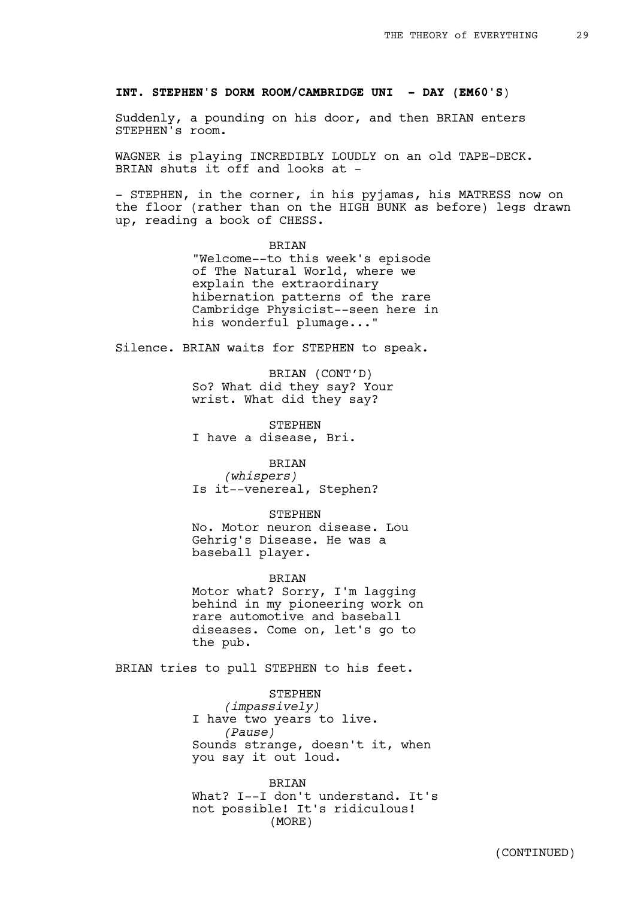**INT. STEPHEN'S DORM ROOM/CAMBRIDGE UNI - DAY (EM60'S)**

Suddenly, a pounding on his door, and then BRIAN enters STEPHEN's room.

WAGNER is playing INCREDIBLY LOUDLY on an old TAPE-DECK. BRIAN shuts it off and looks at -

- STEPHEN, in the corner, in his pyjamas, his MATRESS now on the floor (rather than on the HIGH BUNK as before) legs drawn up, reading a book of CHESS.

BRIAN
"Welcome--to this week's episode of The Natural World, where we explain the extraordinary hibernation patterns of the rare Cambridge Physicist--seen here in his wonderful plumage..."

Silence. BRIAN waits for STEPHEN to speak.

BRIAN (CONT'D)
So? What did they say? Your wrist. What did they say?

STEPHEN
I have a disease, Bri.

BRIAN
*(whispers)*
Is it--venereal, Stephen?

STEPHEN
No. Motor neuron disease. Lou Gehrig's Disease. He was a baseball player.

BRIAN
Motor what? Sorry, I'm lagging behind in my pioneering work on rare automotive and baseball diseases. Come on, let's go to the pub.

BRIAN tries to pull STEPHEN to his feet.

STEPHEN
*(impassively)*
I have two years to live.
*(Pause)*
Sounds strange, doesn't it, when you say it out loud.

BRIAN
What? I--I don't understand. It's not possible! It's ridiculous!
(MORE)

(CONTINUED)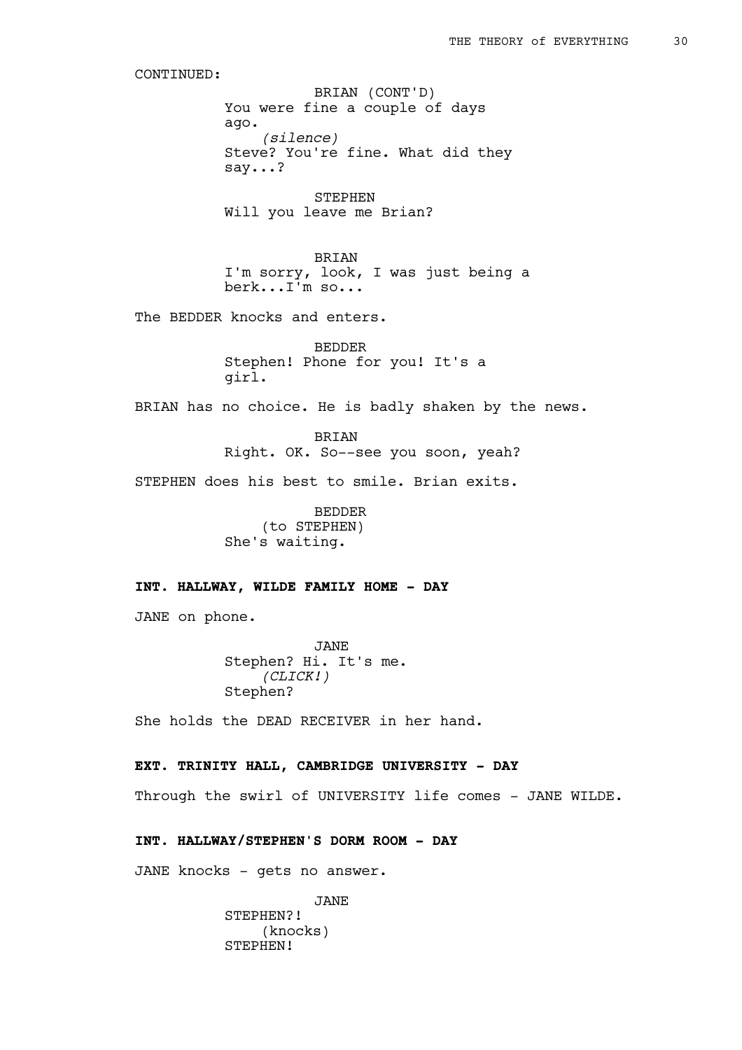CONTINUED:

BRIAN (CONT'D)
You were fine a couple of days ago.
*(silence)*
Steve? You're fine. What did they say...?

STEPHEN
Will you leave me Brian?

BRIAN
I'm sorry, look, I was just being a berk...I'm so...

The BEDDER knocks and enters.

BEDDER
Stephen! Phone for you! It's a girl.

BRIAN has no choice. He is badly shaken by the news.

BRIAN
Right. OK. So--see you soon, yeah?

STEPHEN does his best to smile. Brian exits.

BEDDER
(to STEPHEN)
She's waiting.

**INT. HALLWAY, WILDE FAMILY HOME - DAY**

JANE on phone.

JANE
Stephen? Hi. It's me.
*(CLICK!)*
Stephen?

She holds the DEAD RECEIVER in her hand.

**EXT. TRINITY HALL, CAMBRIDGE UNIVERSITY - DAY**

Through the swirl of UNIVERSITY life comes - JANE WILDE.

**INT. HALLWAY/STEPHEN'S DORM ROOM - DAY**

JANE knocks - gets no answer.

JANE
STEPHEN?!
(knocks)
STEPHEN!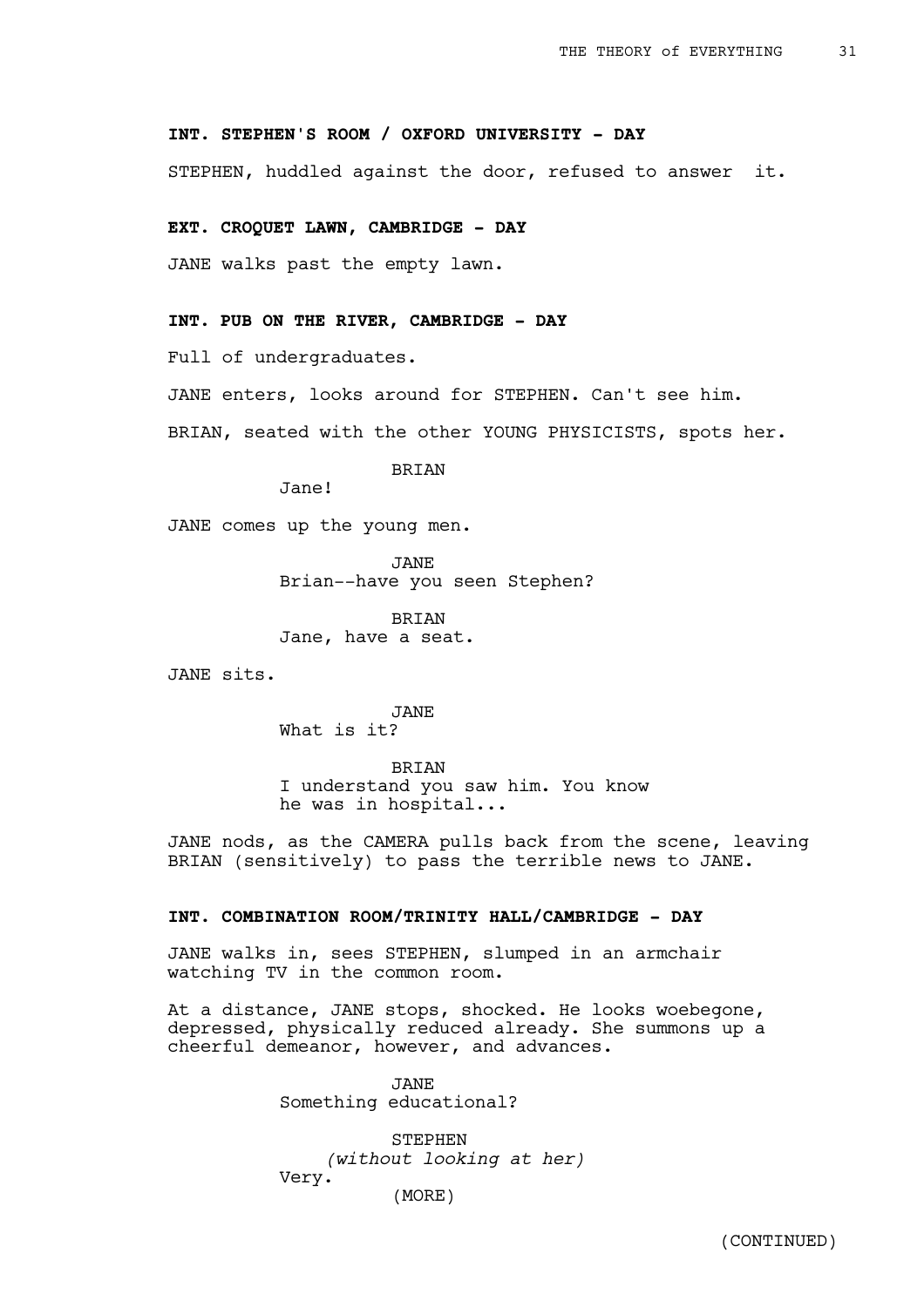**INT. STEPHEN'S ROOM / OXFORD UNIVERSITY - DAY**

STEPHEN, huddled against the door, refused to answer it.

**EXT. CROQUET LAWN, CAMBRIDGE - DAY**

JANE walks past the empty lawn.

**INT. PUB ON THE RIVER, CAMBRIDGE - DAY**

Full of undergraduates.

JANE enters, looks around for STEPHEN. Can't see him.

BRIAN, seated with the other YOUNG PHYSICISTS, spots her.

BRIAN
Jane!

JANE comes up the young men.

JANE
Brian--have you seen Stephen?

BRIAN
Jane, have a seat.

JANE sits.

JANE
What is it?

BRIAN
I understand you saw him. You know he was in hospital...

JANE nods, as the CAMERA pulls back from the scene, leaving BRIAN (sensitively) to pass the terrible news to JANE.

**INT. COMBINATION ROOM/TRINITY HALL/CAMBRIDGE - DAY**

JANE walks in, sees STEPHEN, slumped in an armchair watching TV in the common room.

At a distance, JANE stops, shocked. He looks woebegone, depressed, physically reduced already. She summons up a cheerful demeanor, however, and advances.

JANE
Something educational?

STEPHEN
*(without looking at her)*
Very.
(MORE)

(CONTINUED)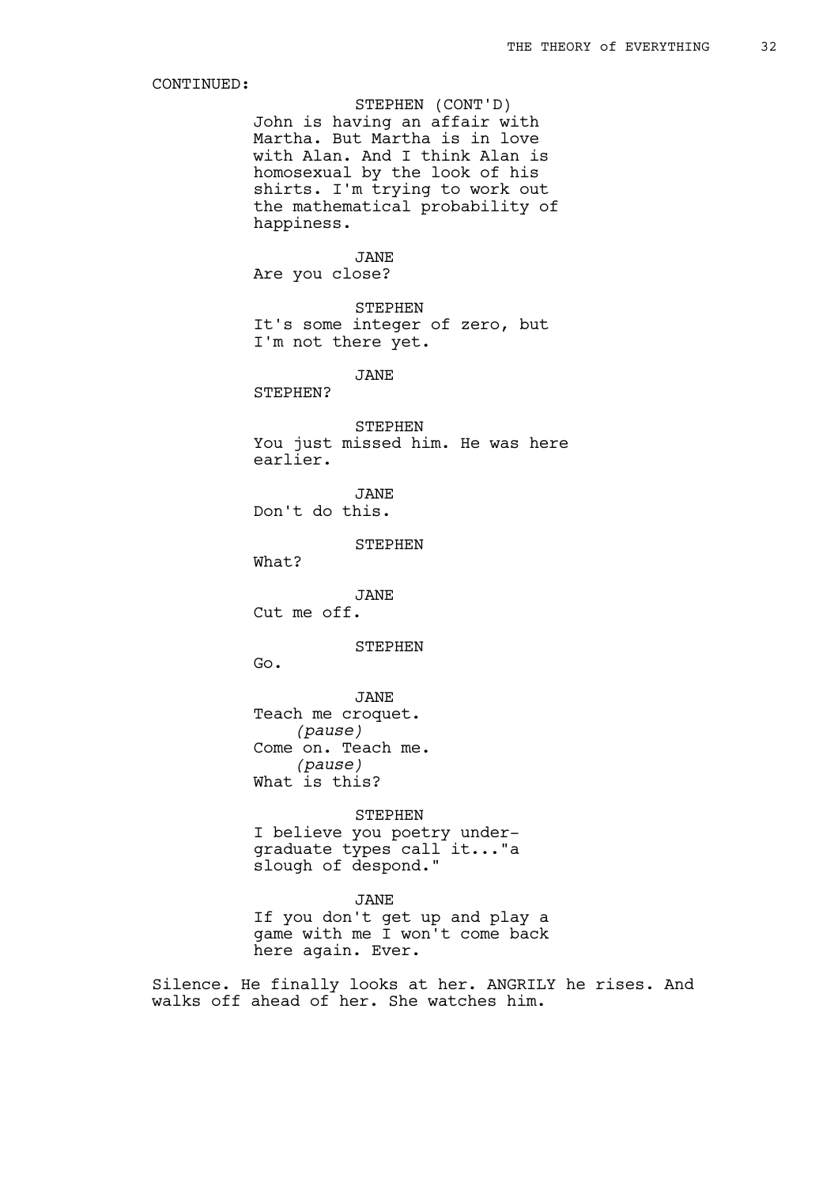CONTINUED:

STEPHEN (CONT'D)
John is having an affair with Martha. But Martha is in love with Alan. And I think Alan is homosexual by the look of his shirts. I'm trying to work out the mathematical probability of happiness.

JANE
Are you close?

STEPHEN
It's some integer of zero, but I'm not there yet.

JANE
STEPHEN?

STEPHEN
You just missed him. He was here earlier.

JANE
Don't do this.

STEPHEN
What?

JANE
Cut me off.

STEPHEN
Go.

JANE
Teach me croquet.
*(pause)*
Come on. Teach me.
*(pause)*
What is this?

STEPHEN
I believe you poetry under-graduate types call it..."a slough of despond."

JANE
If you don't get up and play a game with me I won't come back here again. Ever.

Silence. He finally looks at her. ANGRILY he rises. And walks off ahead of her. She watches him.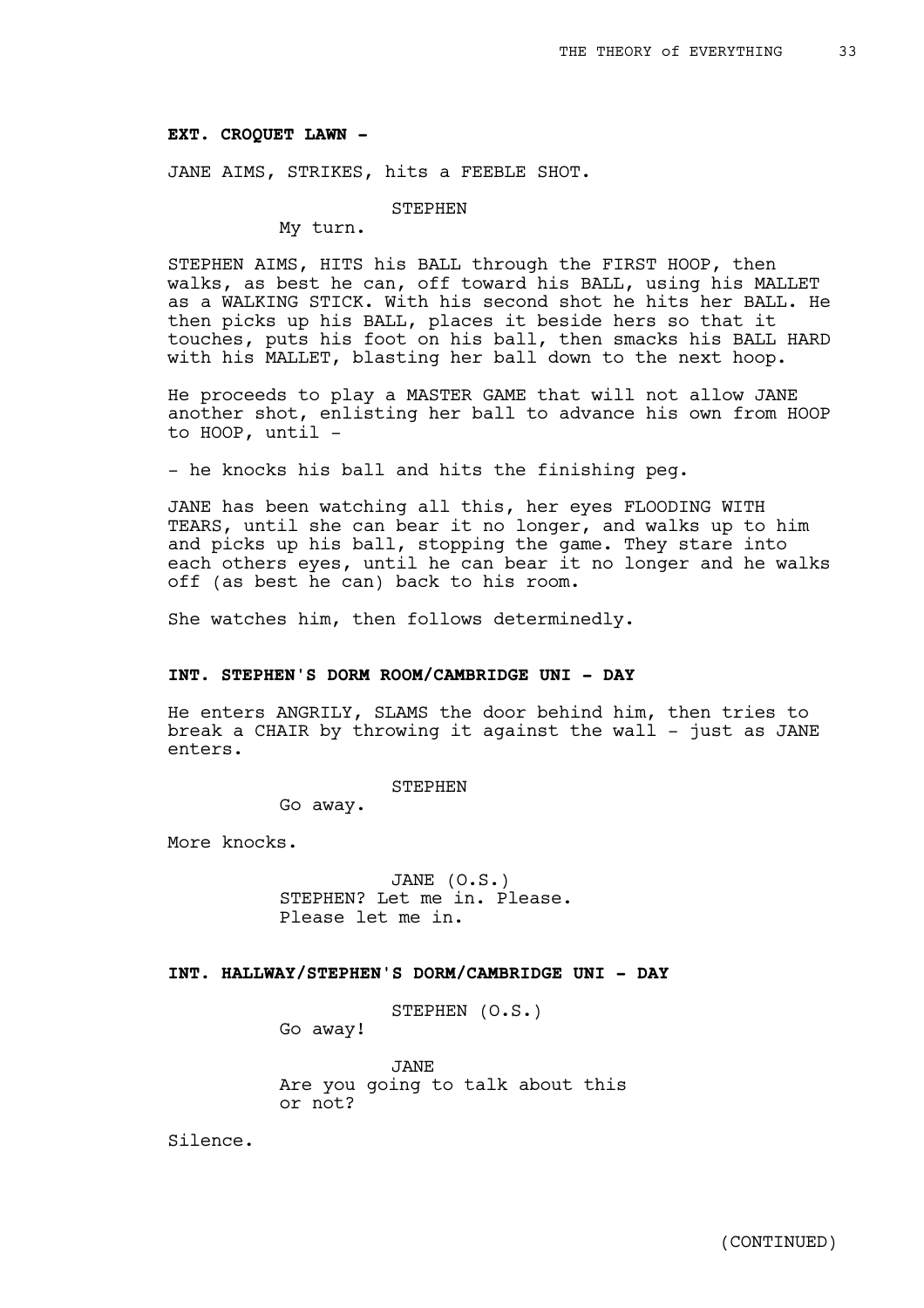**EXT. CROQUET LAWN -**

JANE AIMS, STRIKES, hits a FEEBLE SHOT.

STEPHEN
My turn.

STEPHEN AIMS, HITS his BALL through the FIRST HOOP, then walks, as best he can, off toward his BALL, using his MALLET as a WALKING STICK. With his second shot he hits her BALL. He then picks up his BALL, places it beside hers so that it touches, puts his foot on his ball, then smacks his BALL HARD with his MALLET, blasting her ball down to the next hoop.

He proceeds to play a MASTER GAME that will not allow JANE another shot, enlisting her ball to advance his own from HOOP to HOOP, until -

- he knocks his ball and hits the finishing peg.

JANE has been watching all this, her eyes FLOODING WITH TEARS, until she can bear it no longer, and walks up to him and picks up his ball, stopping the game. They stare into each others eyes, until he can bear it no longer and he walks off (as best he can) back to his room.

She watches him, then follows determinedly.

**INT. STEPHEN'S DORM ROOM/CAMBRIDGE UNI - DAY**

He enters ANGRILY, SLAMS the door behind him, then tries to break a CHAIR by throwing it against the wall - just as JANE enters.

STEPHEN
Go away.

More knocks.

JANE (O.S.)
STEPHEN? Let me in. Please.
Please let me in.

**INT. HALLWAY/STEPHEN'S DORM/CAMBRIDGE UNI - DAY**

STEPHEN (O.S.)
Go away!

JANE
Are you going to talk about this
or not?

Silence.

(CONTINUED)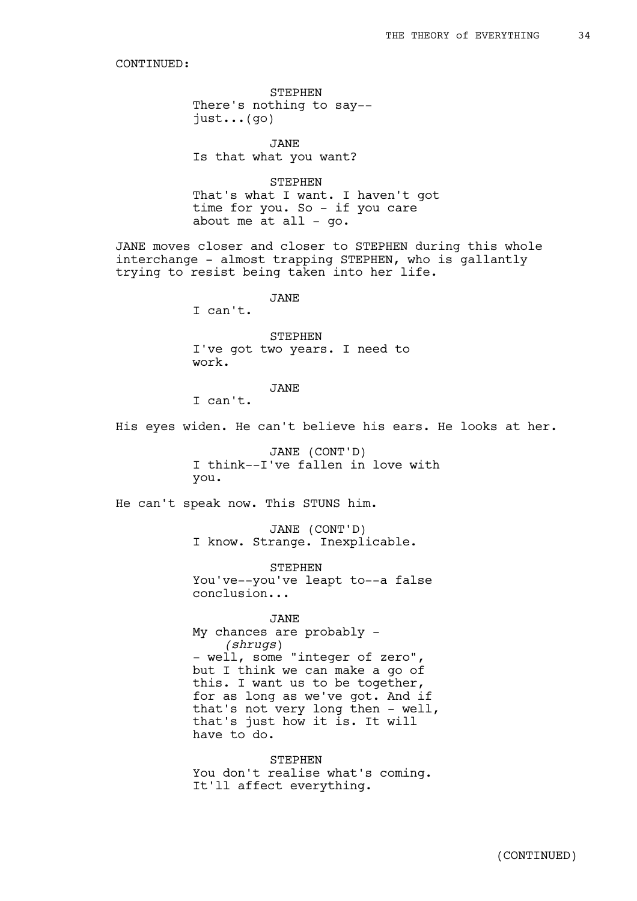CONTINUED:

STEPHEN
There's nothing to say--
just...(go)

JANE
Is that what you want?

STEPHEN
That's what I want. I haven't got
time for you. So - if you care
about me at all - go.

JANE moves closer and closer to STEPHEN during this whole interchange - almost trapping STEPHEN, who is gallantly trying to resist being taken into her life.

JANE
I can't.

STEPHEN
I've got two years. I need to
work.

JANE
I can't.

His eyes widen. He can't believe his ears. He looks at her.

JANE (CONT'D)
I think--I've fallen in love with
you.

He can't speak now. This STUNS him.

JANE (CONT'D)
I know. Strange. Inexplicable.

STEPHEN
You've--you've leapt to--a false
conclusion...

JANE
My chances are probably -
*(shrugs)*
- well, some "integer of zero",
but I think we can make a go of
this. I want us to be together,
for as long as we've got. And if
that's not very long then - well,
that's just how it is. It will
have to do.

STEPHEN
You don't realise what's coming.
It'll affect everything.

(CONTINUED)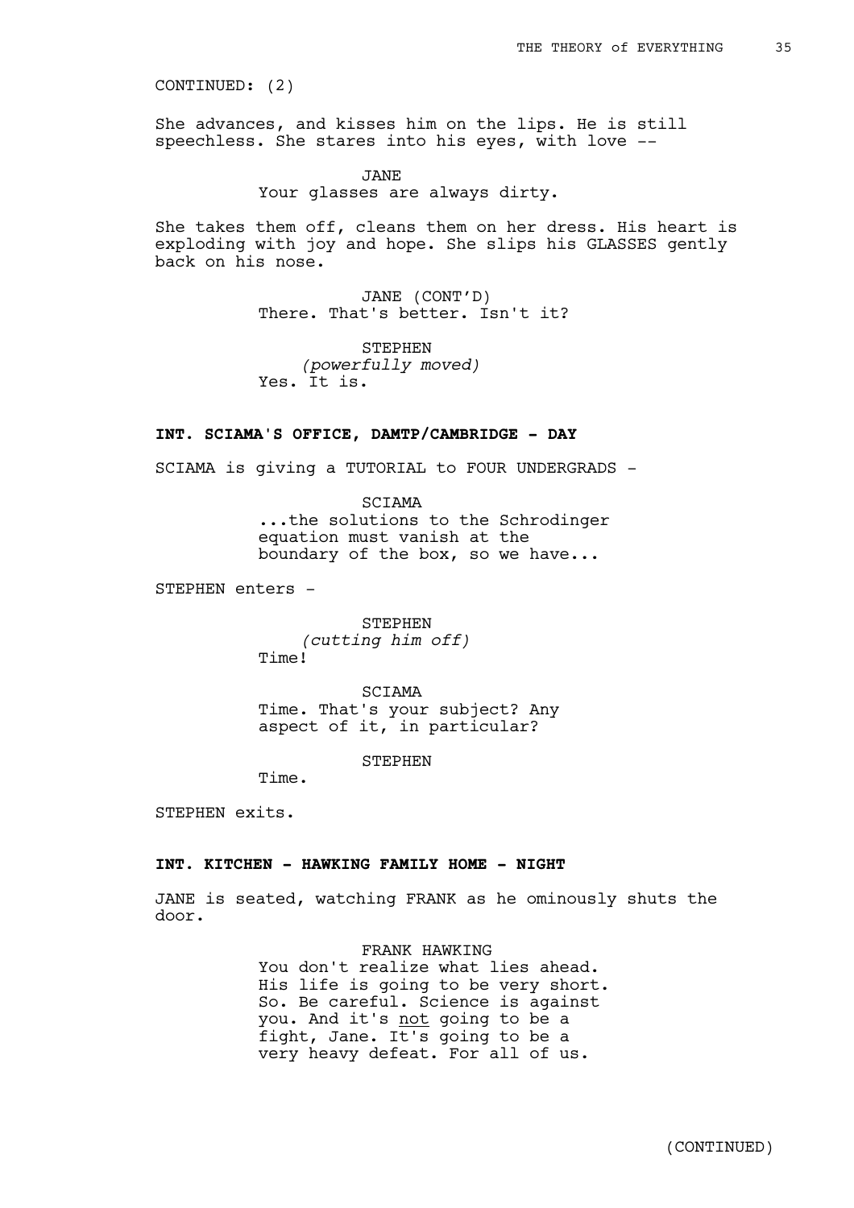CONTINUED: (2)

She advances, and kisses him on the lips. He is still speechless. She stares into his eyes, with love --

JANE
Your glasses are always dirty.

She takes them off, cleans them on her dress. His heart is exploding with joy and hope. She slips his GLASSES gently back on his nose.

JANE (CONT'D)
There. That's better. Isn't it?

STEPHEN
*(powerfully moved)*
Yes. It is.

**INT. SCIAMA'S OFFICE, DAMTP/CAMBRIDGE - DAY**

SCIAMA is giving a TUTORIAL to FOUR UNDERGRADS -

SCIAMA
...the solutions to the Schrodinger equation must vanish at the boundary of the box, so we have...

STEPHEN enters -

STEPHEN
*(cutting him off)*
Time!

SCIAMA
Time. That's your subject? Any aspect of it, in particular?

STEPHEN
Time.

STEPHEN exits.

**INT. KITCHEN - HAWKING FAMILY HOME - NIGHT**

JANE is seated, watching FRANK as he ominously shuts the door.

FRANK HAWKING
You don't realize what lies ahead. His life is going to be very short. So. Be careful. Science is against you. And it's <u>not</u> going to be a fight, Jane. It's going to be a very heavy defeat. For all of us.

(CONTINUED)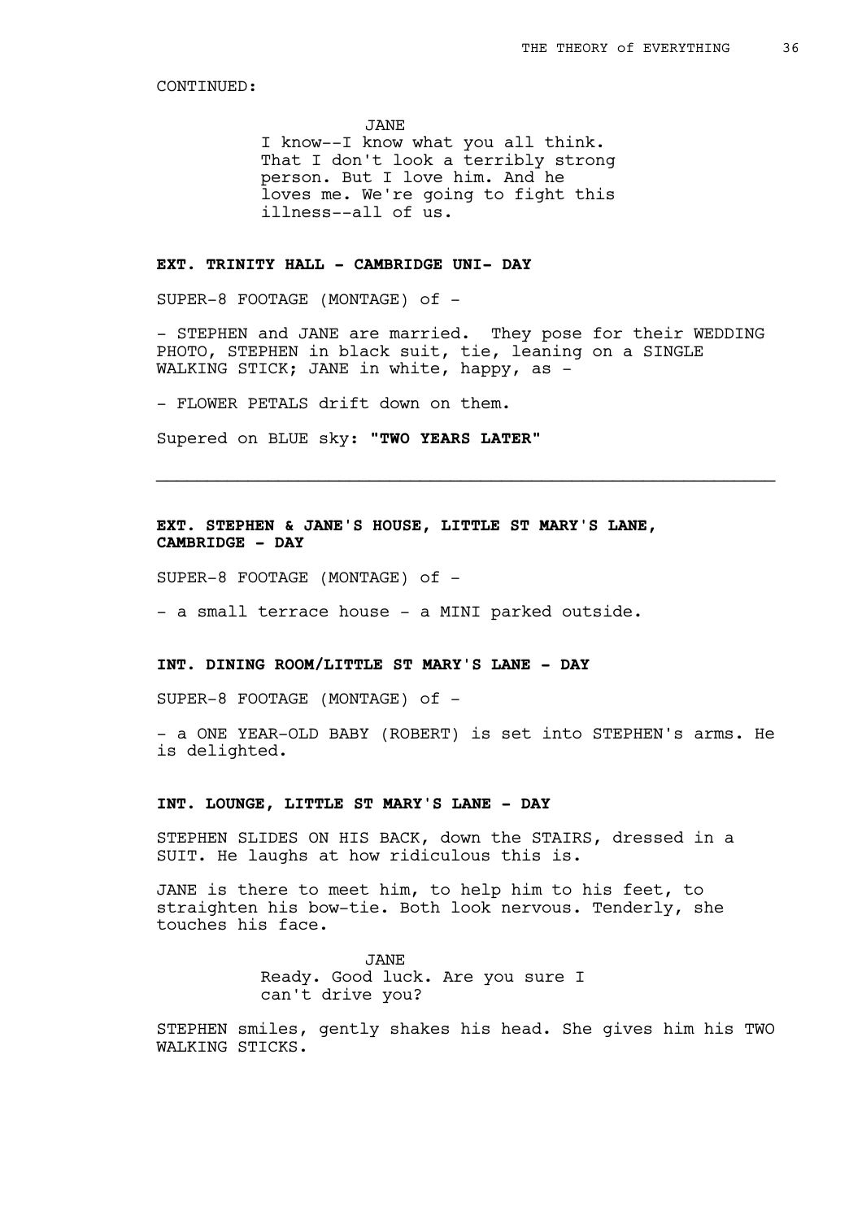CONTINUED:

JANE
I know--I know what you all think. That I don't look a terribly strong person. But I love him. And he loves me. We're going to fight this illness--all of us.

**EXT. TRINITY HALL - CAMBRIDGE UNI- DAY**

SUPER-8 FOOTAGE (MONTAGE) of -

- STEPHEN and JANE are married. They pose for their WEDDING PHOTO, STEPHEN in black suit, tie, leaning on a SINGLE WALKING STICK; JANE in white, happy, as -

- FLOWER PETALS drift down on them.

Supered on BLUE sky: **"TWO YEARS LATER"**

---

**EXT. STEPHEN & JANE'S HOUSE, LITTLE ST MARY'S LANE, CAMBRIDGE - DAY**

SUPER-8 FOOTAGE (MONTAGE) of -

- a small terrace house - a MINI parked outside.

**INT. DINING ROOM/LITTLE ST MARY'S LANE - DAY**

SUPER-8 FOOTAGE (MONTAGE) of -

- a ONE YEAR-OLD BABY (ROBERT) is set into STEPHEN's arms. He is delighted.

**INT. LOUNGE, LITTLE ST MARY'S LANE - DAY**

STEPHEN SLIDES ON HIS BACK, down the STAIRS, dressed in a SUIT. He laughs at how ridiculous this is.

JANE is there to meet him, to help him to his feet, to straighten his bow-tie. Both look nervous. Tenderly, she touches his face.

JANE
Ready. Good luck. Are you sure I can't drive you?

STEPHEN smiles, gently shakes his head. She gives him his TWO WALKING STICKS.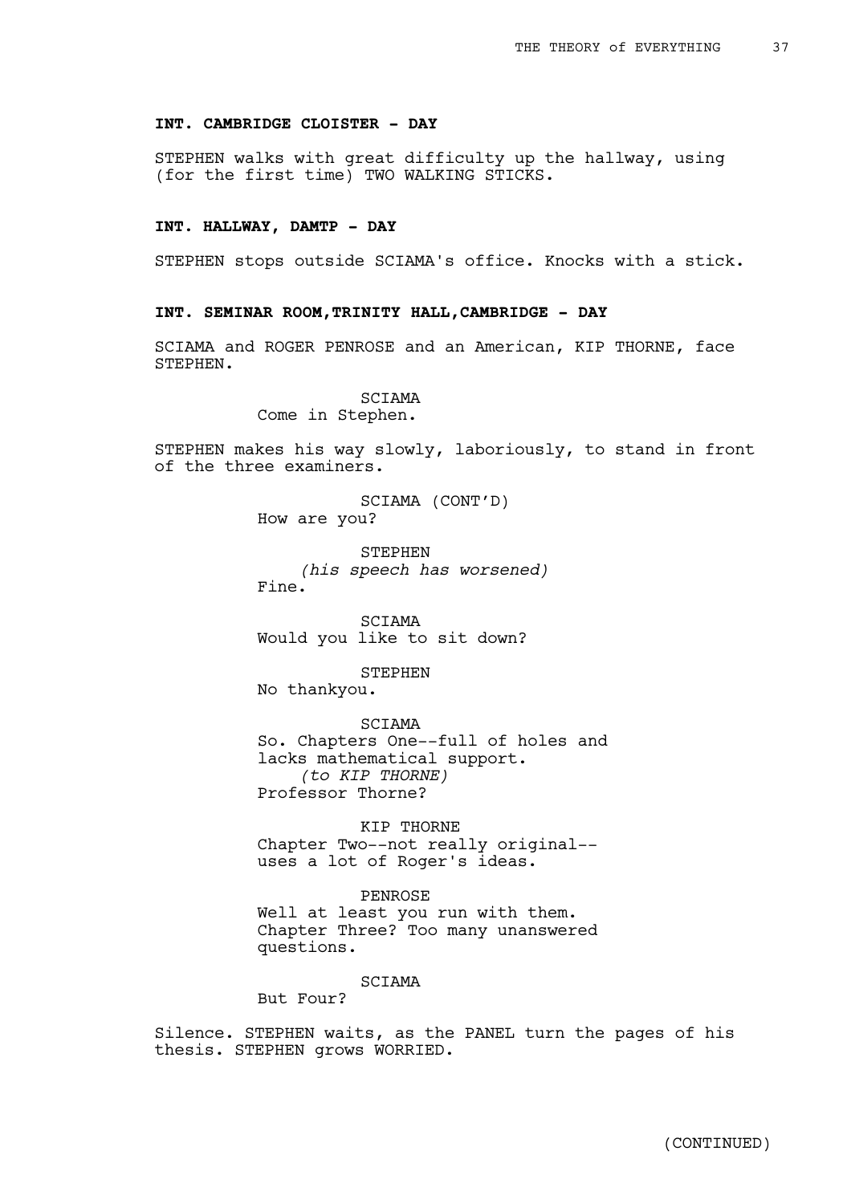**INT. CAMBRIDGE CLOISTER - DAY**

STEPHEN walks with great difficulty up the hallway, using (for the first time) TWO WALKING STICKS.

**INT. HALLWAY, DAMTP - DAY**

STEPHEN stops outside SCIAMA's office. Knocks with a stick.

**INT. SEMINAR ROOM,TRINITY HALL,CAMBRIDGE - DAY**

SCIAMA and ROGER PENROSE and an American, KIP THORNE, face STEPHEN.

SCIAMA
Come in Stephen.

STEPHEN makes his way slowly, laboriously, to stand in front of the three examiners.

SCIAMA (CONT'D)
How are you?

STEPHEN
*(his speech has worsened)*
Fine.

SCIAMA
Would you like to sit down?

STEPHEN
No thankyou.

SCIAMA
So. Chapters One--full of holes and lacks mathematical support.
*(to KIP THORNE)*
Professor Thorne?

KIP THORNE
Chapter Two--not really original--uses a lot of Roger's ideas.

PENROSE
Well at least you run with them. Chapter Three? Too many unanswered questions.

SCIAMA
But Four?

Silence. STEPHEN waits, as the PANEL turn the pages of his thesis. STEPHEN grows WORRIED.

(CONTINUED)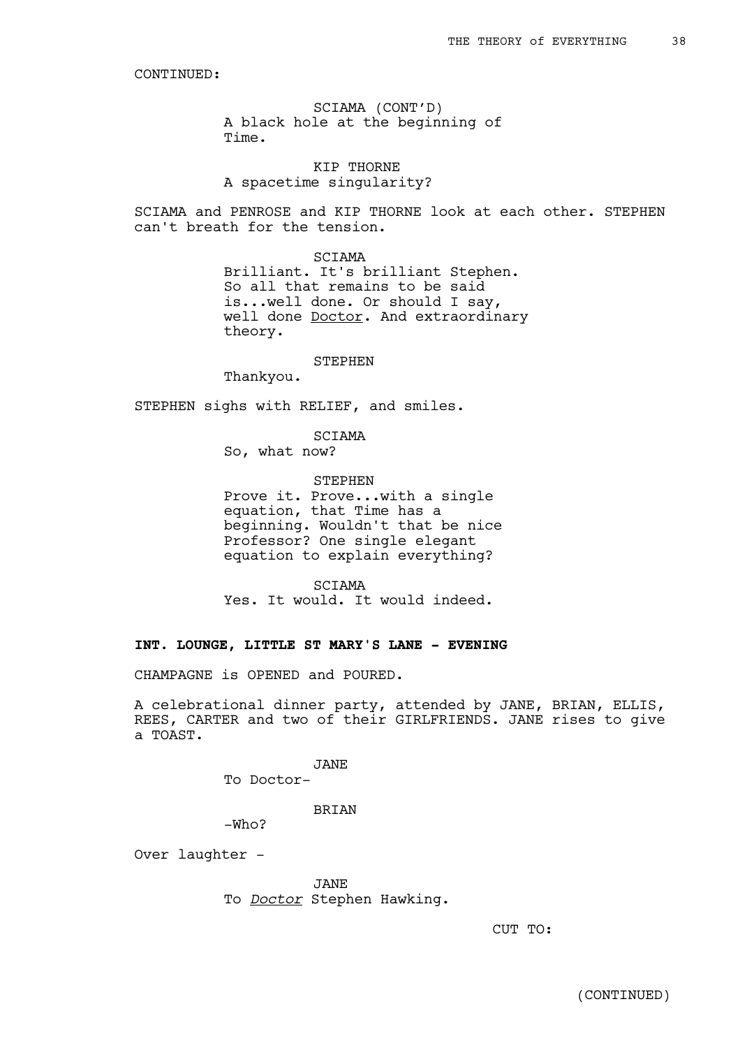CONTINUED:

SCIAMA (CONT'D)
A black hole at the beginning of Time.

KIP THORNE
A spacetime singularity?

SCIAMA and PENROSE and KIP THORNE look at each other. STEPHEN can't breath for the tension.

SCIAMA
Brilliant. It's brilliant Stephen. So all that remains to be said is...well done. Or should I say, well done Doctor. And extraordinary theory.

STEPHEN
Thankyou.

STEPHEN sighs with RELIEF, and smiles.

SCIAMA
So, what now?

STEPHEN
Prove it. Prove...with a single equation, that Time has a beginning. Wouldn't that be nice Professor? One single elegant equation to explain everything?

SCIAMA
Yes. It would. It would indeed.

**INT. LOUNGE, LITTLE ST MARY'S LANE - EVENING**

CHAMPAGNE is OPENED and POURED.

A celebrational dinner party, attended by JANE, BRIAN, ELLIS, REES, CARTER and two of their GIRLFRIENDS. JANE rises to give a TOAST.

JANE
To Doctor-

BRIAN
-Who?

Over laughter -

JANE
To *Doctor* Stephen Hawking.

CUT TO:

(CONTINUED)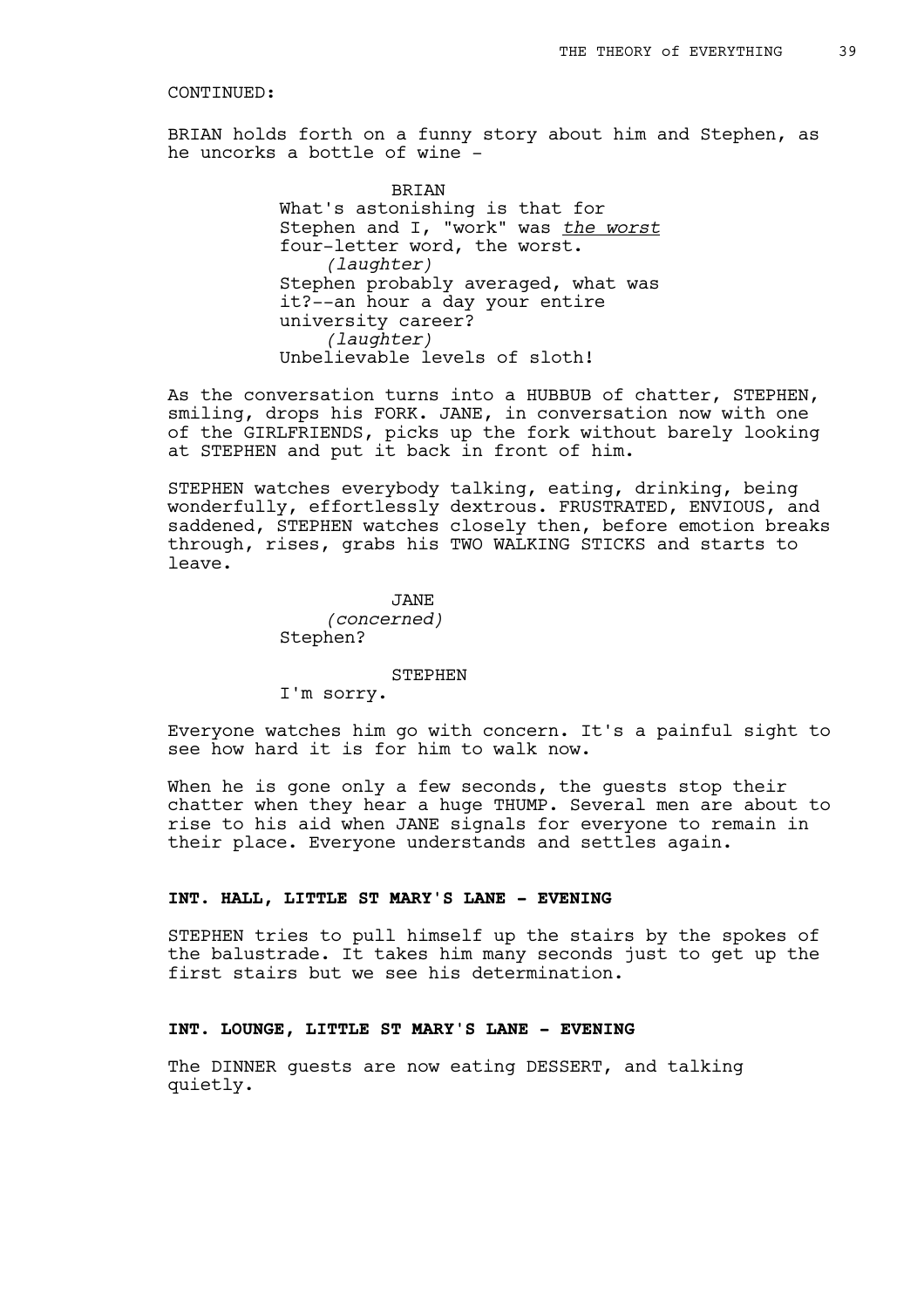CONTINUED:

BRIAN holds forth on a funny story about him and Stephen, as he uncorks a bottle of wine -

BRIAN
What's astonishing is that for Stephen and I, "work" was *the worst* four-letter word, the worst.
*(laughter)*
Stephen probably averaged, what was it?--an hour a day your entire university career?
*(laughter)*
Unbelievable levels of sloth!

As the conversation turns into a HUBBUB of chatter, STEPHEN, smiling, drops his FORK. JANE, in conversation now with one of the GIRLFRIENDS, picks up the fork without barely looking at STEPHEN and put it back in front of him.

STEPHEN watches everybody talking, eating, drinking, being wonderfully, effortlessly dextrous. FRUSTRATED, ENVIOUS, and saddened, STEPHEN watches closely then, before emotion breaks through, rises, grabs his TWO WALKING STICKS and starts to leave.

JANE
*(concerned)*
Stephen?

STEPHEN
I'm sorry.

Everyone watches him go with concern. It's a painful sight to see how hard it is for him to walk now.

When he is gone only a few seconds, the guests stop their chatter when they hear a huge THUMP. Several men are about to rise to his aid when JANE signals for everyone to remain in their place. Everyone understands and settles again.

**INT. HALL, LITTLE ST MARY'S LANE - EVENING**

STEPHEN tries to pull himself up the stairs by the spokes of the balustrade. It takes him many seconds just to get up the first stairs but we see his determination.

**INT. LOUNGE, LITTLE ST MARY'S LANE - EVENING**

The DINNER guests are now eating DESSERT, and talking quietly.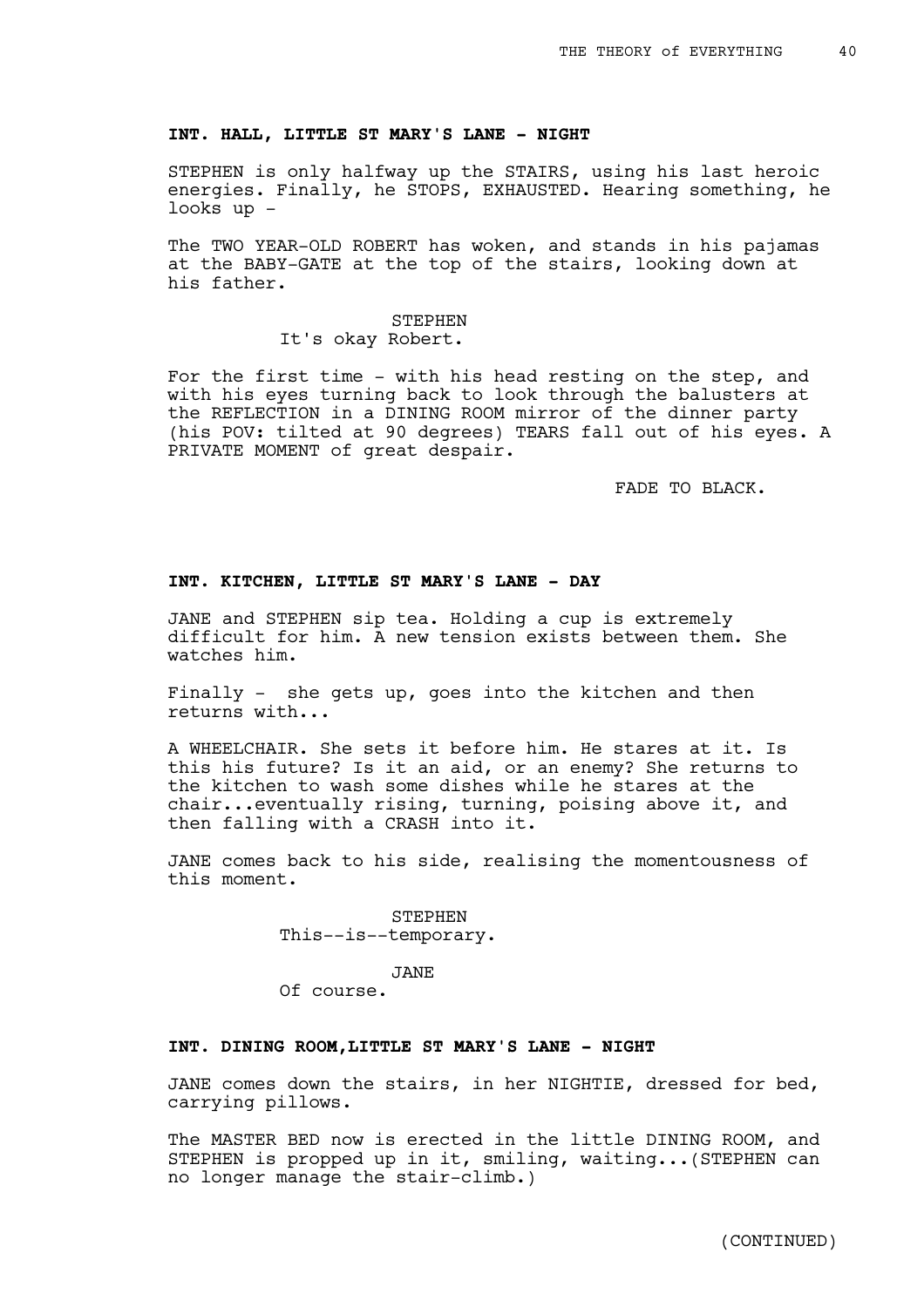**INT. HALL, LITTLE ST MARY'S LANE - NIGHT**

STEPHEN is only halfway up the STAIRS, using his last heroic energies. Finally, he STOPS, EXHAUSTED. Hearing something, he looks up -

The TWO YEAR-OLD ROBERT has woken, and stands in his pajamas at the BABY-GATE at the top of the stairs, looking down at his father.

STEPHEN
It's okay Robert.

For the first time - with his head resting on the step, and with his eyes turning back to look through the balusters at the REFLECTION in a DINING ROOM mirror of the dinner party (his POV: tilted at 90 degrees) TEARS fall out of his eyes. A PRIVATE MOMENT of great despair.

FADE TO BLACK.

**INT. KITCHEN, LITTLE ST MARY'S LANE - DAY**

JANE and STEPHEN sip tea. Holding a cup is extremely difficult for him. A new tension exists between them. She watches him.

Finally - she gets up, goes into the kitchen and then returns with...

A WHEELCHAIR. She sets it before him. He stares at it. Is this his future? Is it an aid, or an enemy? She returns to the kitchen to wash some dishes while he stares at the chair...eventually rising, turning, poising above it, and then falling with a CRASH into it.

JANE comes back to his side, realising the momentousness of this moment.

STEPHEN
This--is--temporary.

JANE
Of course.

**INT. DINING ROOM,LITTLE ST MARY'S LANE - NIGHT**

JANE comes down the stairs, in her NIGHTIE, dressed for bed, carrying pillows.

The MASTER BED now is erected in the little DINING ROOM, and STEPHEN is propped up in it, smiling, waiting...(STEPHEN can no longer manage the stair-climb.)

(CONTINUED)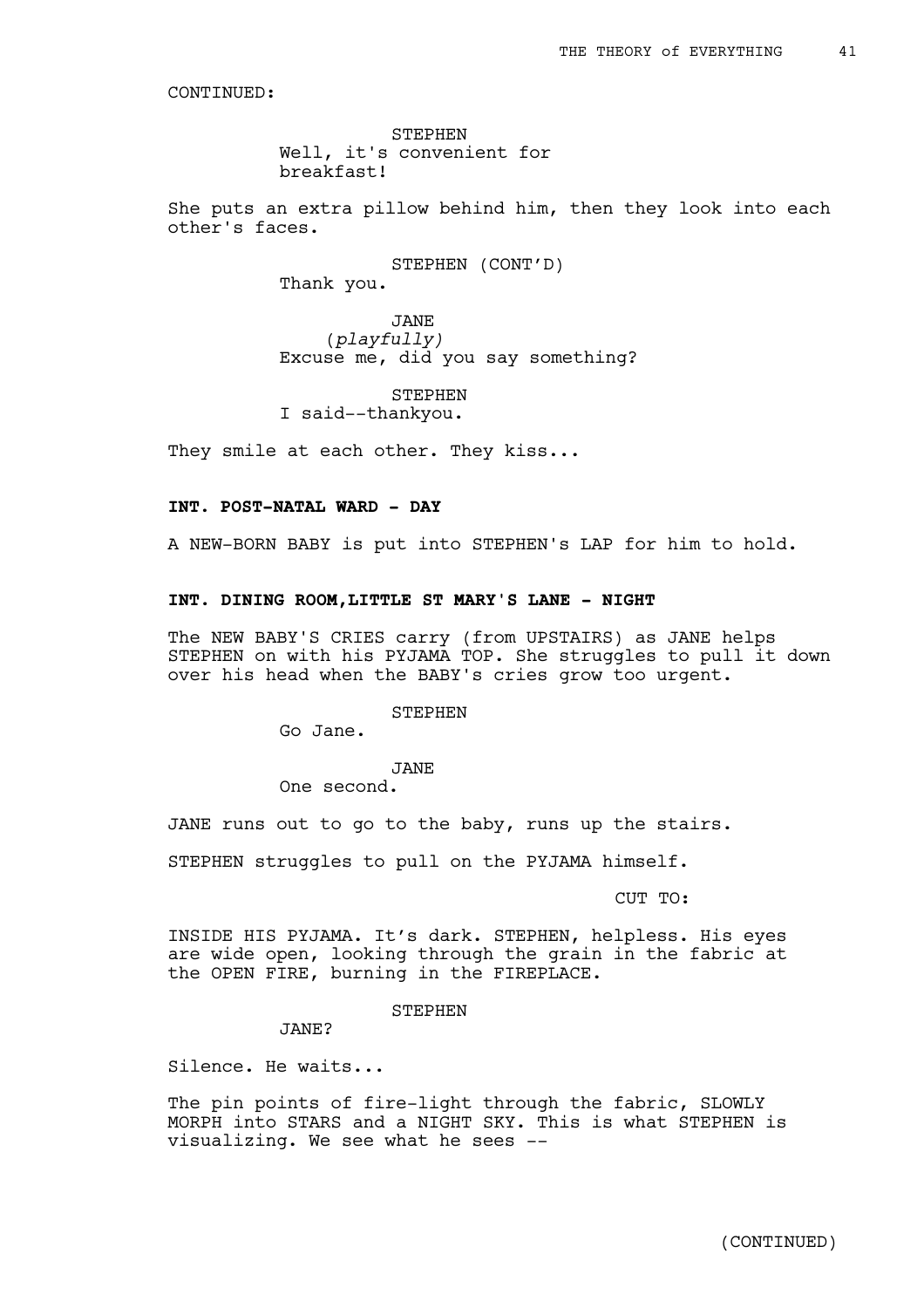CONTINUED:

STEPHEN
Well, it's convenient for breakfast!

She puts an extra pillow behind him, then they look into each other's faces.

STEPHEN (CONT'D)
Thank you.

JANE
*(playfully)*
Excuse me, did you say something?

STEPHEN
I said--thankyou.

They smile at each other. They kiss...

**INT. POST-NATAL WARD - DAY**

A NEW-BORN BABY is put into STEPHEN's LAP for him to hold.

**INT. DINING ROOM,LITTLE ST MARY'S LANE - NIGHT**

The NEW BABY'S CRIES carry (from UPSTAIRS) as JANE helps STEPHEN on with his PYJAMA TOP. She struggles to pull it down over his head when the BABY's cries grow too urgent.

STEPHEN
Go Jane.

JANE
One second.

JANE runs out to go to the baby, runs up the stairs.

STEPHEN struggles to pull on the PYJAMA himself.

CUT TO:

INSIDE HIS PYJAMA. It's dark. STEPHEN, helpless. His eyes are wide open, looking through the grain in the fabric at the OPEN FIRE, burning in the FIREPLACE.

STEPHEN
JANE?

Silence. He waits...

The pin points of fire-light through the fabric, SLOWLY MORPH into STARS and a NIGHT SKY. This is what STEPHEN is visualizing. We see what he sees --

(CONTINUED)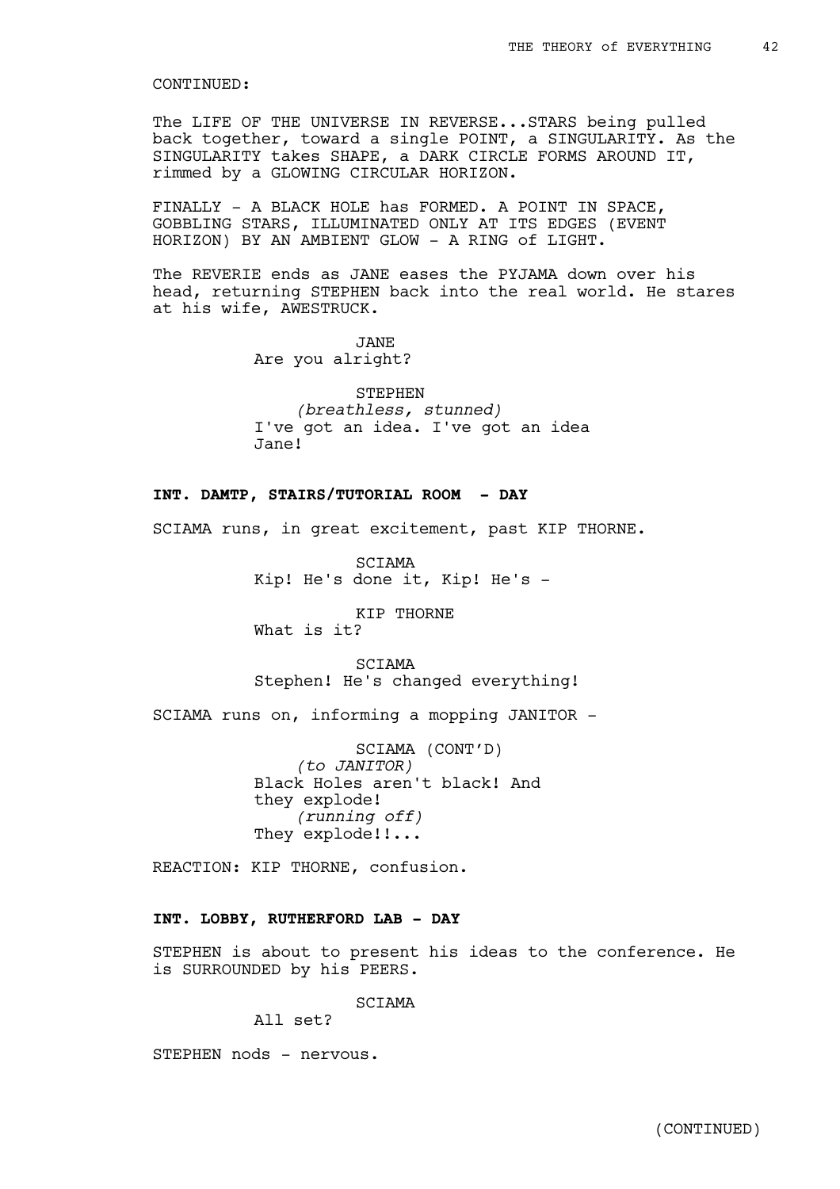CONTINUED:

The LIFE OF THE UNIVERSE IN REVERSE...STARS being pulled back together, toward a single POINT, a SINGULARITY. As the SINGULARITY takes SHAPE, a DARK CIRCLE FORMS AROUND IT, rimmed by a GLOWING CIRCULAR HORIZON.

FINALLY - A BLACK HOLE has FORMED. A POINT IN SPACE, GOBBLING STARS, ILLUMINATED ONLY AT ITS EDGES (EVENT HORIZON) BY AN AMBIENT GLOW - A RING of LIGHT.

The REVERIE ends as JANE eases the PYJAMA down over his head, returning STEPHEN back into the real world. He stares at his wife, AWESTRUCK.

JANE
Are you alright?

STEPHEN
*(breathless, stunned)*
I've got an idea. I've got an idea Jane!

**INT. DAMTP, STAIRS/TUTORIAL ROOM - DAY**

SCIAMA runs, in great excitement, past KIP THORNE.

SCIAMA
Kip! He's done it, Kip! He's -

KIP THORNE
What is it?

SCIAMA
Stephen! He's changed everything!

SCIAMA runs on, informing a mopping JANITOR -

SCIAMA (CONT'D)
*(to JANITOR)*
Black Holes aren't black! And they explode!
*(running off)*
They explode!!...

REACTION: KIP THORNE, confusion.

**INT. LOBBY, RUTHERFORD LAB - DAY**

STEPHEN is about to present his ideas to the conference. He is SURROUNDED by his PEERS.

SCIAMA
All set?

STEPHEN nods - nervous.

(CONTINUED)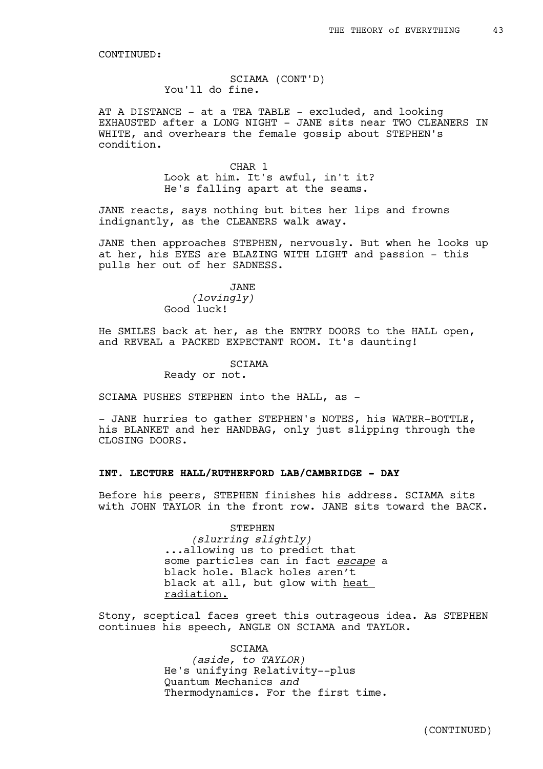CONTINUED:

SCIAMA (CONT'D)
You'll do fine.

AT A DISTANCE - at a TEA TABLE - excluded, and looking EXHAUSTED after a LONG NIGHT - JANE sits near TWO CLEANERS IN WHITE, and overhears the female gossip about STEPHEN's condition.

CHAR 1
Look at him. It's awful, in't it? He's falling apart at the seams.

JANE reacts, says nothing but bites her lips and frowns indignantly, as the CLEANERS walk away.

JANE then approaches STEPHEN, nervously. But when he looks up at her, his EYES are BLAZING WITH LIGHT and passion - this pulls her out of her SADNESS.

JANE
*(lovingly)*
Good luck!

He SMILES back at her, as the ENTRY DOORS to the HALL open, and REVEAL a PACKED EXPECTANT ROOM. It's daunting!

SCIAMA
Ready or not.

SCIAMA PUSHES STEPHEN into the HALL, as -

- JANE hurries to gather STEPHEN's NOTES, his WATER-BOTTLE, his BLANKET and her HANDBAG, only just slipping through the CLOSING DOORS.

**INT. LECTURE HALL/RUTHERFORD LAB/CAMBRIDGE - DAY**

Before his peers, STEPHEN finishes his address. SCIAMA sits with JOHN TAYLOR in the front row. JANE sits toward the BACK.

STEPHEN
*(slurring slightly)*
...allowing us to predict that some particles can in fact *escape* a black hole. Black holes aren't black at all, but glow with <u>heat radiation.</u>

Stony, sceptical faces greet this outrageous idea. As STEPHEN continues his speech, ANGLE ON SCIAMA and TAYLOR.

SCIAMA
*(aside, to TAYLOR)*
He's unifying Relativity--plus Quantum Mechanics *and* Thermodynamics. For the first time.

(CONTINUED)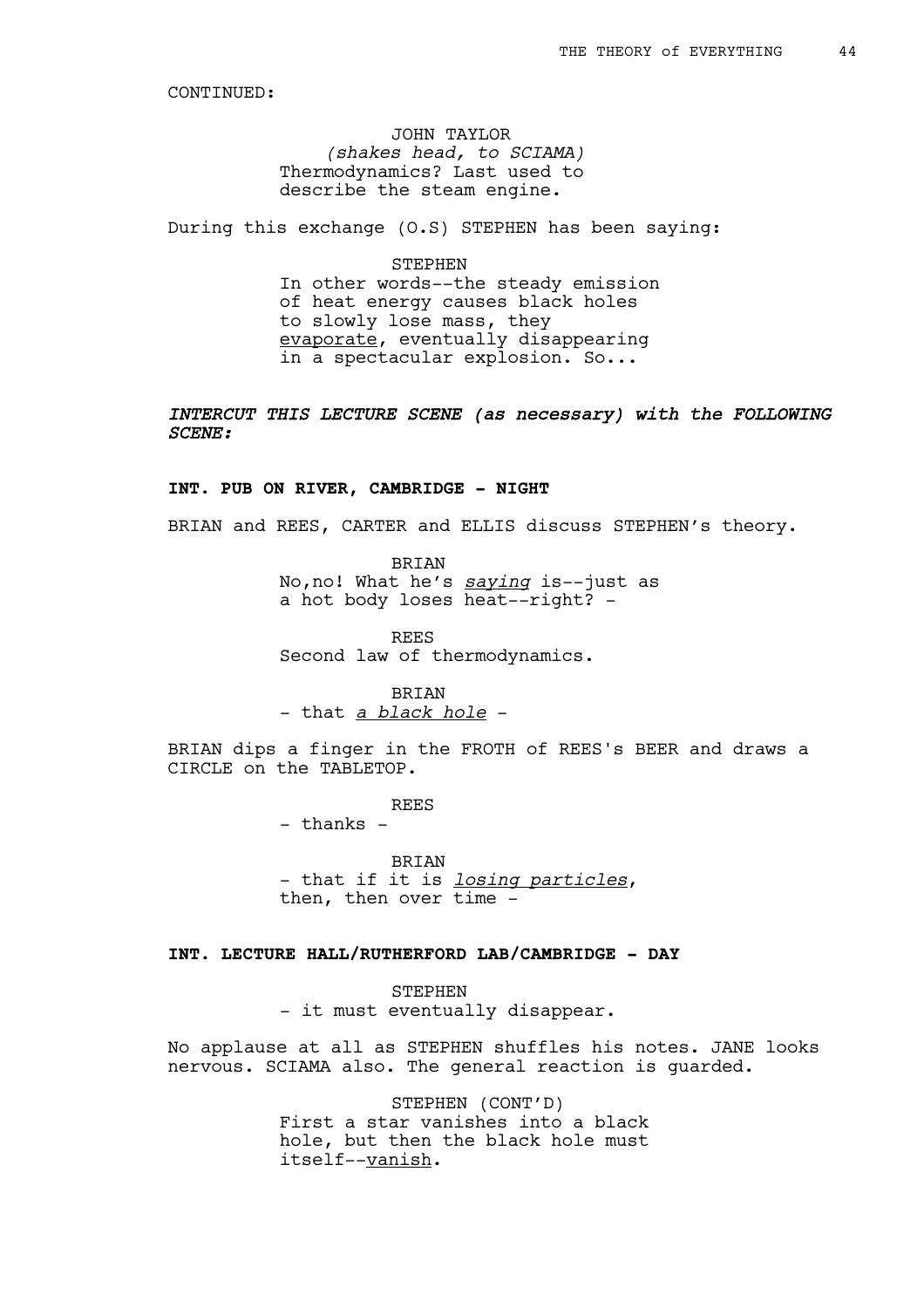CONTINUED:

JOHN TAYLOR
*(shakes head, to SCIAMA)*
Thermodynamics? Last used to describe the steam engine.

During this exchange (O.S) STEPHEN has been saying:

STEPHEN
In other words--the steady emission of heat energy causes black holes to slowly lose mass, they evaporate, eventually disappearing in a spectacular explosion. So...

***INTERCUT THIS LECTURE SCENE (as necessary) with the FOLLOWING SCENE:***

**INT. PUB ON RIVER, CAMBRIDGE - NIGHT**

BRIAN and REES, CARTER and ELLIS discuss STEPHEN's theory.

BRIAN
No,no! What he's *saying* is--just as a hot body loses heat--right? -

REES
Second law of thermodynamics.

BRIAN
- that *a black hole* -

BRIAN dips a finger in the FROTH of REES's BEER and draws a CIRCLE on the TABLETOP.

REES
- thanks -

BRIAN
- that if it is *losing particles*, then, then over time -

**INT. LECTURE HALL/RUTHERFORD LAB/CAMBRIDGE - DAY**

STEPHEN
- it must eventually disappear.

No applause at all as STEPHEN shuffles his notes. JANE looks nervous. SCIAMA also. The general reaction is guarded.

STEPHEN (CONT'D)
First a star vanishes into a black hole, but then the black hole must itself--vanish.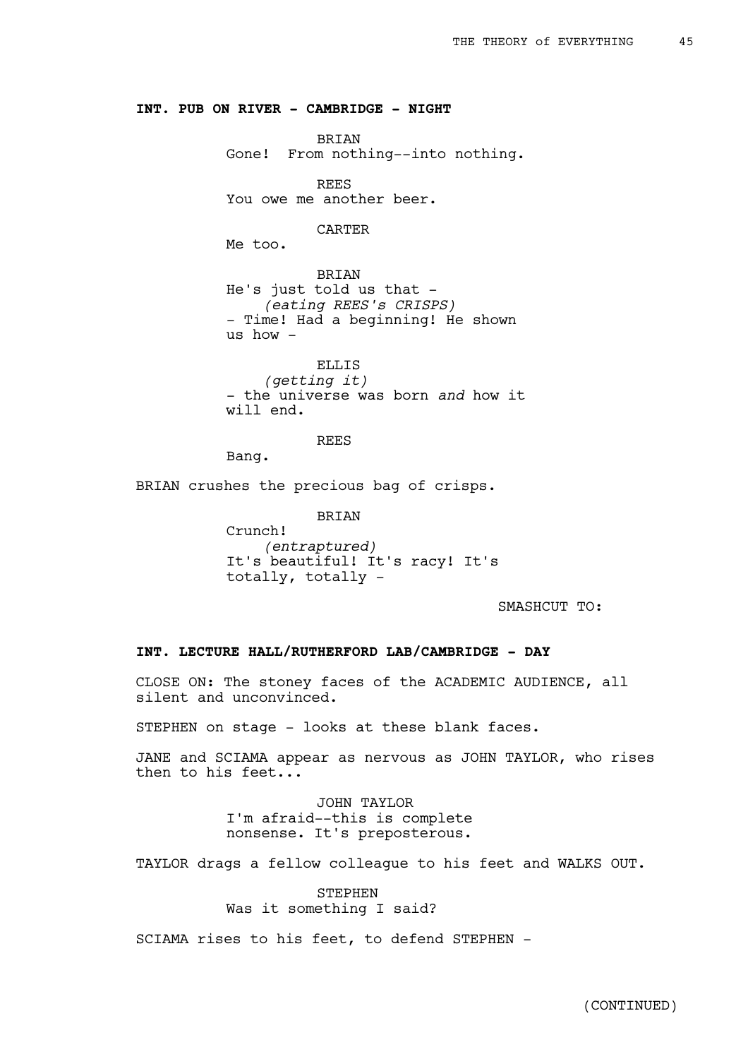**INT. PUB ON RIVER - CAMBRIDGE - NIGHT**

BRIAN
Gone! From nothing--into nothing.

REES
You owe me another beer.

CARTER
Me too.

BRIAN
He's just told us that -
*(eating REES's CRISPS)*
- Time! Had a beginning! He shown us how -

ELLIS
*(getting it)*
- the universe was born *and* how it will end.

REES
Bang.

BRIAN crushes the precious bag of crisps.

BRIAN
Crunch!
*(entraptured)*
It's beautiful! It's racy! It's totally, totally -

SMASHCUT TO:

**INT. LECTURE HALL/RUTHERFORD LAB/CAMBRIDGE - DAY**

CLOSE ON: The stoney faces of the ACADEMIC AUDIENCE, all silent and unconvinced.

STEPHEN on stage - looks at these blank faces.

JANE and SCIAMA appear as nervous as JOHN TAYLOR, who rises then to his feet...

JOHN TAYLOR
I'm afraid--this is complete nonsense. It's preposterous.

TAYLOR drags a fellow colleague to his feet and WALKS OUT.

STEPHEN
Was it something I said?

SCIAMA rises to his feet, to defend STEPHEN -

(CONTINUED)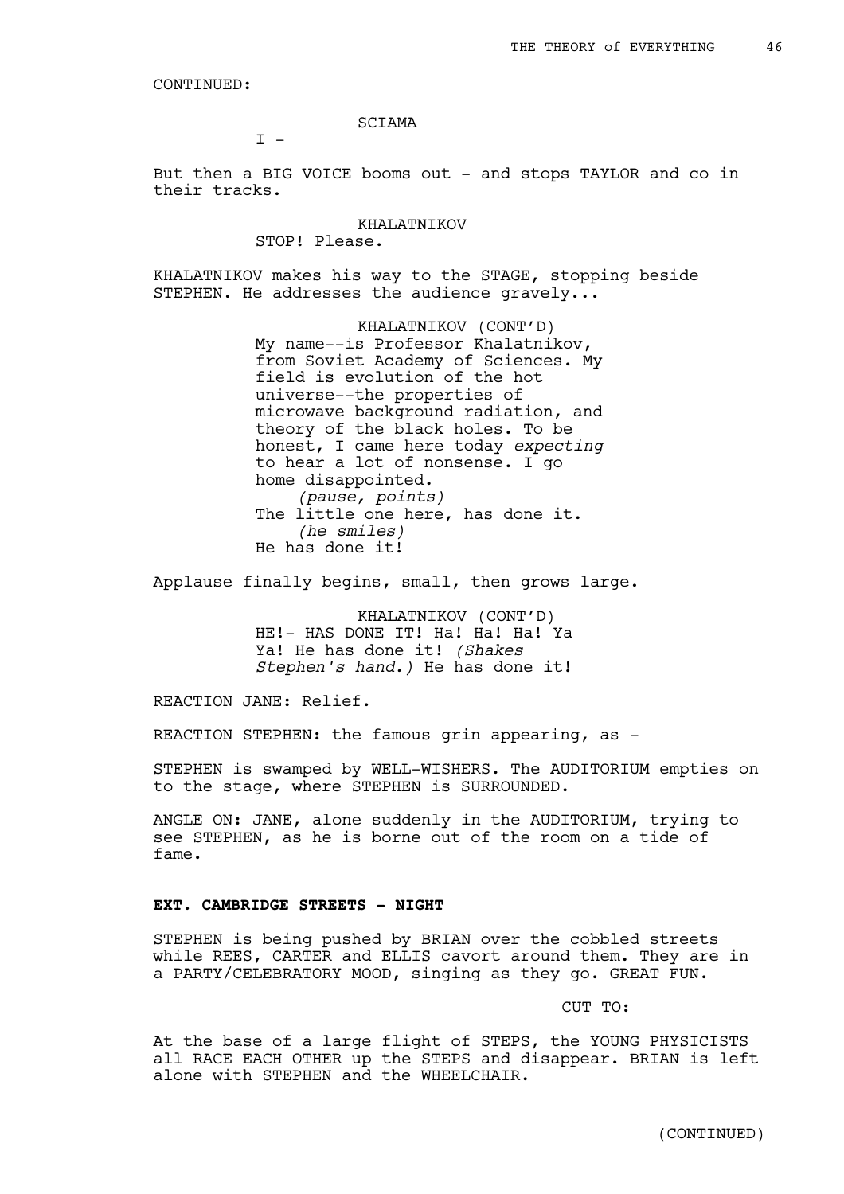CONTINUED:

SCIAMA

I -

But then a BIG VOICE booms out - and stops TAYLOR and co in their tracks.

KHALATNIKOV

STOP! Please.

KHALATNIKOV makes his way to the STAGE, stopping beside STEPHEN. He addresses the audience gravely...

KHALATNIKOV (CONT'D)

My name--is Professor Khalatnikov, from Soviet Academy of Sciences. My field is evolution of the hot universe--the properties of microwave background radiation, and theory of the black holes. To be honest, I came here today *expecting* to hear a lot of nonsense. I go home disappointed.

*(pause, points)*

The little one here, has done it.

*(he smiles)*

He has done it!

Applause finally begins, small, then grows large.

KHALATNIKOV (CONT'D)

HE!- HAS DONE IT! Ha! Ha! Ha! Ya Ya! He has done it! *(Shakes Stephen's hand.)* He has done it!

REACTION JANE: Relief.

REACTION STEPHEN: the famous grin appearing, as -

STEPHEN is swamped by WELL-WISHERS. The AUDITORIUM empties on to the stage, where STEPHEN is SURROUNDED.

ANGLE ON: JANE, alone suddenly in the AUDITORIUM, trying to see STEPHEN, as he is borne out of the room on a tide of fame.

**EXT. CAMBRIDGE STREETS - NIGHT**

STEPHEN is being pushed by BRIAN over the cobbled streets while REES, CARTER and ELLIS cavort around them. They are in a PARTY/CELEBRATORY MOOD, singing as they go. GREAT FUN.

CUT TO:

At the base of a large flight of STEPS, the YOUNG PHYSICISTS all RACE EACH OTHER up the STEPS and disappear. BRIAN is left alone with STEPHEN and the WHEELCHAIR.

(CONTINUED)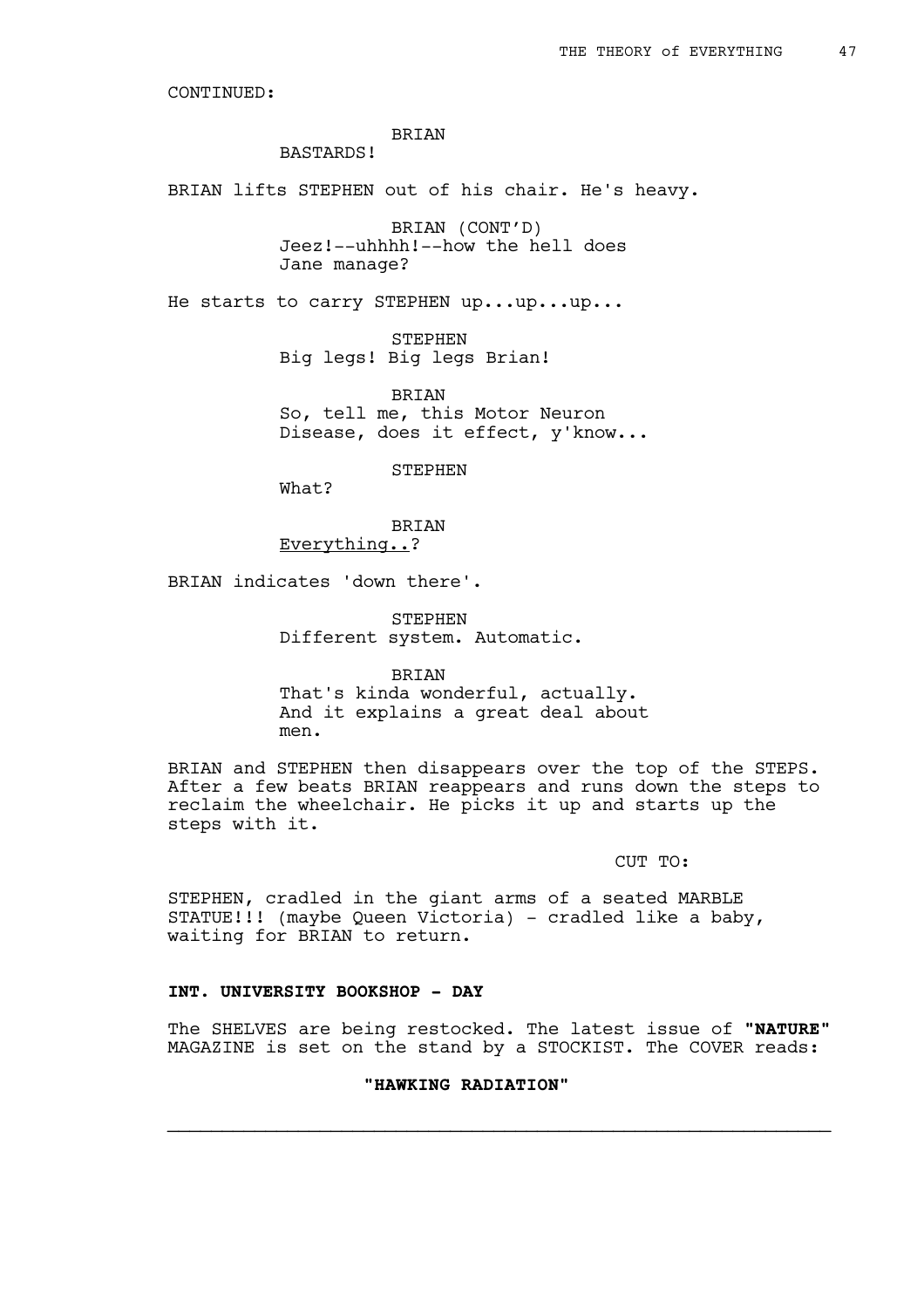CONTINUED:

BRIAN
BASTARDS!

BRIAN lifts STEPHEN out of his chair. He's heavy.

BRIAN (CONT'D)
Jeez!--uhhhh!--how the hell does Jane manage?

He starts to carry STEPHEN up...up...up...

STEPHEN
Big legs! Big legs Brian!

BRIAN
So, tell me, this Motor Neuron Disease, does it effect, y'know...

STEPHEN
What?

BRIAN
Everything..?

BRIAN indicates 'down there'.

STEPHEN
Different system. Automatic.

BRIAN
That's kinda wonderful, actually. And it explains a great deal about men.

BRIAN and STEPHEN then disappears over the top of the STEPS. After a few beats BRIAN reappears and runs down the steps to reclaim the wheelchair. He picks it up and starts up the steps with it.

CUT TO:

STEPHEN, cradled in the giant arms of a seated MARBLE STATUE!!! (maybe Queen Victoria) - cradled like a baby, waiting for BRIAN to return.

**INT. UNIVERSITY BOOKSHOP - DAY**

The SHELVES are being restocked. The latest issue of **"NATURE"** MAGAZINE is set on the stand by a STOCKIST. The COVER reads:

**"HAWKING RADIATION"**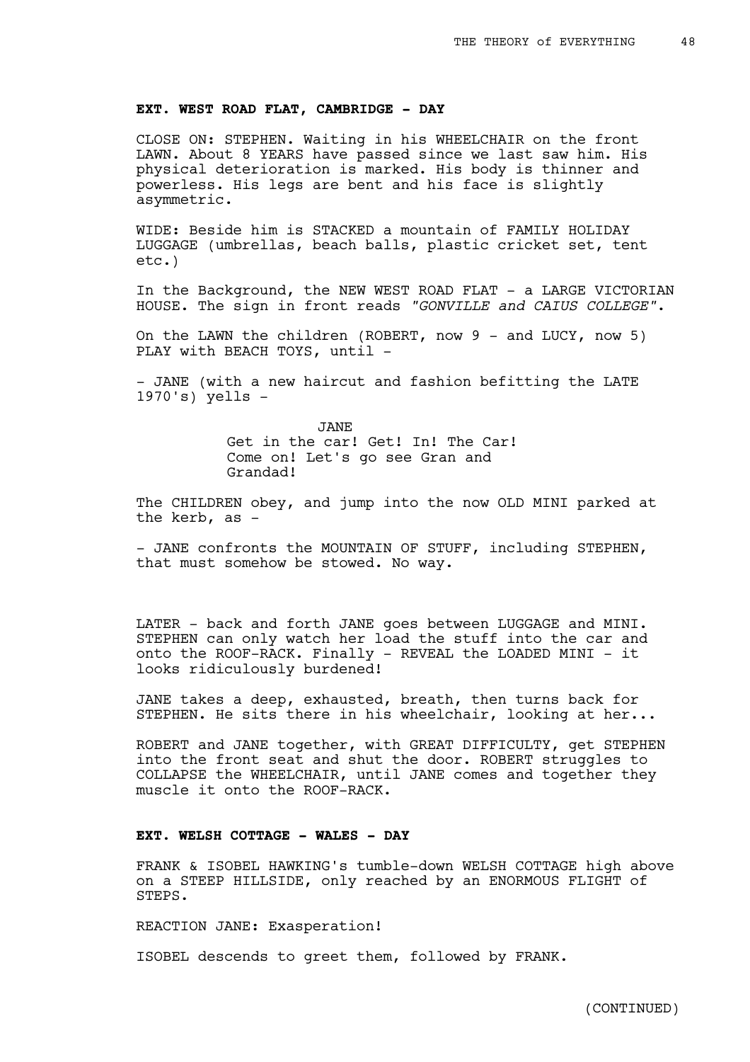**EXT. WEST ROAD FLAT, CAMBRIDGE - DAY**

CLOSE ON: STEPHEN. Waiting in his WHEELCHAIR on the front LAWN. About 8 YEARS have passed since we last saw him. His physical deterioration is marked. His body is thinner and powerless. His legs are bent and his face is slightly asymmetric.

WIDE: Beside him is STACKED a mountain of FAMILY HOLIDAY LUGGAGE (umbrellas, beach balls, plastic cricket set, tent etc.)

In the Background, the NEW WEST ROAD FLAT - a LARGE VICTORIAN HOUSE. The sign in front reads *"GONVILLE and CAIUS COLLEGE"*.

On the LAWN the children (ROBERT, now 9 - and LUCY, now 5) PLAY with BEACH TOYS, until -

- JANE (with a new haircut and fashion befitting the LATE 1970's) yells -

JANE
Get in the car! Get! In! The Car! Come on! Let's go see Gran and Grandad!

The CHILDREN obey, and jump into the now OLD MINI parked at the kerb, as -

- JANE confronts the MOUNTAIN OF STUFF, including STEPHEN, that must somehow be stowed. No way.

LATER - back and forth JANE goes between LUGGAGE and MINI. STEPHEN can only watch her load the stuff into the car and onto the ROOF-RACK. Finally - REVEAL the LOADED MINI - it looks ridiculously burdened!

JANE takes a deep, exhausted, breath, then turns back for STEPHEN. He sits there in his wheelchair, looking at her...

ROBERT and JANE together, with GREAT DIFFICULTY, get STEPHEN into the front seat and shut the door. ROBERT struggles to COLLAPSE the WHEELCHAIR, until JANE comes and together they muscle it onto the ROOF-RACK.

**EXT. WELSH COTTAGE - WALES - DAY**

FRANK & ISOBEL HAWKING's tumble-down WELSH COTTAGE high above on a STEEP HILLSIDE, only reached by an ENORMOUS FLIGHT of STEPS.

REACTION JANE: Exasperation!

ISOBEL descends to greet them, followed by FRANK.

(CONTINUED)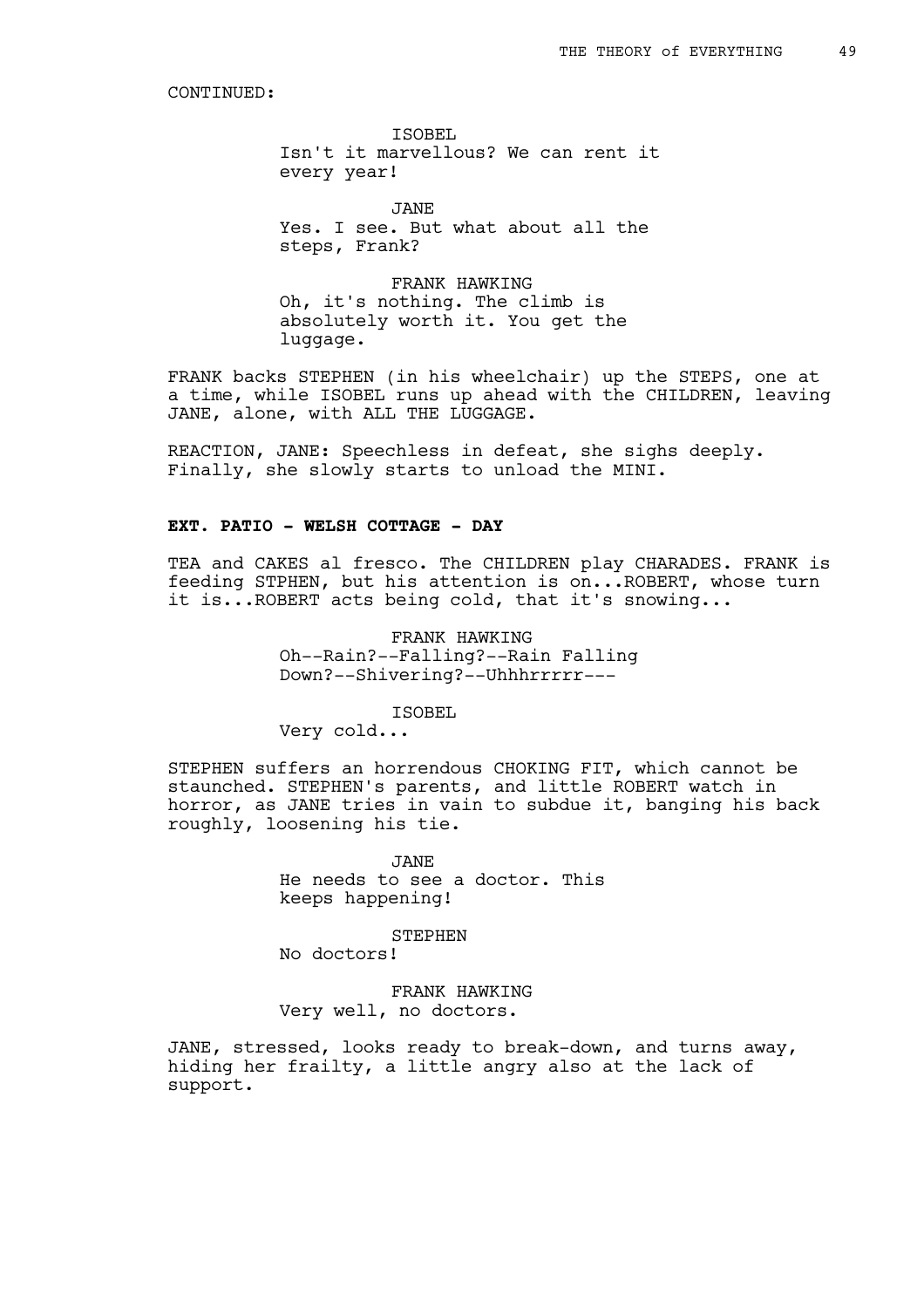CONTINUED:

ISOBEL
Isn't it marvellous? We can rent it every year!

JANE
Yes. I see. But what about all the steps, Frank?

FRANK HAWKING
Oh, it's nothing. The climb is absolutely worth it. You get the luggage.

FRANK backs STEPHEN (in his wheelchair) up the STEPS, one at a time, while ISOBEL runs up ahead with the CHILDREN, leaving JANE, alone, with ALL THE LUGGAGE.

REACTION, JANE: Speechless in defeat, she sighs deeply. Finally, she slowly starts to unload the MINI.

**EXT. PATIO - WELSH COTTAGE - DAY**

TEA and CAKES al fresco. The CHILDREN play CHARADES. FRANK is feeding STPHEN, but his attention is on...ROBERT, whose turn it is...ROBERT acts being cold, that it's snowing...

FRANK HAWKING
Oh--Rain?--Falling?--Rain Falling Down?--Shivering?--Uhhhrrrrr---

ISOBEL
Very cold...

STEPHEN suffers an horrendous CHOKING FIT, which cannot be staunched. STEPHEN's parents, and little ROBERT watch in horror, as JANE tries in vain to subdue it, banging his back roughly, loosening his tie.

JANE
He needs to see a doctor. This keeps happening!

STEPHEN
No doctors!

FRANK HAWKING
Very well, no doctors.

JANE, stressed, looks ready to break-down, and turns away, hiding her frailty, a little angry also at the lack of support.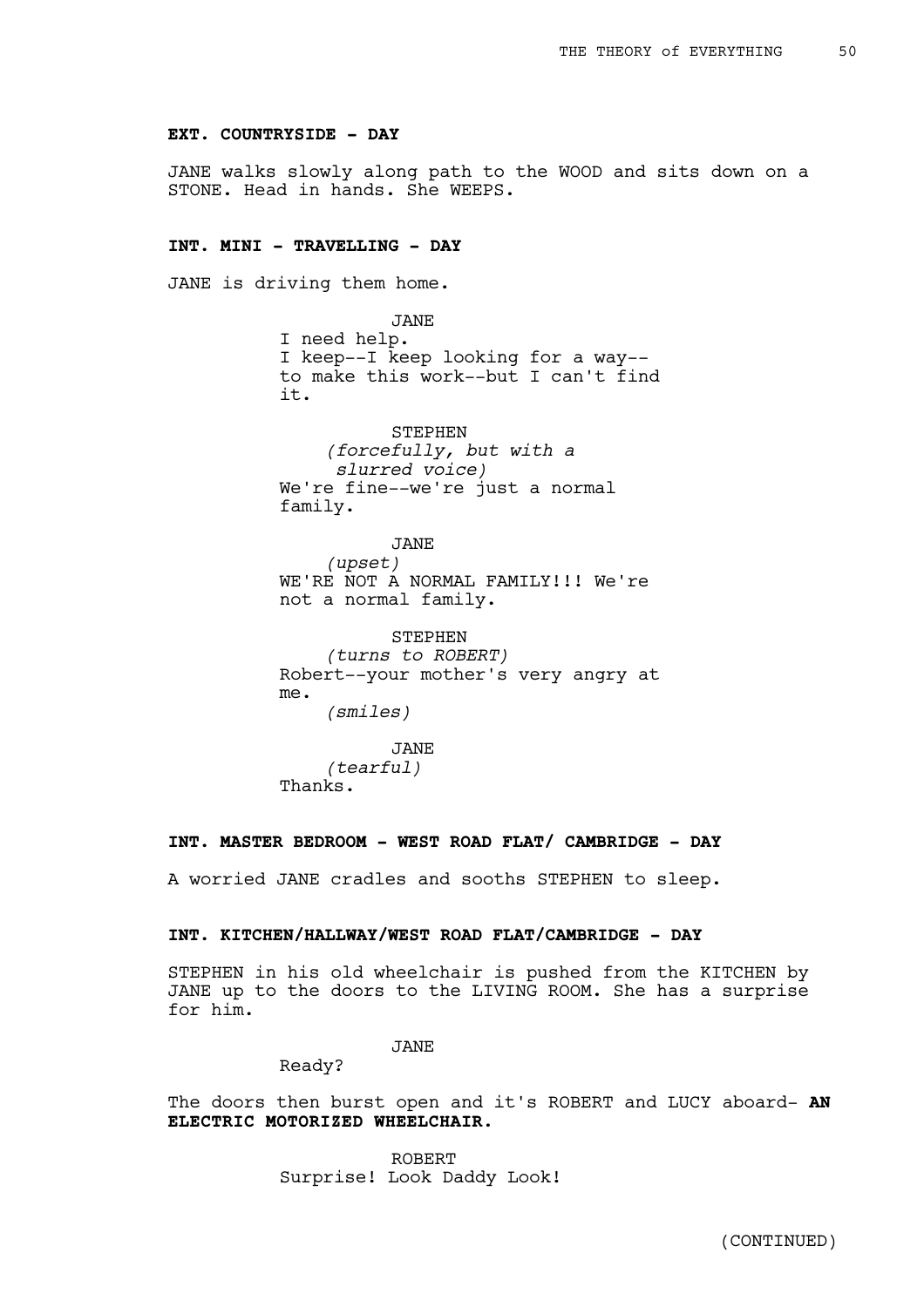**EXT. COUNTRYSIDE - DAY**

JANE walks slowly along path to the WOOD and sits down on a STONE. Head in hands. She WEEPS.

**INT. MINI - TRAVELLING - DAY**

JANE is driving them home.

JANE
I need help.
I keep--I keep looking for a way--
to make this work--but I can't find it.

STEPHEN
*(forcefully, but with a slurred voice)*
We're fine--we're just a normal family.

JANE
*(upset)*
WE'RE NOT A NORMAL FAMILY!!! We're not a normal family.

STEPHEN
*(turns to ROBERT)*
Robert--your mother's very angry at me.
*(smiles)*

JANE
*(tearful)*
Thanks.

**INT. MASTER BEDROOM - WEST ROAD FLAT/ CAMBRIDGE - DAY**

A worried JANE cradles and sooths STEPHEN to sleep.

**INT. KITCHEN/HALLWAY/WEST ROAD FLAT/CAMBRIDGE - DAY**

STEPHEN in his old wheelchair is pushed from the KITCHEN by JANE up to the doors to the LIVING ROOM. She has a surprise for him.

JANE
Ready?

The doors then burst open and it's ROBERT and LUCY aboard- **AN ELECTRIC MOTORIZED WHEELCHAIR.**

ROBERT
Surprise! Look Daddy Look!

(CONTINUED)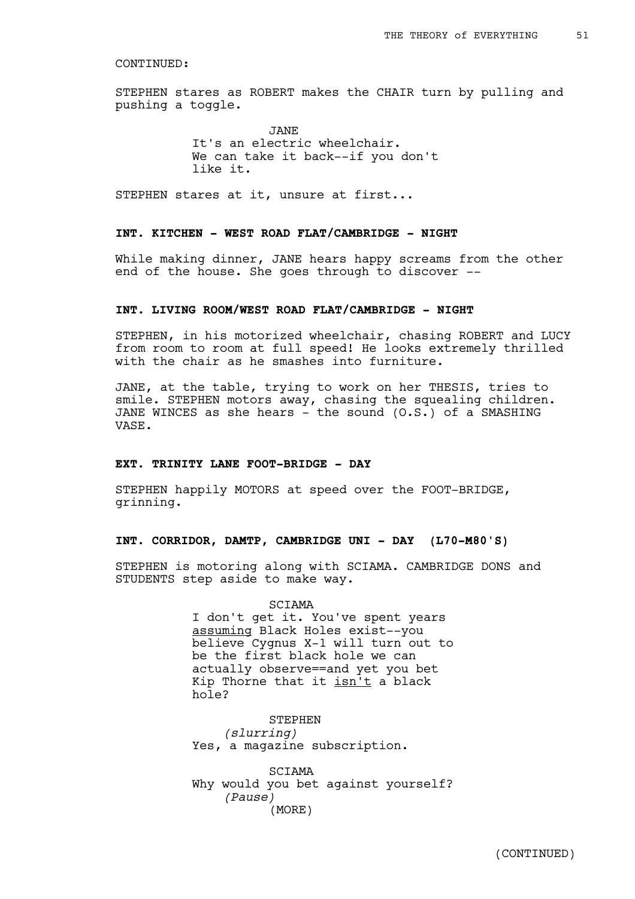CONTINUED:

STEPHEN stares as ROBERT makes the CHAIR turn by pulling and pushing a toggle.

JANE
It's an electric wheelchair. We can take it back--if you don't like it.

STEPHEN stares at it, unsure at first...

**INT. KITCHEN - WEST ROAD FLAT/CAMBRIDGE - NIGHT**

While making dinner, JANE hears happy screams from the other end of the house. She goes through to discover --

**INT. LIVING ROOM/WEST ROAD FLAT/CAMBRIDGE - NIGHT**

STEPHEN, in his motorized wheelchair, chasing ROBERT and LUCY from room to room at full speed! He looks extremely thrilled with the chair as he smashes into furniture.

JANE, at the table, trying to work on her THESIS, tries to smile. STEPHEN motors away, chasing the squealing children. JANE WINCES as she hears - the sound (O.S.) of a SMASHING VASE.

**EXT. TRINITY LANE FOOT-BRIDGE - DAY**

STEPHEN happily MOTORS at speed over the FOOT-BRIDGE, grinning.

**INT. CORRIDOR, DAMTP, CAMBRIDGE UNI - DAY (L70-M80'S)**

STEPHEN is motoring along with SCIAMA. CAMBRIDGE DONS and STUDENTS step aside to make way.

SCIAMA
I don't get it. You've spent years assuming Black Holes exist--you believe Cygnus X-1 will turn out to be the first black hole we can actually observe==and yet you bet Kip Thorne that it isn't a black hole?

STEPHEN
*(slurring)*
Yes, a magazine subscription.

SCIAMA
Why would you bet against yourself?
*(Pause)*
(MORE)

(CONTINUED)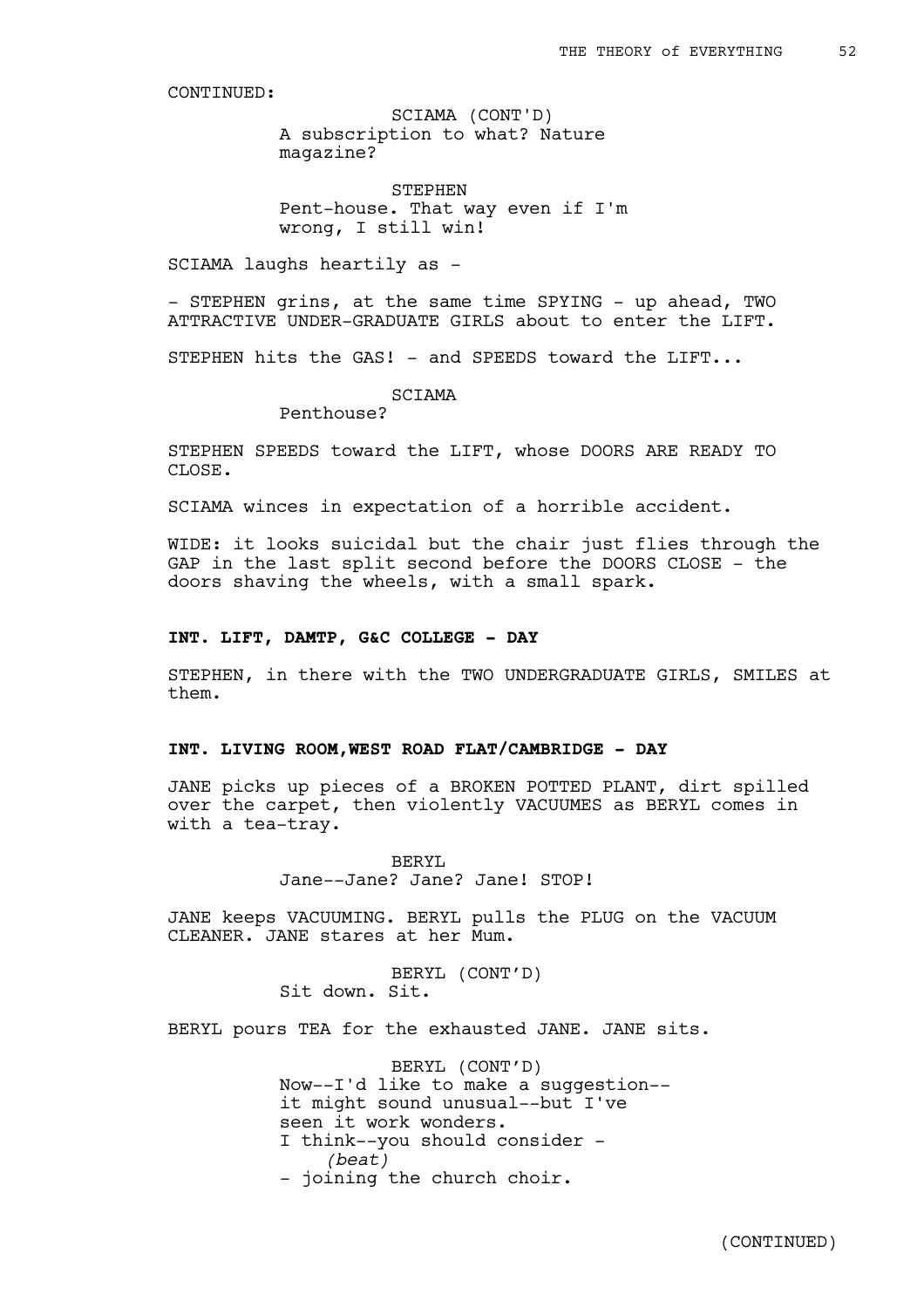CONTINUED:

SCIAMA (CONT'D)
A subscription to what? Nature magazine?

STEPHEN
Pent-house. That way even if I'm wrong, I still win!

SCIAMA laughs heartily as -

- STEPHEN grins, at the same time SPYING - up ahead, TWO ATTRACTIVE UNDER-GRADUATE GIRLS about to enter the LIFT.

STEPHEN hits the GAS! - and SPEEDS toward the LIFT...

SCIAMA
Penthouse?

STEPHEN SPEEDS toward the LIFT, whose DOORS ARE READY TO CLOSE.

SCIAMA winces in expectation of a horrible accident.

WIDE: it looks suicidal but the chair just flies through the GAP in the last split second before the DOORS CLOSE - the doors shaving the wheels, with a small spark.

**INT. LIFT, DAMTP, G&C COLLEGE - DAY**

STEPHEN, in there with the TWO UNDERGRADUATE GIRLS, SMILES at them.

**INT. LIVING ROOM,WEST ROAD FLAT/CAMBRIDGE - DAY**

JANE picks up pieces of a BROKEN POTTED PLANT, dirt spilled over the carpet, then violently VACUUMES as BERYL comes in with a tea-tray.

BERYL
Jane--Jane? Jane? Jane! STOP!

JANE keeps VACUUMING. BERYL pulls the PLUG on the VACUUM CLEANER. JANE stares at her Mum.

BERYL (CONT'D)
Sit down. Sit.

BERYL pours TEA for the exhausted JANE. JANE sits.

BERYL (CONT'D)
Now--I'd like to make a suggestion--
it might sound unusual--but I've
seen it work wonders.
I think--you should consider -
*(beat)*
- joining the church choir.

(CONTINUED)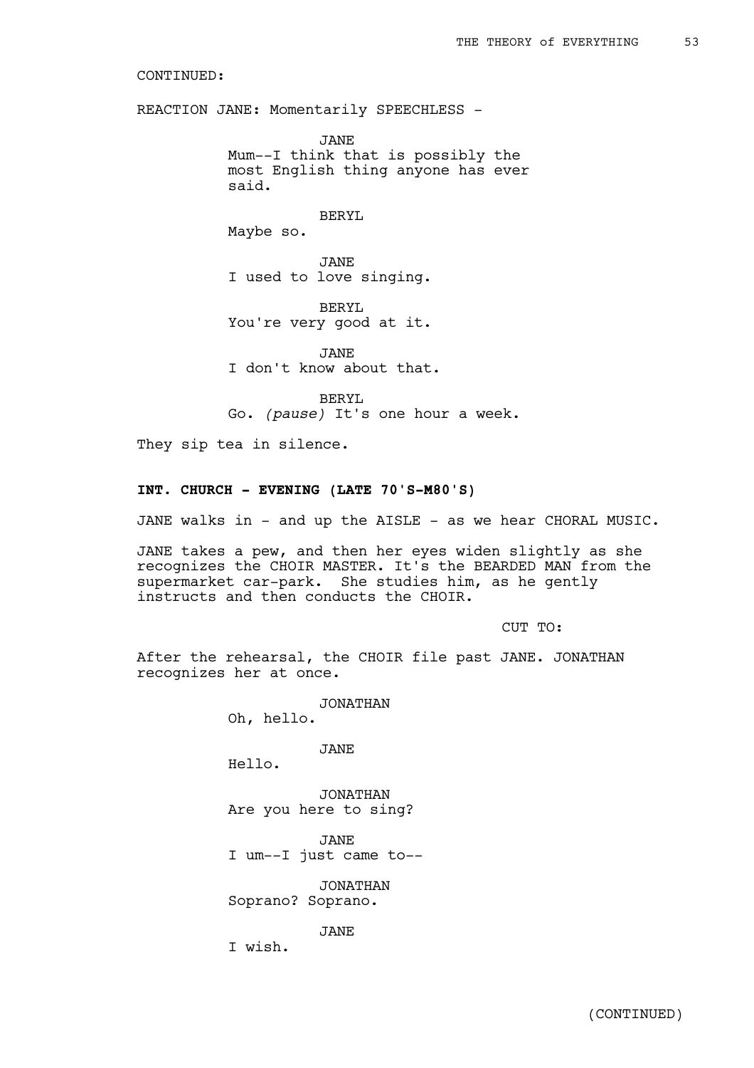CONTINUED:

REACTION JANE: Momentarily SPEECHLESS -

JANE
Mum--I think that is possibly the most English thing anyone has ever said.

BERYL
Maybe so.

JANE
I used to love singing.

BERYL
You're very good at it.

JANE
I don't know about that.

BERYL
Go. *(pause)* It's one hour a week.

They sip tea in silence.

**INT. CHURCH - EVENING (LATE 70'S-M80'S)**

JANE walks in - and up the AISLE - as we hear CHORAL MUSIC.

JANE takes a pew, and then her eyes widen slightly as she recognizes the CHOIR MASTER. It's the BEARDED MAN from the supermarket car-park. She studies him, as he gently instructs and then conducts the CHOIR.

CUT TO:

After the rehearsal, the CHOIR file past JANE. JONATHAN recognizes her at once.

JONATHAN
Oh, hello.

JANE
Hello.

JONATHAN
Are you here to sing?

JANE
I um--I just came to--

JONATHAN
Soprano? Soprano.

JANE
I wish.

(CONTINUED)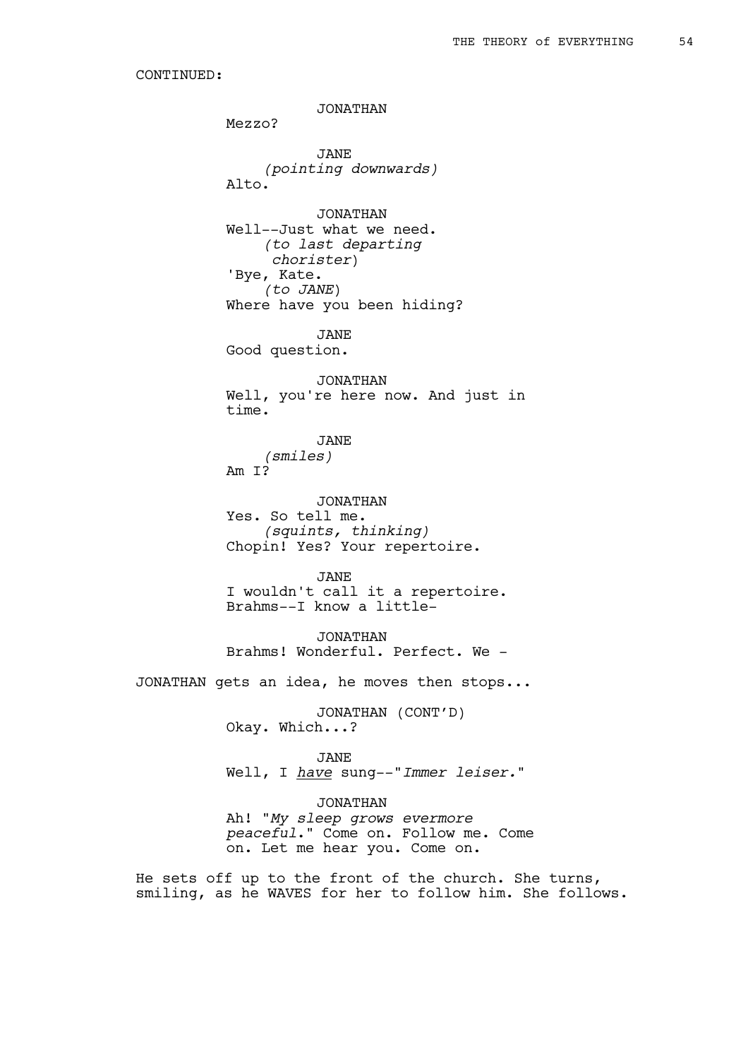CONTINUED:

JONATHAN
Mezzo?

JANE
*(pointing downwards)*
Alto.

JONATHAN
Well--Just what we need.
*(to last departing chorister)*
'Bye, Kate.
*(to JANE)*
Where have you been hiding?

JANE
Good question.

JONATHAN
Well, you're here now. And just in time.

JANE
*(smiles)*
Am I?

JONATHAN
Yes. So tell me.
*(squints, thinking)*
Chopin! Yes? Your repertoire.

JANE
I wouldn't call it a repertoire. Brahms--I know a little-

JONATHAN
Brahms! Wonderful. Perfect. We -

JONATHAN gets an idea, he moves then stops...

JONATHAN (CONT'D)
Okay. Which...?

JANE
Well, I <u>have</u> sung--"*Immer leiser.*"

JONATHAN
Ah! "*My sleep grows evermore peaceful*." Come on. Follow me. Come on. Let me hear you. Come on.

He sets off up to the front of the church. She turns, smiling, as he WAVES for her to follow him. She follows.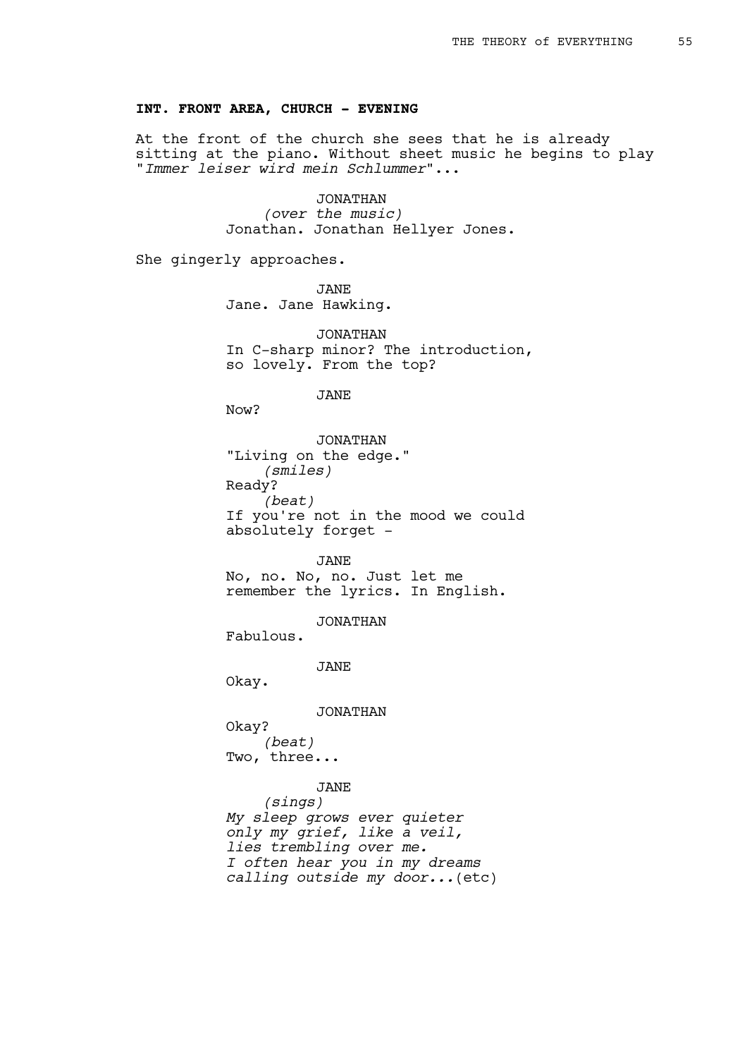**INT. FRONT AREA, CHURCH - EVENING**

At the front of the church she sees that he is already sitting at the piano. Without sheet music he begins to play "*Immer leiser wird mein Schlummer*"...

JONATHAN
*(over the music)*
Jonathan. Jonathan Hellyer Jones.

She gingerly approaches.

JANE
Jane. Jane Hawking.

JONATHAN
In C-sharp minor? The introduction, so lovely. From the top?

JANE
Now?

JONATHAN
"Living on the edge."
*(smiles)*
Ready?
*(beat)*
If you're not in the mood we could absolutely forget -

JANE
No, no. No, no. Just let me remember the lyrics. In English.

JONATHAN
Fabulous.

JANE
Okay.

JONATHAN
Okay?
*(beat)*
Two, three...

JANE
*(sings)*
*My sleep grows ever quieter*
*only my grief, like a veil,*
*lies trembling over me.*
*I often hear you in my dreams*
*calling outside my door...*(etc)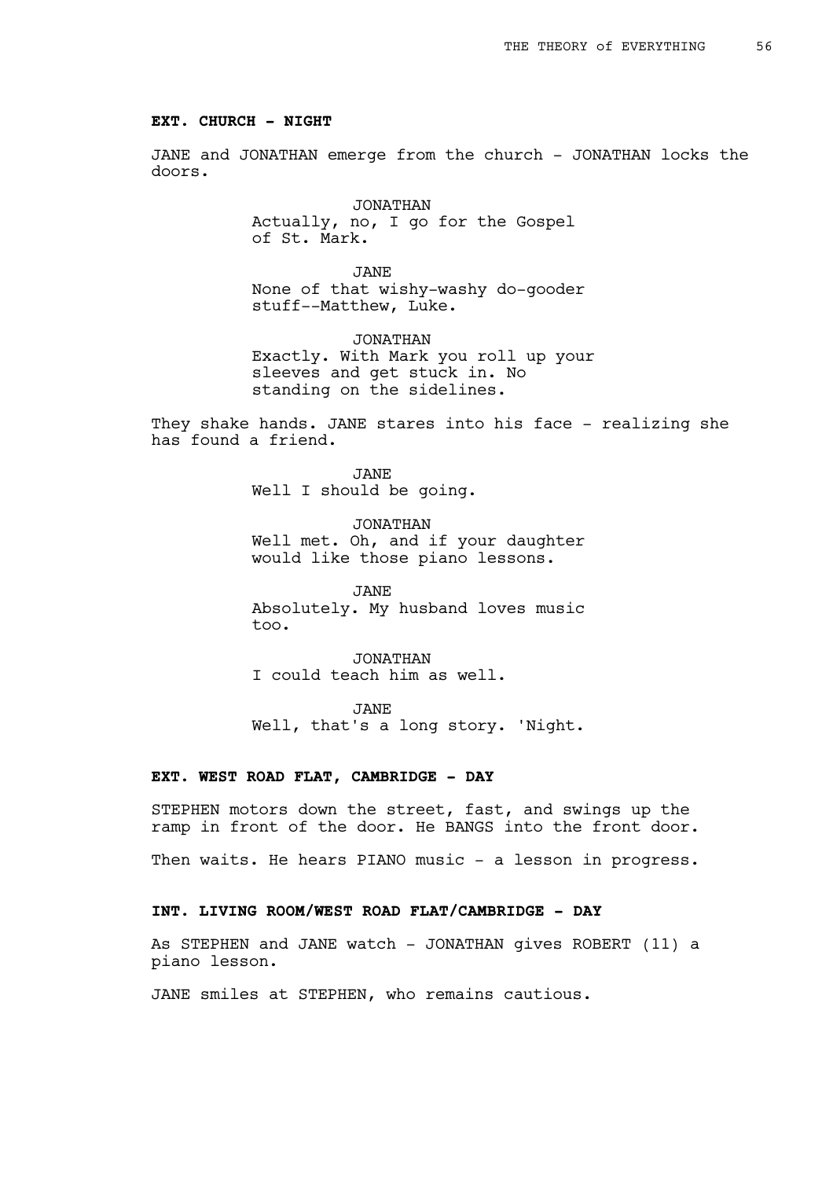**EXT. CHURCH - NIGHT**

JANE and JONATHAN emerge from the church - JONATHAN locks the doors.

JONATHAN
Actually, no, I go for the Gospel of St. Mark.

JANE
None of that wishy-washy do-gooder stuff--Matthew, Luke.

JONATHAN
Exactly. With Mark you roll up your sleeves and get stuck in. No standing on the sidelines.

They shake hands. JANE stares into his face - realizing she has found a friend.

JANE
Well I should be going.

JONATHAN
Well met. Oh, and if your daughter would like those piano lessons.

JANE
Absolutely. My husband loves music too.

JONATHAN
I could teach him as well.

JANE
Well, that's a long story. 'Night.

**EXT. WEST ROAD FLAT, CAMBRIDGE - DAY**

STEPHEN motors down the street, fast, and swings up the ramp in front of the door. He BANGS into the front door.

Then waits. He hears PIANO music - a lesson in progress.

**INT. LIVING ROOM/WEST ROAD FLAT/CAMBRIDGE - DAY**

As STEPHEN and JANE watch - JONATHAN gives ROBERT (11) a piano lesson.

JANE smiles at STEPHEN, who remains cautious.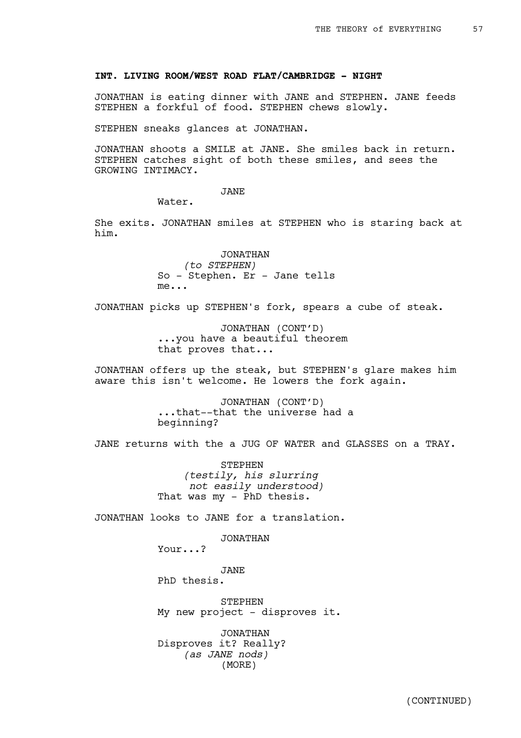**INT. LIVING ROOM/WEST ROAD FLAT/CAMBRIDGE - NIGHT**

JONATHAN is eating dinner with JANE and STEPHEN. JANE feeds STEPHEN a forkful of food. STEPHEN chews slowly.

STEPHEN sneaks glances at JONATHAN.

JONATHAN shoots a SMILE at JANE. She smiles back in return. STEPHEN catches sight of both these smiles, and sees the GROWING INTIMACY.

JANE
Water.

She exits. JONATHAN smiles at STEPHEN who is staring back at him.

JONATHAN
*(to STEPHEN)*
So - Stephen. Er - Jane tells me...

JONATHAN picks up STEPHEN's fork, spears a cube of steak.

JONATHAN (CONT'D)
...you have a beautiful theorem that proves that...

JONATHAN offers up the steak, but STEPHEN's glare makes him aware this isn't welcome. He lowers the fork again.

JONATHAN (CONT'D)
...that--that the universe had a beginning?

JANE returns with the a JUG OF WATER and GLASSES on a TRAY.

STEPHEN
*(testily, his slurring not easily understood)*
That was my - PhD thesis.

JONATHAN looks to JANE for a translation.

JONATHAN
Your...?

JANE
PhD thesis.

STEPHEN
My new project - disproves it.

JONATHAN
Disproves it? Really?
*(as JANE nods)*
(MORE)

(CONTINUED)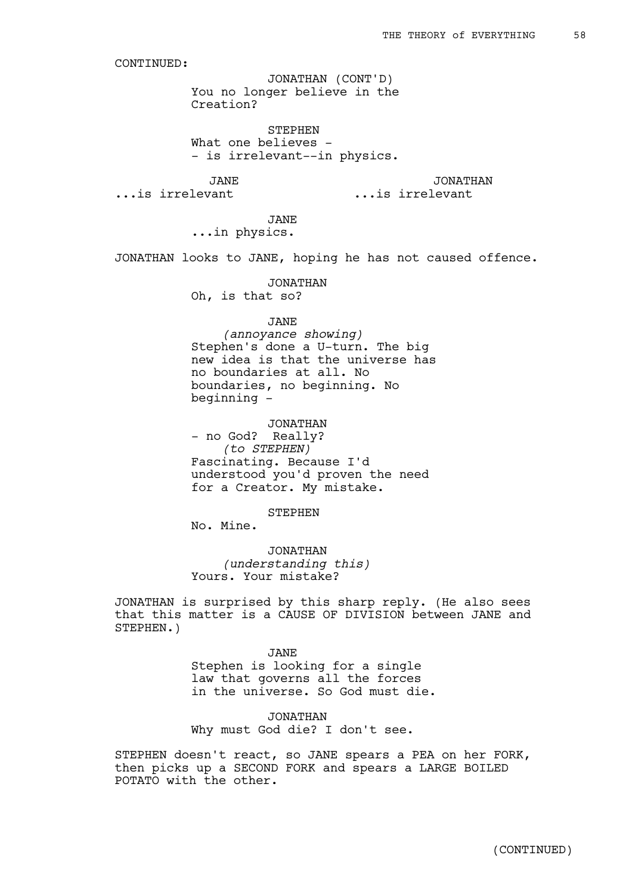CONTINUED:

JONATHAN (CONT'D)
You no longer believe in the Creation?

STEPHEN
What one believes -
- is irrelevant--in physics.

JANE
...is irrelevant

JONATHAN
...is irrelevant

JANE
...in physics.

JONATHAN looks to JANE, hoping he has not caused offence.

JONATHAN
Oh, is that so?

JANE
*(annoyance showing)*
Stephen's done a U-turn. The big new idea is that the universe has no boundaries at all. No boundaries, no beginning. No beginning -

JONATHAN
- no God? Really?
*(to STEPHEN)*
Fascinating. Because I'd understood you'd proven the need for a Creator. My mistake.

STEPHEN
No. Mine.

JONATHAN
*(understanding this)*
Yours. Your mistake?

JONATHAN is surprised by this sharp reply. (He also sees that this matter is a CAUSE OF DIVISION between JANE and STEPHEN.)

JANE
Stephen is looking for a single law that governs all the forces in the universe. So God must die.

JONATHAN
Why must God die? I don't see.

STEPHEN doesn't react, so JANE spears a PEA on her FORK, then picks up a SECOND FORK and spears a LARGE BOILED POTATO with the other.

(CONTINUED)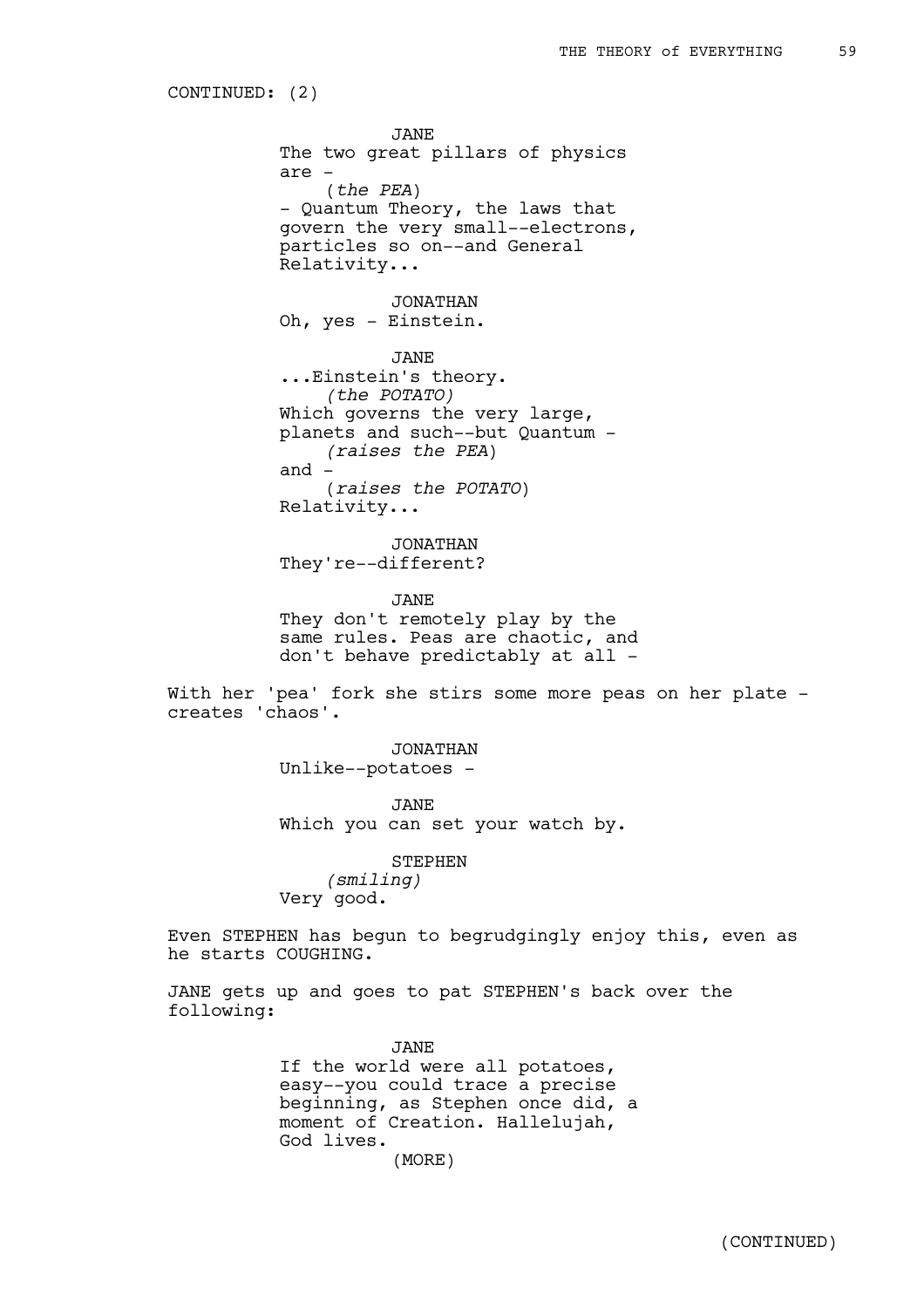CONTINUED: (2)

JANE
The two great pillars of physics are -
(*the PEA*)
- Quantum Theory, the laws that govern the very small--electrons, particles so on--and General Relativity...

JONATHAN
Oh, yes - Einstein.

JANE
...Einstein's theory.
*(the POTATO)*
Which governs the very large, planets and such--but Quantum -
*(raises the PEA)*
and -
(*raises the POTATO*)
Relativity...

JONATHAN
They're--different?

JANE
They don't remotely play by the same rules. Peas are chaotic, and don't behave predictably at all -

With her 'pea' fork she stirs some more peas on her plate - creates 'chaos'.

JONATHAN
Unlike--potatoes -

JANE
Which you can set your watch by.

STEPHEN
*(smiling)*
Very good.

Even STEPHEN has begun to begrudgingly enjoy this, even as he starts COUGHING.

JANE gets up and goes to pat STEPHEN's back over the following:

JANE
If the world were all potatoes, easy--you could trace a precise beginning, as Stephen once did, a moment of Creation. Hallelujah, God lives.
(MORE)

(CONTINUED)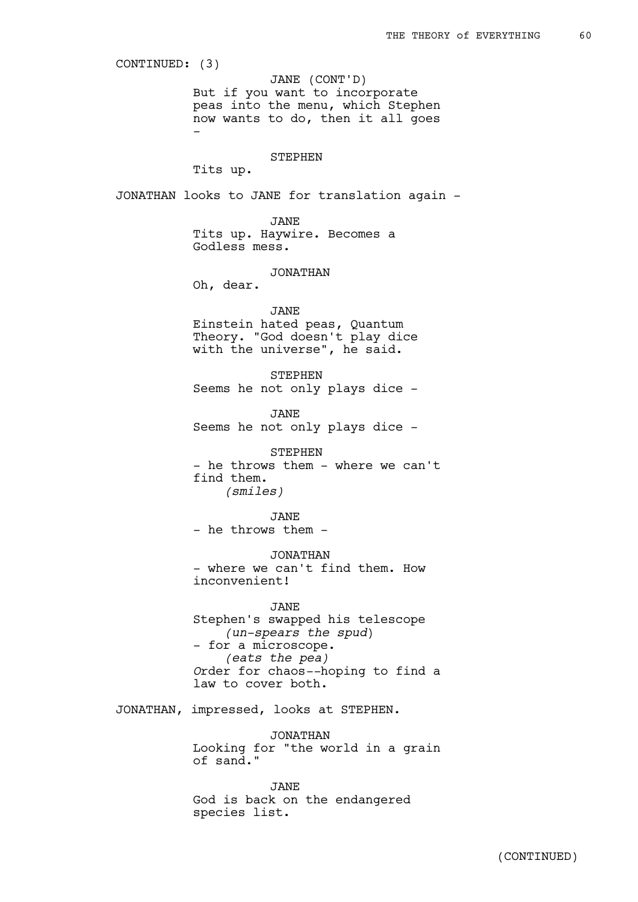CONTINUED: (3)

JANE (CONT'D)
But if you want to incorporate peas into the menu, which Stephen now wants to do, then it all goes -

STEPHEN
Tits up.

JONATHAN looks to JANE for translation again -

JANE
Tits up. Haywire. Becomes a Godless mess.

JONATHAN
Oh, dear.

JANE
Einstein hated peas, Quantum Theory. "God doesn't play dice with the universe", he said.

STEPHEN
Seems he not only plays dice -

JANE
Seems he not only plays dice -

STEPHEN
- he throws them - where we can't find them.
*(smiles)*

JANE
- he throws them -

JONATHAN
- where we can't find them. How inconvenient!

JANE
Stephen's swapped his telescope
*(un-spears the spud)*
- for a microscope.
*(eats the pea)*
*O*rder for chaos--hoping to find a law to cover both.

JONATHAN, impressed, looks at STEPHEN.

JONATHAN
Looking for "the world in a grain of sand."

JANE
God is back on the endangered species list.

(CONTINUED)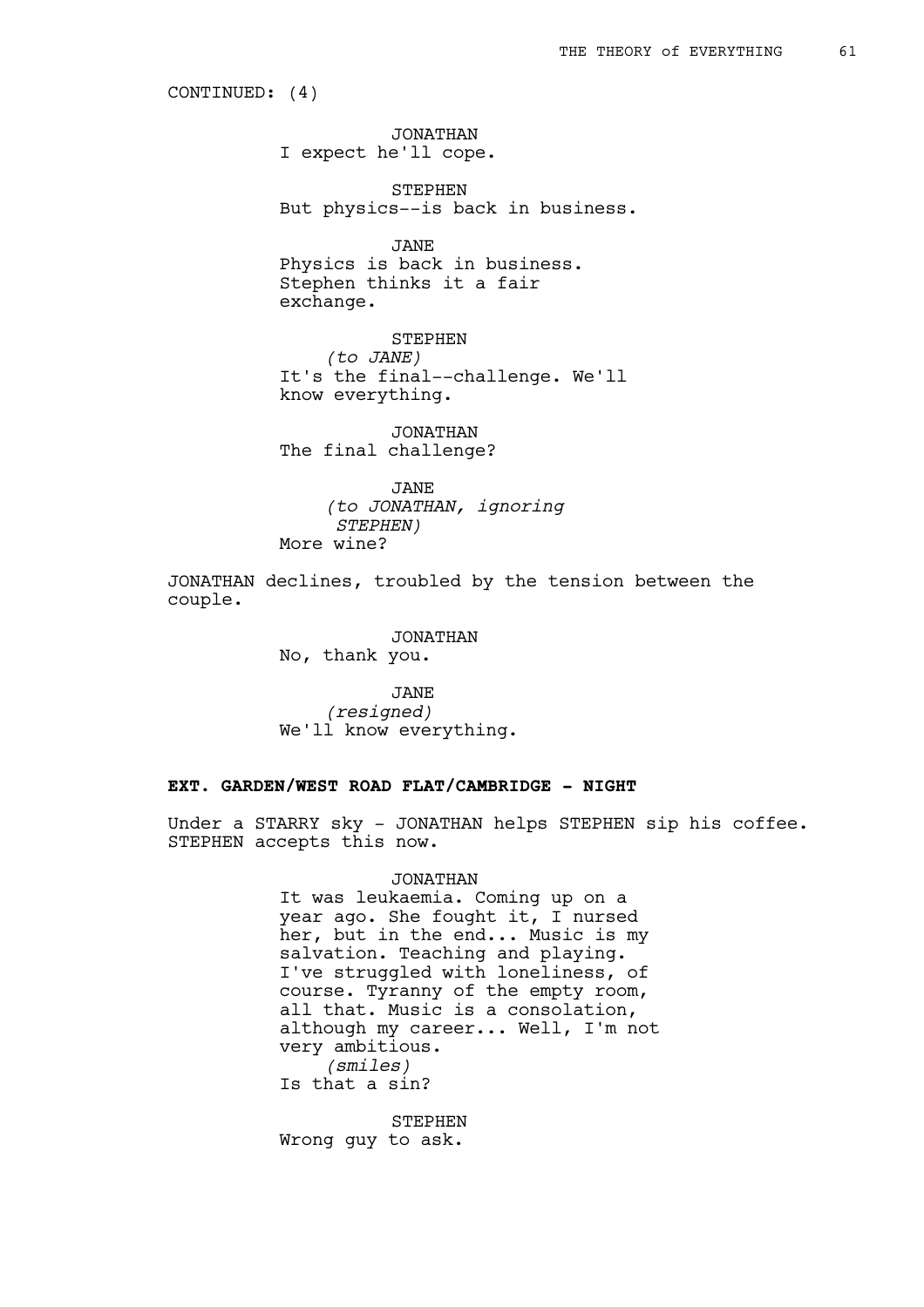CONTINUED: (4)

JONATHAN
I expect he'll cope.

STEPHEN
But physics--is back in business.

JANE
Physics is back in business.
Stephen thinks it a fair
exchange.

STEPHEN
*(to JANE)*
It's the final--challenge. We'll
know everything.

JONATHAN
The final challenge?

JANE
*(to JONATHAN, ignoring STEPHEN)*
More wine?

JONATHAN declines, troubled by the tension between the couple.

JONATHAN
No, thank you.

JANE
*(resigned)*
We'll know everything.

**EXT. GARDEN/WEST ROAD FLAT/CAMBRIDGE - NIGHT**

Under a STARRY sky - JONATHAN helps STEPHEN sip his coffee. STEPHEN accepts this now.

JONATHAN
It was leukaemia. Coming up on a
year ago. She fought it, I nursed
her, but in the end... Music is my
salvation. Teaching and playing.
I've struggled with loneliness, of
course. Tyranny of the empty room,
all that. Music is a consolation,
although my career... Well, I'm not
very ambitious.
*(smiles)*
Is that a sin?

STEPHEN
Wrong guy to ask.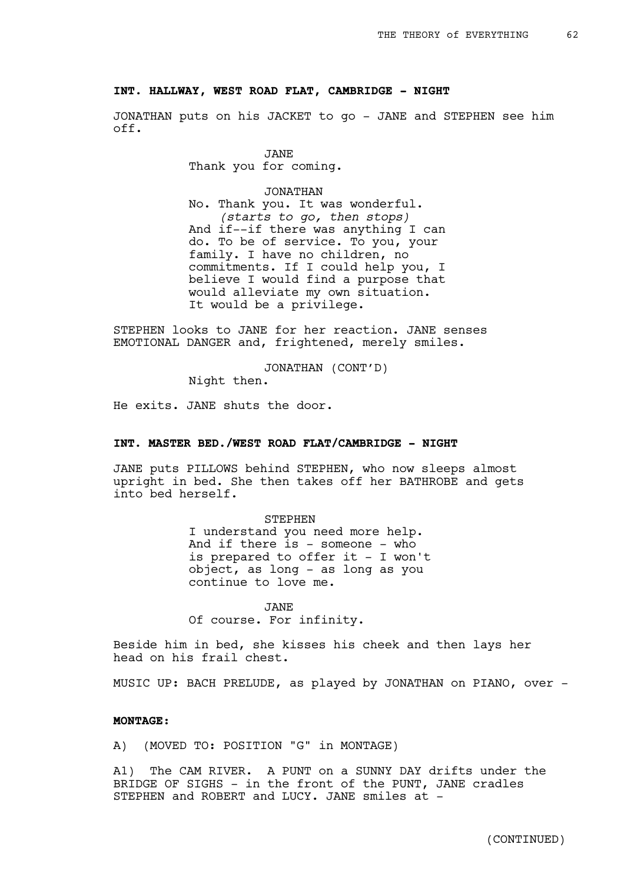**INT. HALLWAY, WEST ROAD FLAT, CAMBRIDGE - NIGHT**

JONATHAN puts on his JACKET to go - JANE and STEPHEN see him off.

JANE
Thank you for coming.

JONATHAN
No. Thank you. It was wonderful.
*(starts to go, then stops)*
And if--if there was anything I can do. To be of service. To you, your family. I have no children, no commitments. If I could help you, I believe I would find a purpose that would alleviate my own situation. It would be a privilege.

STEPHEN looks to JANE for her reaction. JANE senses EMOTIONAL DANGER and, frightened, merely smiles.

JONATHAN (CONT'D)
Night then.

He exits. JANE shuts the door.

**INT. MASTER BED./WEST ROAD FLAT/CAMBRIDGE - NIGHT**

JANE puts PILLOWS behind STEPHEN, who now sleeps almost upright in bed. She then takes off her BATHROBE and gets into bed herself.

STEPHEN
I understand you need more help. And if there is - someone - who is prepared to offer it - I won't object, as long - as long as you continue to love me.

JANE
Of course. For infinity.

Beside him in bed, she kisses his cheek and then lays her head on his frail chest.

MUSIC UP: BACH PRELUDE, as played by JONATHAN on PIANO, over -

**MONTAGE:**

A) (MOVED TO: POSITION "G" in MONTAGE)

A1) The CAM RIVER. A PUNT on a SUNNY DAY drifts under the BRIDGE OF SIGHS - in the front of the PUNT, JANE cradles STEPHEN and ROBERT and LUCY. JANE smiles at -

(CONTINUED)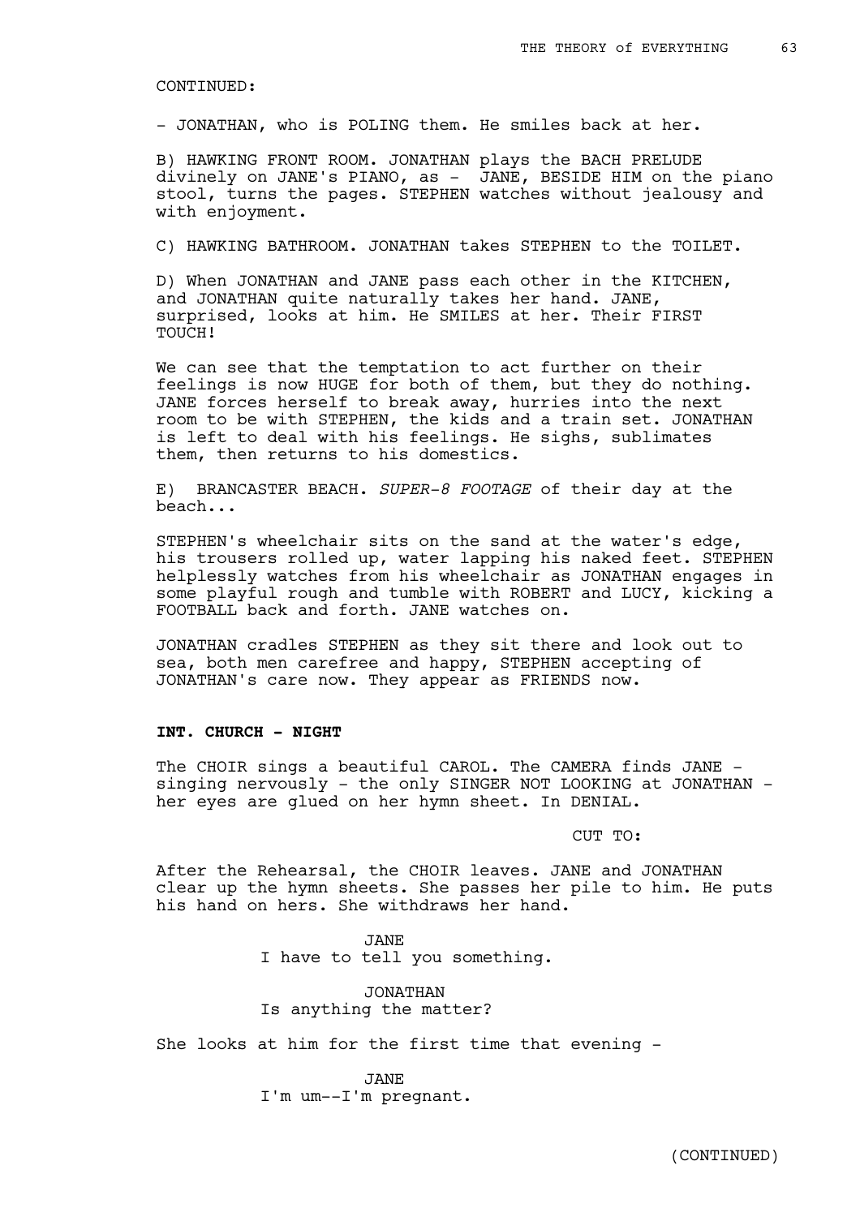CONTINUED:

- JONATHAN, who is POLING them. He smiles back at her.

B) HAWKING FRONT ROOM. JONATHAN plays the BACH PRELUDE divinely on JANE's PIANO, as - JANE, BESIDE HIM on the piano stool, turns the pages. STEPHEN watches without jealousy and with enjoyment.

C) HAWKING BATHROOM. JONATHAN takes STEPHEN to the TOILET.

D) When JONATHAN and JANE pass each other in the KITCHEN, and JONATHAN quite naturally takes her hand. JANE, surprised, looks at him. He SMILES at her. Their FIRST TOUCH!

We can see that the temptation to act further on their feelings is now HUGE for both of them, but they do nothing. JANE forces herself to break away, hurries into the next room to be with STEPHEN, the kids and a train set. JONATHAN is left to deal with his feelings. He sighs, sublimates them, then returns to his domestics.

E) BRANCASTER BEACH. *SUPER-8 FOOTAGE* of their day at the beach...

STEPHEN's wheelchair sits on the sand at the water's edge, his trousers rolled up, water lapping his naked feet. STEPHEN helplessly watches from his wheelchair as JONATHAN engages in some playful rough and tumble with ROBERT and LUCY, kicking a FOOTBALL back and forth. JANE watches on.

JONATHAN cradles STEPHEN as they sit there and look out to sea, both men carefree and happy, STEPHEN accepting of JONATHAN's care now. They appear as FRIENDS now.

**INT. CHURCH - NIGHT**

The CHOIR sings a beautiful CAROL. The CAMERA finds JANE - singing nervously - the only SINGER NOT LOOKING at JONATHAN - her eyes are glued on her hymn sheet. In DENIAL.

CUT TO:

After the Rehearsal, the CHOIR leaves. JANE and JONATHAN clear up the hymn sheets. She passes her pile to him. He puts his hand on hers. She withdraws her hand.

JANE
I have to tell you something.

JONATHAN
Is anything the matter?

She looks at him for the first time that evening -

JANE
I'm um--I'm pregnant.

(CONTINUED)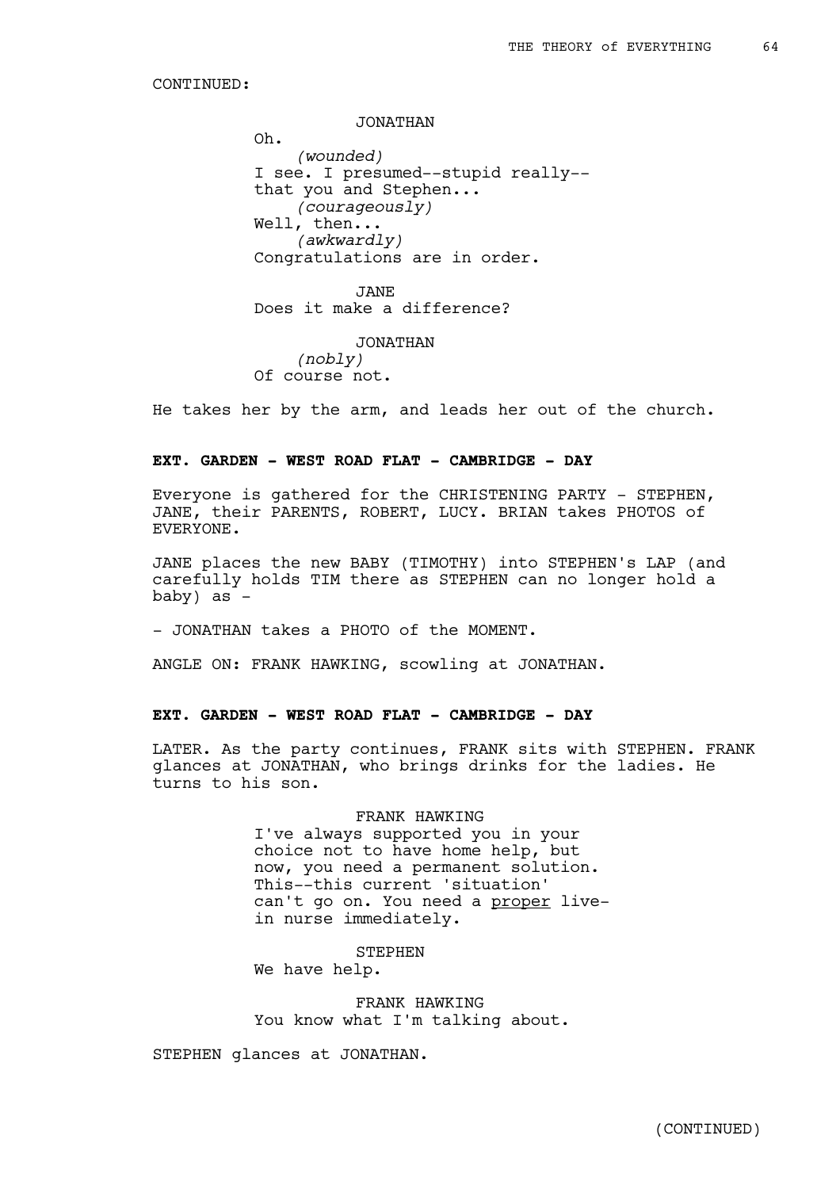CONTINUED:

JONATHAN
Oh.
*(wounded)*
I see. I presumed--stupid really--
that you and Stephen...
*(courageously)*
Well, then...
*(awkwardly)*
Congratulations are in order.

JANE
Does it make a difference?

JONATHAN
*(nobly)*
Of course not.

He takes her by the arm, and leads her out of the church.

**EXT. GARDEN - WEST ROAD FLAT - CAMBRIDGE - DAY**

Everyone is gathered for the CHRISTENING PARTY - STEPHEN, JANE, their PARENTS, ROBERT, LUCY. BRIAN takes PHOTOS of EVERYONE.

JANE places the new BABY (TIMOTHY) into STEPHEN's LAP (and carefully holds TIM there as STEPHEN can no longer hold a baby) as -

- JONATHAN takes a PHOTO of the MOMENT.

ANGLE ON: FRANK HAWKING, scowling at JONATHAN.

**EXT. GARDEN - WEST ROAD FLAT - CAMBRIDGE - DAY**

LATER. As the party continues, FRANK sits with STEPHEN. FRANK glances at JONATHAN, who brings drinks for the ladies. He turns to his son.

FRANK HAWKING
I've always supported you in your
choice not to have home help, but
now, you need a permanent solution.
This--this current 'situation'
can't go on. You need a <u>proper</u> live-
in nurse immediately.

STEPHEN
We have help.

FRANK HAWKING
You know what I'm talking about.

STEPHEN glances at JONATHAN.

(CONTINUED)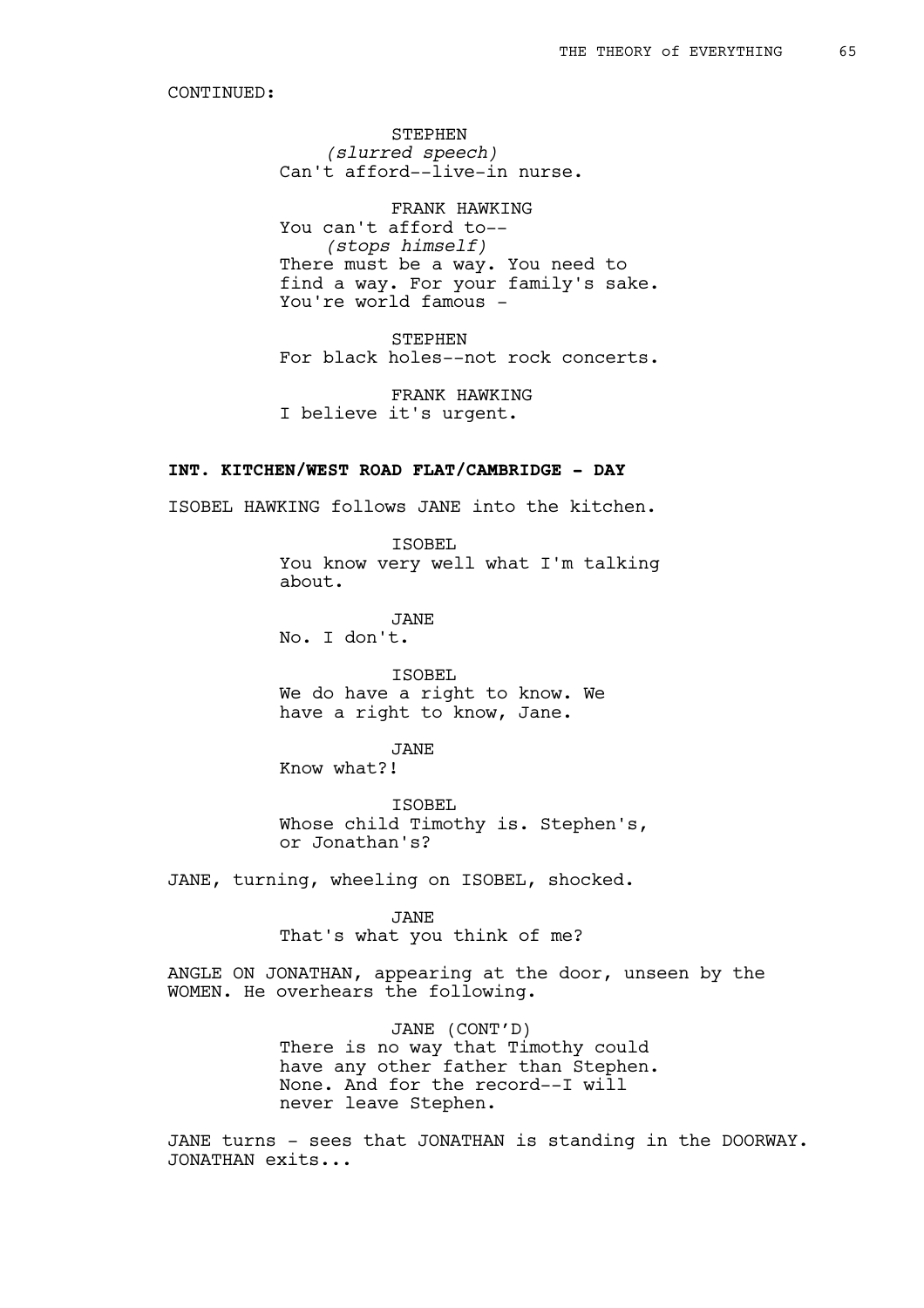CONTINUED:

STEPHEN
*(slurred speech)*
Can't afford--live-in nurse.

FRANK HAWKING
You can't afford to--
*(stops himself)*
There must be a way. You need to find a way. For your family's sake. You're world famous -

STEPHEN
For black holes--not rock concerts.

FRANK HAWKING
I believe it's urgent.

**INT. KITCHEN/WEST ROAD FLAT/CAMBRIDGE - DAY**

ISOBEL HAWKING follows JANE into the kitchen.

ISOBEL
You know very well what I'm talking about.

JANE
No. I don't.

ISOBEL
We do have a right to know. We have a right to know, Jane.

JANE
Know what?!

ISOBEL
Whose child Timothy is. Stephen's, or Jonathan's?

JANE, turning, wheeling on ISOBEL, shocked.

JANE
That's what you think of me?

ANGLE ON JONATHAN, appearing at the door, unseen by the WOMEN. He overhears the following.

JANE (CONT'D)
There is no way that Timothy could have any other father than Stephen. None. And for the record--I will never leave Stephen.

JANE turns - sees that JONATHAN is standing in the DOORWAY. JONATHAN exits...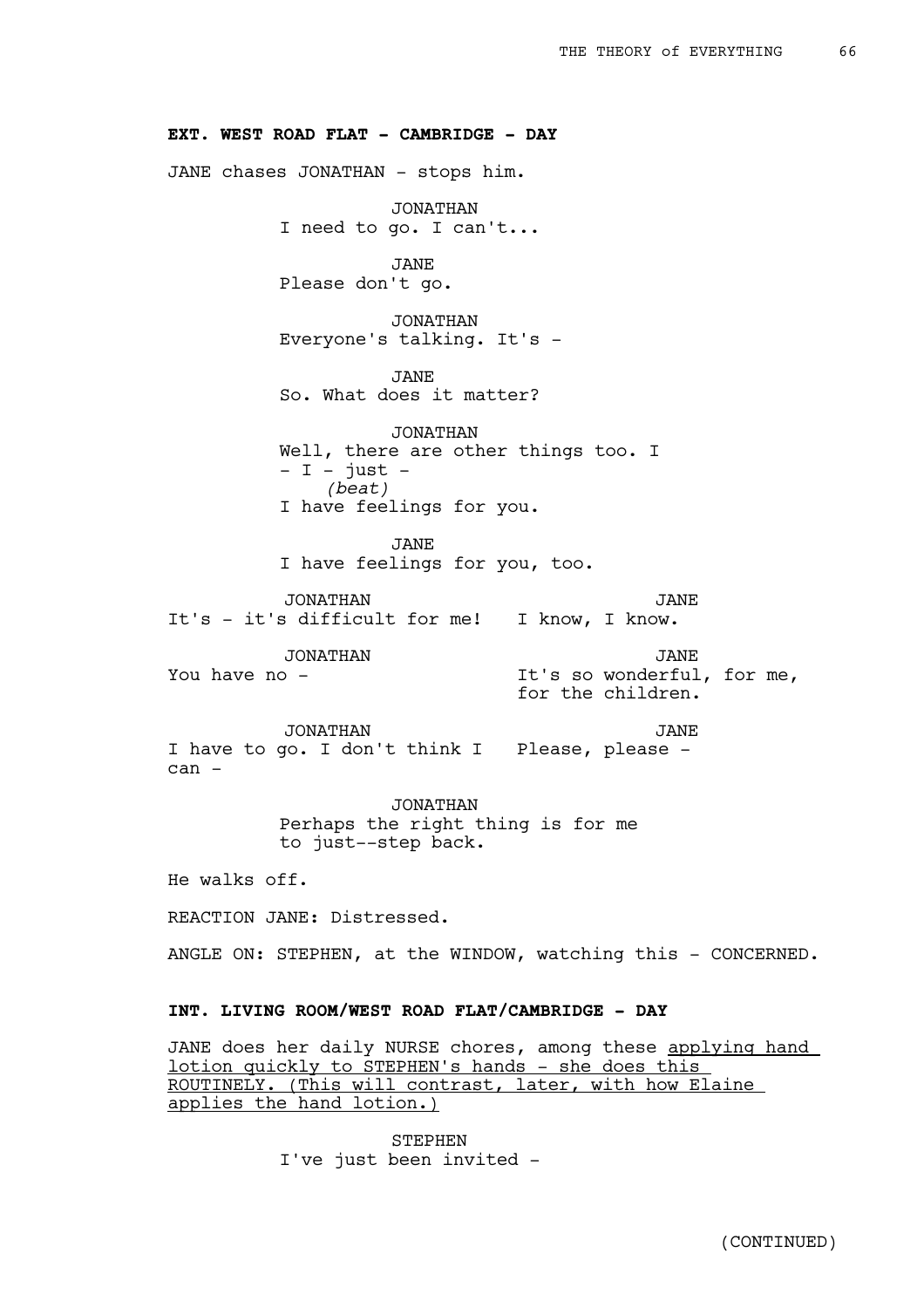**EXT. WEST ROAD FLAT - CAMBRIDGE - DAY**

JANE chases JONATHAN - stops him.

JONATHAN
I need to go. I can't...

JANE
Please don't go.

JONATHAN
Everyone's talking. It's -

JANE
So. What does it matter?

JONATHAN
Well, there are other things too. I - I - just -
*(beat)*
I have feelings for you.

JANE
I have feelings for you, too.

JONATHAN
It's - it's difficult for me!

JANE
I know, I know.

JONATHAN
You have no -

JANE
It's so wonderful, for me, for the children.

JONATHAN
I have to go. I don't think I can -

JANE
Please, please -

JONATHAN
Perhaps the right thing is for me to just--step back.

He walks off.

REACTION JANE: Distressed.

ANGLE ON: STEPHEN, at the WINDOW, watching this - CONCERNED.

**INT. LIVING ROOM/WEST ROAD FLAT/CAMBRIDGE - DAY**

JANE does her daily NURSE chores, among these <u>applying hand lotion quickly to STEPHEN's hands - she does this ROUTINELY. (This will contrast, later, with how Elaine applies the hand lotion.)</u>

STEPHEN
I've just been invited -

(CONTINUED)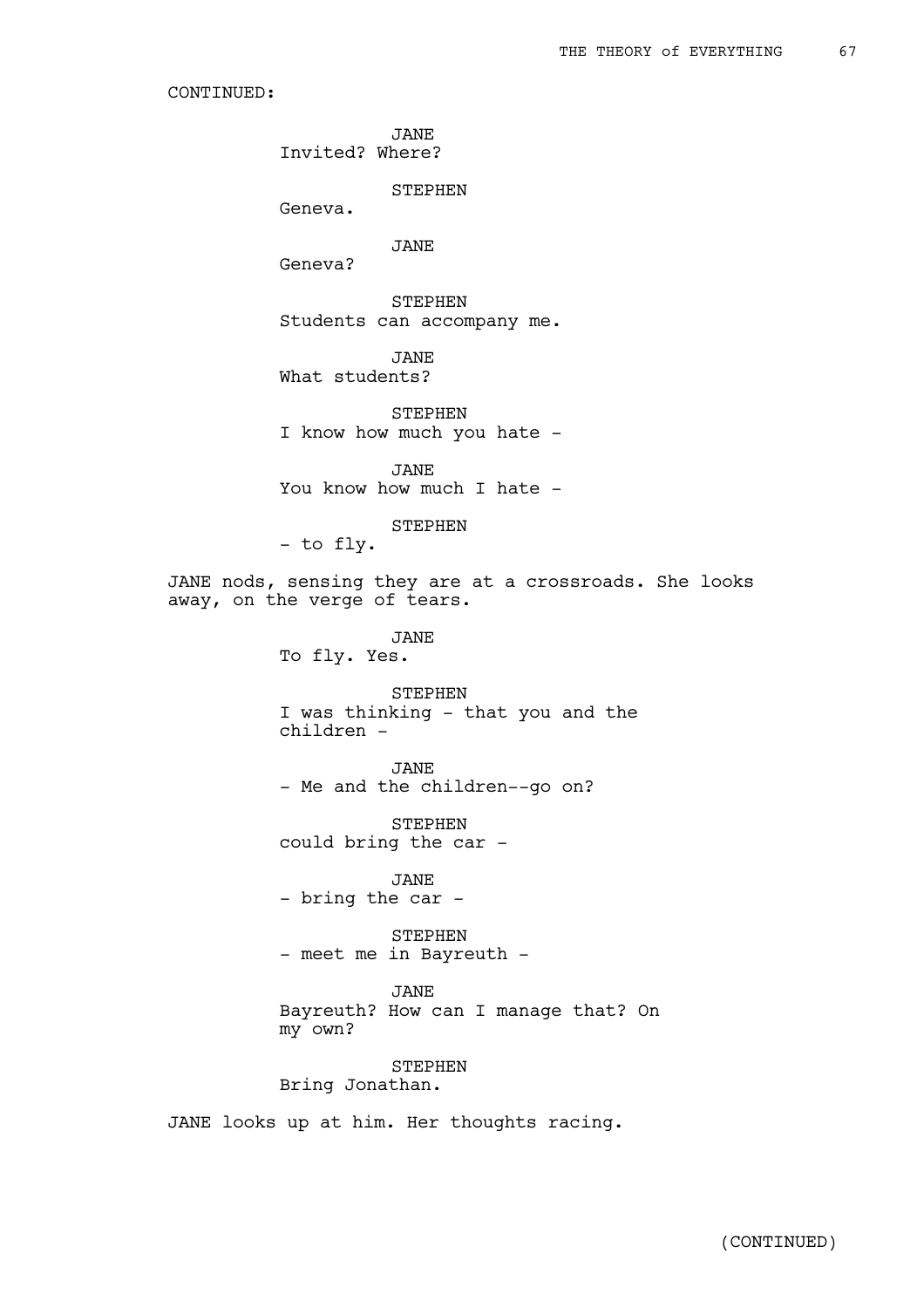CONTINUED:

JANE
Invited? Where?

STEPHEN
Geneva.

JANE
Geneva?

STEPHEN
Students can accompany me.

JANE
What students?

STEPHEN
I know how much you hate -

JANE
You know how much I hate -

STEPHEN
- to fly.

JANE nods, sensing they are at a crossroads. She looks away, on the verge of tears.

JANE
To fly. Yes.

STEPHEN
I was thinking - that you and the children -

JANE
- Me and the children--go on?

STEPHEN
could bring the car -

JANE
- bring the car -

STEPHEN
- meet me in Bayreuth -

JANE
Bayreuth? How can I manage that? On my own?

STEPHEN
Bring Jonathan.

JANE looks up at him. Her thoughts racing.

(CONTINUED)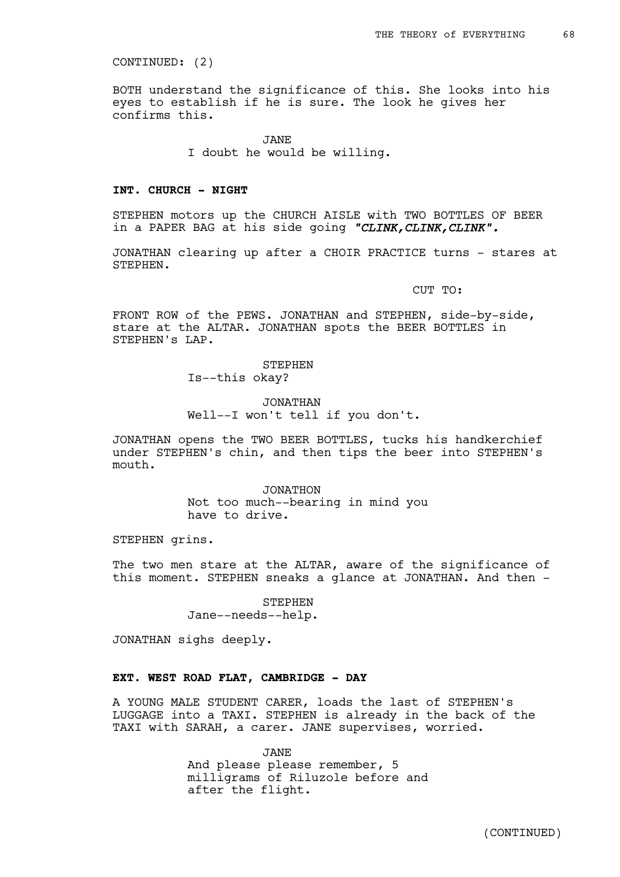CONTINUED: (2)

BOTH understand the significance of this. She looks into his eyes to establish if he is sure. The look he gives her confirms this.

JANE
I doubt he would be willing.

**INT. CHURCH - NIGHT**

STEPHEN motors up the CHURCH AISLE with TWO BOTTLES OF BEER in a PAPER BAG at his side going ***"CLINK,CLINK,CLINK".***

JONATHAN clearing up after a CHOIR PRACTICE turns - stares at STEPHEN.

CUT TO:

FRONT ROW of the PEWS. JONATHAN and STEPHEN, side-by-side, stare at the ALTAR. JONATHAN spots the BEER BOTTLES in STEPHEN's LAP.

STEPHEN
Is--this okay?

JONATHAN
Well--I won't tell if you don't.

JONATHAN opens the TWO BEER BOTTLES, tucks his handkerchief under STEPHEN's chin, and then tips the beer into STEPHEN's mouth.

JONATHON
Not too much--bearing in mind you have to drive.

STEPHEN grins.

The two men stare at the ALTAR, aware of the significance of this moment. STEPHEN sneaks a glance at JONATHAN. And then -

STEPHEN
Jane--needs--help.

JONATHAN sighs deeply.

**EXT. WEST ROAD FLAT, CAMBRIDGE - DAY**

A YOUNG MALE STUDENT CARER, loads the last of STEPHEN's LUGGAGE into a TAXI. STEPHEN is already in the back of the TAXI with SARAH, a carer. JANE supervises, worried.

JANE
And please please remember, 5 milligrams of Riluzole before and after the flight.

(CONTINUED)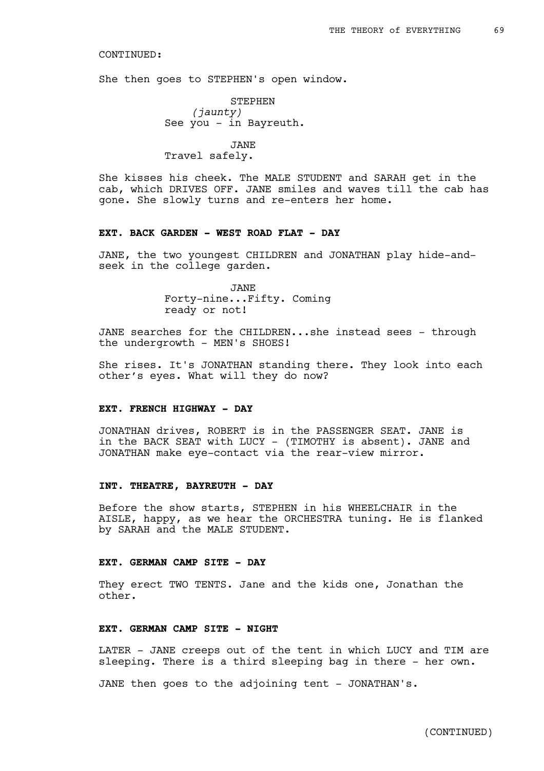CONTINUED:

She then goes to STEPHEN's open window.

STEPHEN
*(jaunty)*
See you - in Bayreuth.

JANE
Travel safely.

She kisses his cheek. The MALE STUDENT and SARAH get in the cab, which DRIVES OFF. JANE smiles and waves till the cab has gone. She slowly turns and re-enters her home.

**EXT. BACK GARDEN - WEST ROAD FLAT - DAY**

JANE, the two youngest CHILDREN and JONATHAN play hide-and-seek in the college garden.

JANE
Forty-nine...Fifty. Coming ready or not!

JANE searches for the CHILDREN...she instead sees - through the undergrowth - MEN's SHOES!

She rises. It's JONATHAN standing there. They look into each other's eyes. What will they do now?

**EXT. FRENCH HIGHWAY - DAY**

JONATHAN drives, ROBERT is in the PASSENGER SEAT. JANE is in the BACK SEAT with LUCY - (TIMOTHY is absent). JANE and JONATHAN make eye-contact via the rear-view mirror.

**INT. THEATRE, BAYREUTH - DAY**

Before the show starts, STEPHEN in his WHEELCHAIR in the AISLE, happy, as we hear the ORCHESTRA tuning. He is flanked by SARAH and the MALE STUDENT.

**EXT. GERMAN CAMP SITE - DAY**

They erect TWO TENTS. Jane and the kids one, Jonathan the other.

**EXT. GERMAN CAMP SITE - NIGHT**

LATER - JANE creeps out of the tent in which LUCY and TIM are sleeping. There is a third sleeping bag in there - her own.

JANE then goes to the adjoining tent - JONATHAN's.

(CONTINUED)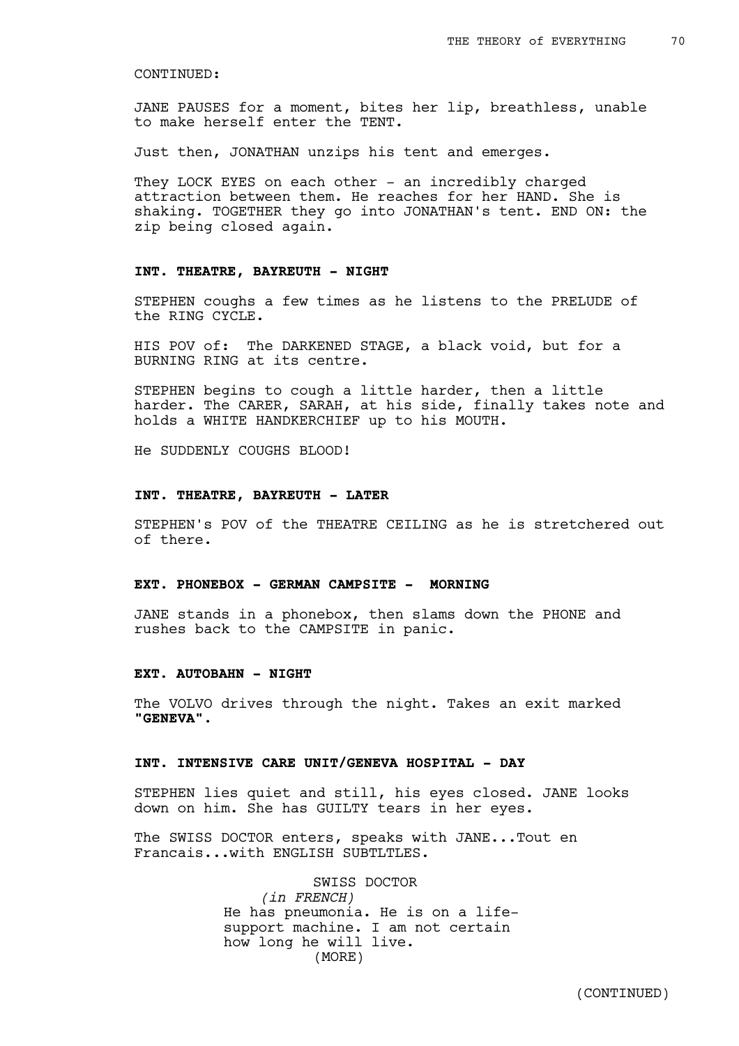CONTINUED:

JANE PAUSES for a moment, bites her lip, breathless, unable to make herself enter the TENT.

Just then, JONATHAN unzips his tent and emerges.

They LOCK EYES on each other - an incredibly charged attraction between them. He reaches for her HAND. She is shaking. TOGETHER they go into JONATHAN's tent. END ON: the zip being closed again.

**INT. THEATRE, BAYREUTH - NIGHT**

STEPHEN coughs a few times as he listens to the PRELUDE of the RING CYCLE.

HIS POV of: The DARKENED STAGE, a black void, but for a BURNING RING at its centre.

STEPHEN begins to cough a little harder, then a little harder. The CARER, SARAH, at his side, finally takes note and holds a WHITE HANDKERCHIEF up to his MOUTH.

He SUDDENLY COUGHS BLOOD!

**INT. THEATRE, BAYREUTH - LATER**

STEPHEN's POV of the THEATRE CEILING as he is stretchered out of there.

**EXT. PHONEBOX - GERMAN CAMPSITE - MORNING**

JANE stands in a phonebox, then slams down the PHONE and rushes back to the CAMPSITE in panic.

**EXT. AUTOBAHN - NIGHT**

The VOLVO drives through the night. Takes an exit marked **"GENEVA"**.

**INT. INTENSIVE CARE UNIT/GENEVA HOSPITAL - DAY**

STEPHEN lies quiet and still, his eyes closed. JANE looks down on him. She has GUILTY tears in her eyes.

The SWISS DOCTOR enters, speaks with JANE...Tout en Francais...with ENGLISH SUBTLTLES.

SWISS DOCTOR
*(in FRENCH)*
He has pneumonia. He is on a life-support machine. I am not certain how long he will live.
(MORE)

(CONTINUED)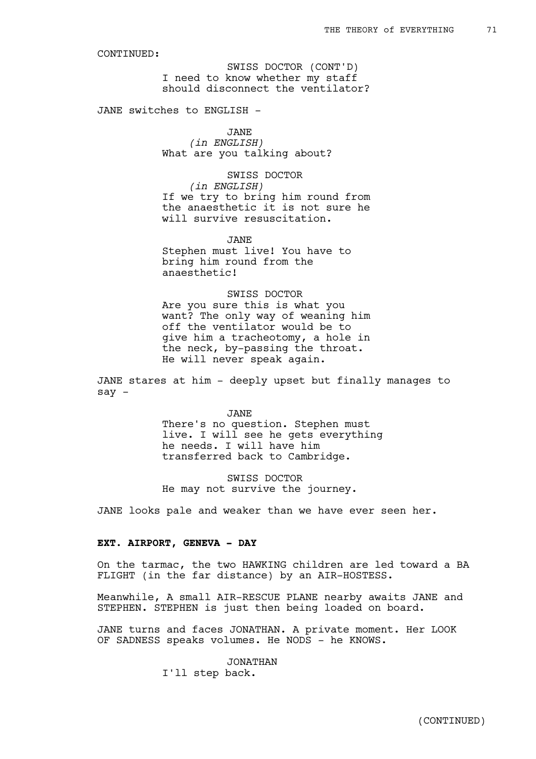CONTINUED:

SWISS DOCTOR (CONT'D)
I need to know whether my staff should disconnect the ventilator?

JANE switches to ENGLISH -

JANE
*(in ENGLISH)*
What are you talking about?

SWISS DOCTOR
*(in ENGLISH)*
If we try to bring him round from the anaesthetic it is not sure he will survive resuscitation.

JANE
Stephen must live! You have to bring him round from the anaesthetic!

SWISS DOCTOR
Are you sure this is what you want? The only way of weaning him off the ventilator would be to give him a tracheotomy, a hole in the neck, by-passing the throat. He will never speak again.

JANE stares at him - deeply upset but finally manages to say -

JANE
There's no question. Stephen must live. I will see he gets everything he needs. I will have him transferred back to Cambridge.

SWISS DOCTOR
He may not survive the journey.

JANE looks pale and weaker than we have ever seen her.

**EXT. AIRPORT, GENEVA - DAY**

On the tarmac, the two HAWKING children are led toward a BA FLIGHT (in the far distance) by an AIR-HOSTESS.

Meanwhile, A small AIR-RESCUE PLANE nearby awaits JANE and STEPHEN. STEPHEN is just then being loaded on board.

JANE turns and faces JONATHAN. A private moment. Her LOOK OF SADNESS speaks volumes. He NODS - he KNOWS.

JONATHAN
I'll step back.

(CONTINUED)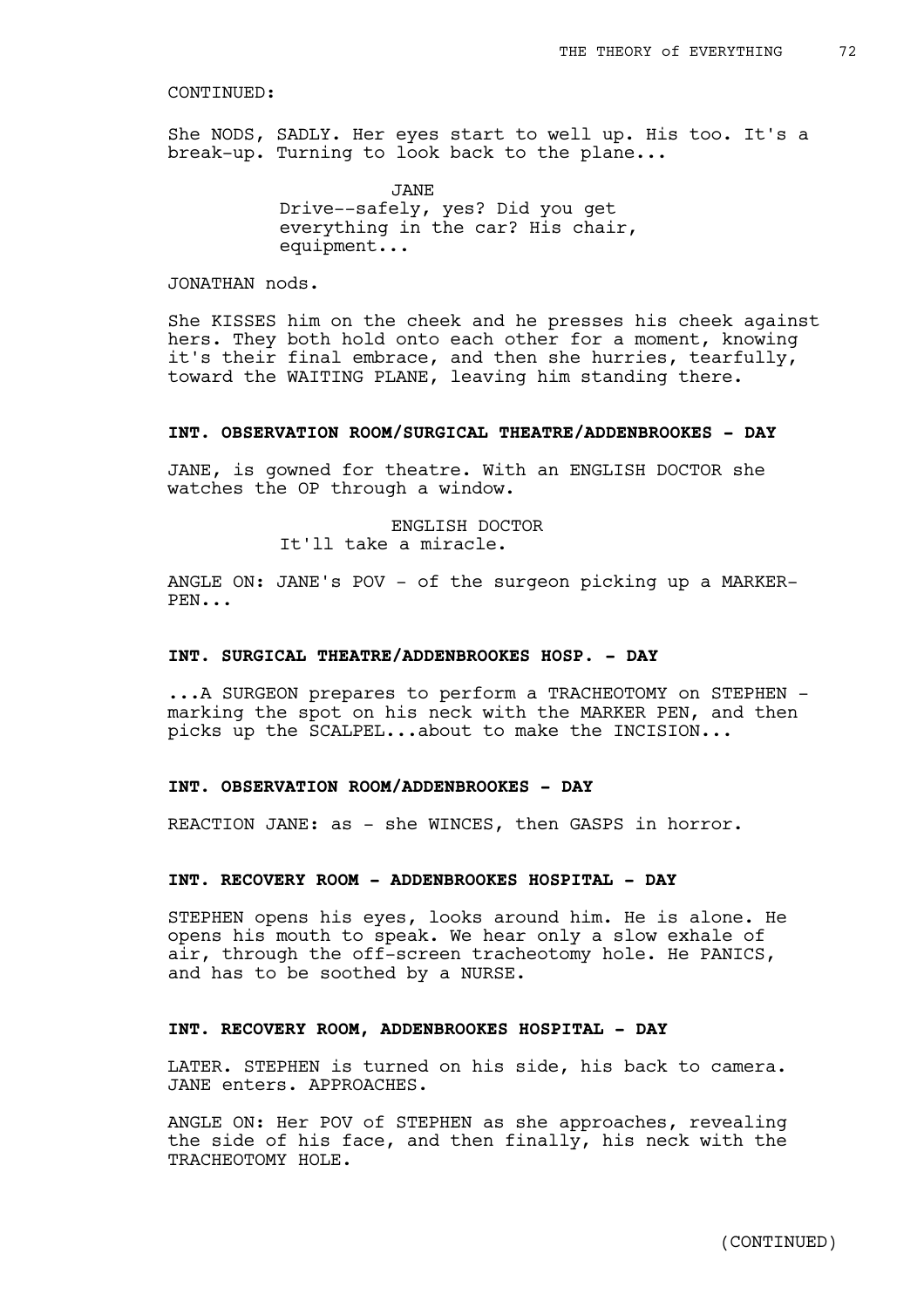CONTINUED:

She NODS, SADLY. Her eyes start to well up. His too. It's a break-up. Turning to look back to the plane...

JANE

Drive--safely, yes? Did you get everything in the car? His chair, equipment...

JONATHAN nods.

She KISSES him on the cheek and he presses his cheek against hers. They both hold onto each other for a moment, knowing it's their final embrace, and then she hurries, tearfully, toward the WAITING PLANE, leaving him standing there.

**INT. OBSERVATION ROOM/SURGICAL THEATRE/ADDENBROOKES - DAY**

JANE, is gowned for theatre. With an ENGLISH DOCTOR she watches the OP through a window.

ENGLISH DOCTOR

It'll take a miracle.

ANGLE ON: JANE's POV - of the surgeon picking up a MARKER-PEN...

**INT. SURGICAL THEATRE/ADDENBROOKES HOSP. - DAY**

...A SURGEON prepares to perform a TRACHEOTOMY on STEPHEN - marking the spot on his neck with the MARKER PEN, and then picks up the SCALPEL...about to make the INCISION...

**INT. OBSERVATION ROOM/ADDENBROOKES - DAY**

REACTION JANE: as - she WINCES, then GASPS in horror.

**INT. RECOVERY ROOM - ADDENBROOKES HOSPITAL - DAY**

STEPHEN opens his eyes, looks around him. He is alone. He opens his mouth to speak. We hear only a slow exhale of air, through the off-screen tracheotomy hole. He PANICS, and has to be soothed by a NURSE.

**INT. RECOVERY ROOM, ADDENBROOKES HOSPITAL - DAY**

LATER. STEPHEN is turned on his side, his back to camera. JANE enters. APPROACHES.

ANGLE ON: Her POV of STEPHEN as she approaches, revealing the side of his face, and then finally, his neck with the TRACHEOTOMY HOLE.

(CONTINUED)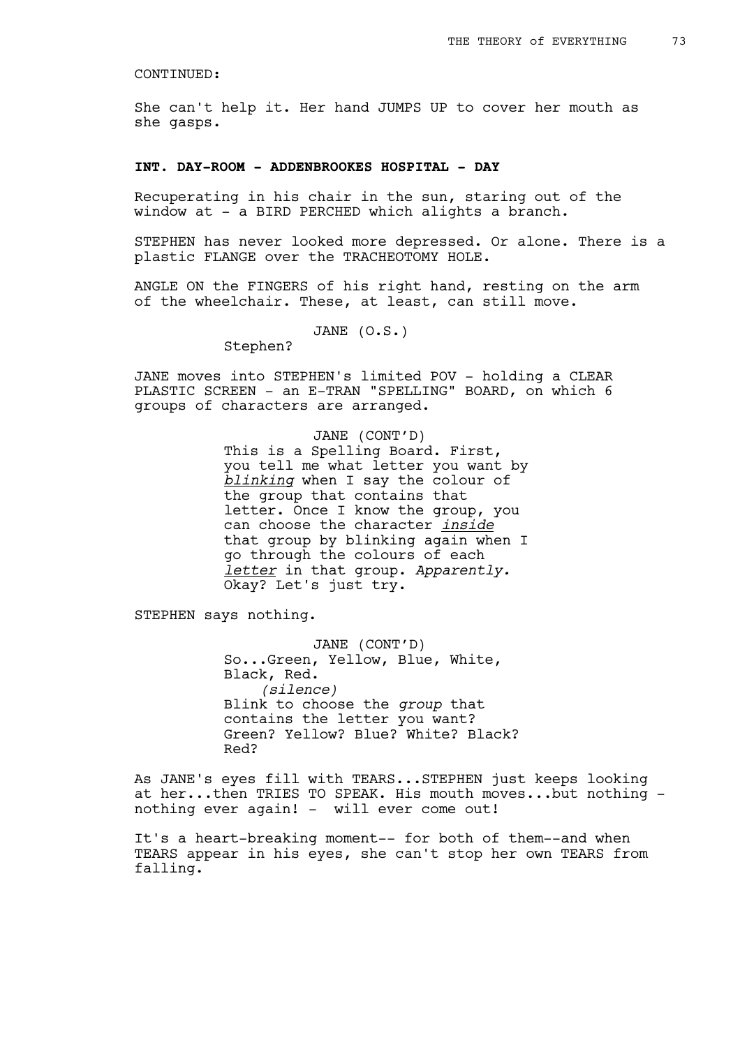CONTINUED:

She can't help it. Her hand JUMPS UP to cover her mouth as she gasps.

**INT. DAY-ROOM - ADDENBROOKES HOSPITAL - DAY**

Recuperating in his chair in the sun, staring out of the window at - a BIRD PERCHED which alights a branch.

STEPHEN has never looked more depressed. Or alone. There is a plastic FLANGE over the TRACHEOTOMY HOLE.

ANGLE ON the FINGERS of his right hand, resting on the arm of the wheelchair. These, at least, can still move.

JANE (O.S.)
Stephen?

JANE moves into STEPHEN's limited POV - holding a CLEAR PLASTIC SCREEN - an E-TRAN "SPELLING" BOARD, on which 6 groups of characters are arranged.

JANE (CONT'D)
This is a Spelling Board. First, you tell me what letter you want by *blinking* when I say the colour of the group that contains that letter. Once I know the group, you can choose the character *inside* that group by blinking again when I go through the colours of each *letter* in that group. *Apparently.* Okay? Let's just try.

STEPHEN says nothing.

JANE (CONT'D)
So...Green, Yellow, Blue, White, Black, Red.
*(silence)*
Blink to choose the *group* that contains the letter you want? Green? Yellow? Blue? White? Black? Red?

As JANE's eyes fill with TEARS...STEPHEN just keeps looking at her...then TRIES TO SPEAK. His mouth moves...but nothing - nothing ever again! - will ever come out!

It's a heart-breaking moment-- for both of them--and when TEARS appear in his eyes, she can't stop her own TEARS from falling.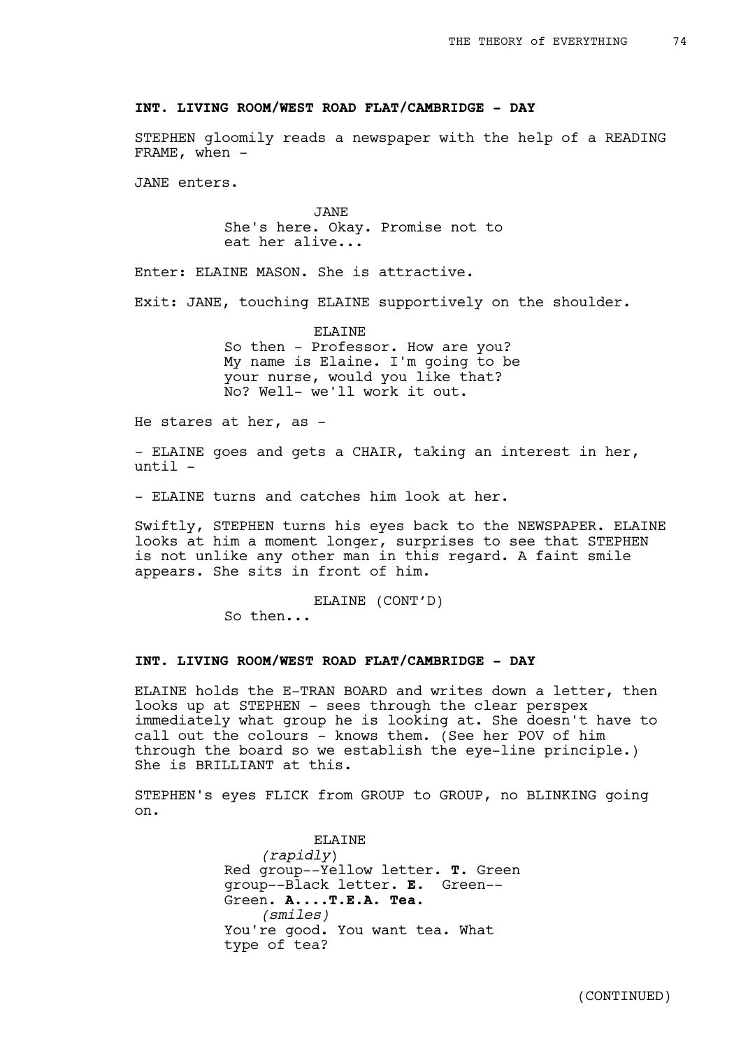**INT. LIVING ROOM/WEST ROAD FLAT/CAMBRIDGE - DAY**

STEPHEN gloomily reads a newspaper with the help of a READING FRAME, when -

JANE enters.

JANE
She's here. Okay. Promise not to eat her alive...

Enter: ELAINE MASON. She is attractive.

Exit: JANE, touching ELAINE supportively on the shoulder.

ELAINE
So then - Professor. How are you? My name is Elaine. I'm going to be your nurse, would you like that? No? Well- we'll work it out.

He stares at her, as -

- ELAINE goes and gets a CHAIR, taking an interest in her, until -

- ELAINE turns and catches him look at her.

Swiftly, STEPHEN turns his eyes back to the NEWSPAPER. ELAINE looks at him a moment longer, surprises to see that STEPHEN is not unlike any other man in this regard. A faint smile appears. She sits in front of him.

ELAINE (CONT'D)
So then...

**INT. LIVING ROOM/WEST ROAD FLAT/CAMBRIDGE - DAY**

ELAINE holds the E-TRAN BOARD and writes down a letter, then looks up at STEPHEN - sees through the clear perspex immediately what group he is looking at. She doesn't have to call out the colours - knows them. (See her POV of him through the board so we establish the eye-line principle.) She is BRILLIANT at this.

STEPHEN's eyes FLICK from GROUP to GROUP, no BLINKING going on.

ELAINE
*(rapidly)*
Red group--Yellow letter. **T.** Green group--Black letter. **E.** Green--Green. **A....T.E.A. Tea.**
*(smiles)*
You're good. You want tea. What type of tea?

(CONTINUED)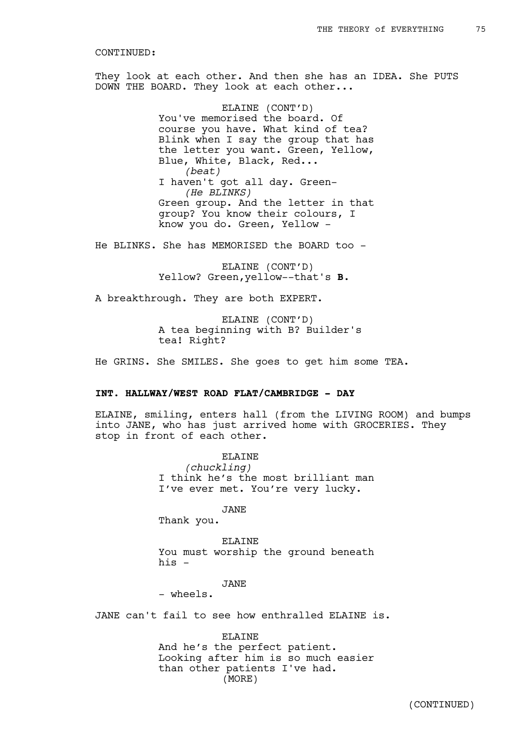CONTINUED:

They look at each other. And then she has an IDEA. She PUTS DOWN THE BOARD. They look at each other...

ELAINE (CONT'D)
You've memorised the board. Of course you have. What kind of tea? Blink when I say the group that has the letter you want. Green, Yellow, Blue, White, Black, Red...
*(beat)*
I haven't got all day. Green-
*(He BLINKS)*
Green group. And the letter in that group? You know their colours, I know you do. Green, Yellow -

He BLINKS. She has MEMORISED the BOARD too -

ELAINE (CONT'D)
Yellow? Green,yellow--that's **B.**

A breakthrough. They are both EXPERT.

ELAINE (CONT'D)
A tea beginning with B? Builder's tea! Right?

He GRINS. She SMILES. She goes to get him some TEA.

**INT. HALLWAY/WEST ROAD FLAT/CAMBRIDGE - DAY**

ELAINE, smiling, enters hall (from the LIVING ROOM) and bumps into JANE, who has just arrived home with GROCERIES. They stop in front of each other.

ELAINE
*(chuckling)*
I think he's the most brilliant man I've ever met. You're very lucky.

JANE
Thank you.

ELAINE
You must worship the ground beneath his -

JANE
- wheels.

JANE can't fail to see how enthralled ELAINE is.

ELAINE
And he's the perfect patient. Looking after him is so much easier than other patients I've had.
(MORE)

(CONTINUED)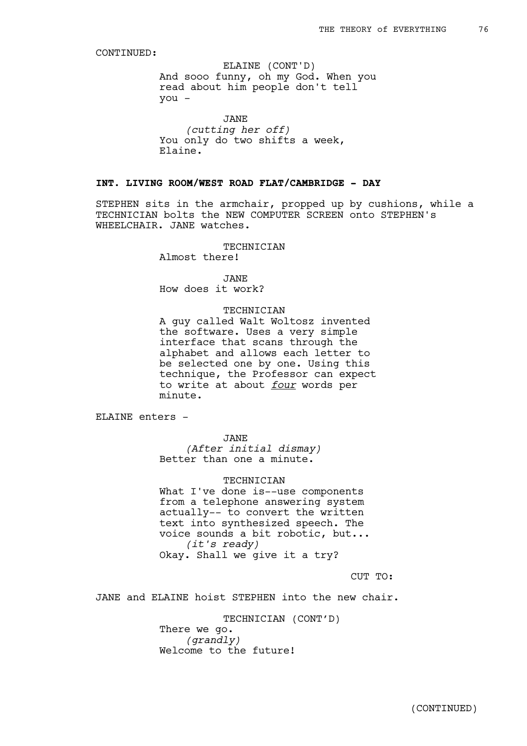CONTINUED:

ELAINE (CONT'D)
And sooo funny, oh my God. When you read about him people don't tell you -

JANE
*(cutting her off)*
You only do two shifts a week, Elaine.

**INT. LIVING ROOM/WEST ROAD FLAT/CAMBRIDGE - DAY**

STEPHEN sits in the armchair, propped up by cushions, while a TECHNICIAN bolts the NEW COMPUTER SCREEN onto STEPHEN's WHEELCHAIR. JANE watches.

TECHNICIAN
Almost there!

JANE
How does it work?

TECHNICIAN
A guy called Walt Woltosz invented the software. Uses a very simple interface that scans through the alphabet and allows each letter to be selected one by one. Using this technique, the Professor can expect to write at about *four* words per minute.

ELAINE enters -

JANE
*(After initial dismay)*
Better than one a minute.

TECHNICIAN
What I've done is--use components from a telephone answering system actually-- to convert the written text into synthesized speech. The voice sounds a bit robotic, but...
*(it's ready)*
Okay. Shall we give it a try?

CUT TO:

JANE and ELAINE hoist STEPHEN into the new chair.

TECHNICIAN (CONT'D)
There we go.
*(grandly)*
Welcome to the future!

(CONTINUED)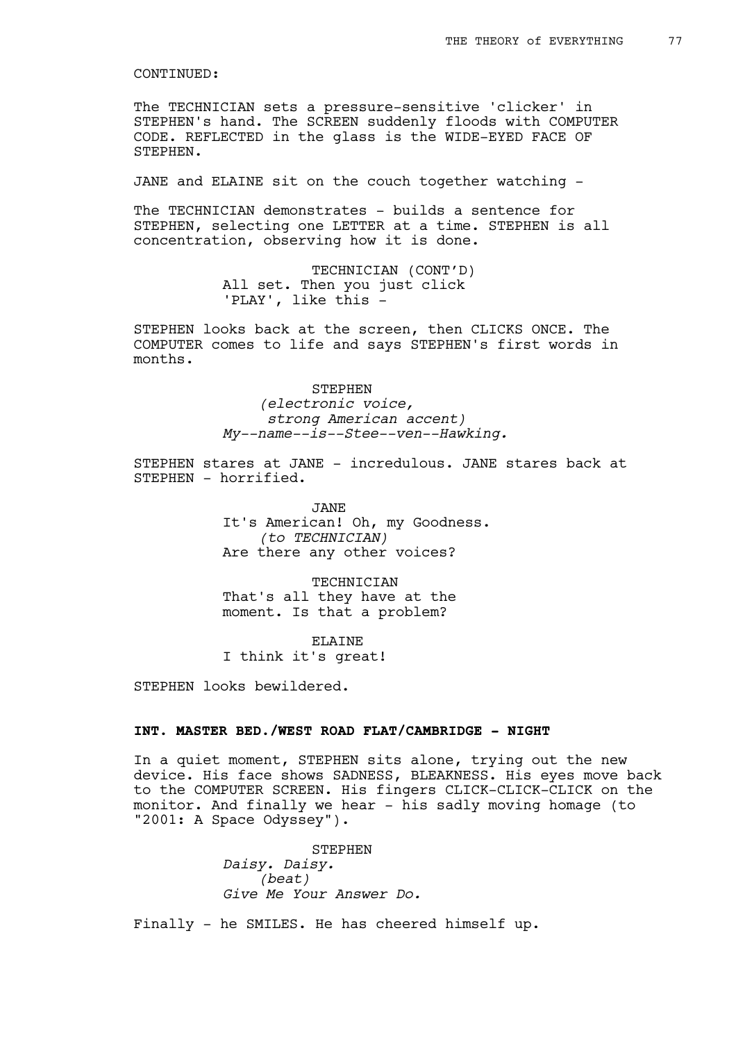CONTINUED:

The TECHNICIAN sets a pressure-sensitive 'clicker' in STEPHEN's hand. The SCREEN suddenly floods with COMPUTER CODE. REFLECTED in the glass is the WIDE-EYED FACE OF STEPHEN.

JANE and ELAINE sit on the couch together watching -

The TECHNICIAN demonstrates - builds a sentence for STEPHEN, selecting one LETTER at a time. STEPHEN is all concentration, observing how it is done.

TECHNICIAN (CONT'D)
All set. Then you just click 'PLAY', like this -

STEPHEN looks back at the screen, then CLICKS ONCE. The COMPUTER comes to life and says STEPHEN's first words in months.

STEPHEN
*(electronic voice, strong American accent)*
*My--name--is--Stee--ven--Hawking.*

STEPHEN stares at JANE - incredulous. JANE stares back at STEPHEN - horrified.

JANE
It's American! Oh, my Goodness.
*(to TECHNICIAN)*
Are there any other voices?

TECHNICIAN
That's all they have at the moment. Is that a problem?

ELAINE
I think it's great!

STEPHEN looks bewildered.

**INT. MASTER BED./WEST ROAD FLAT/CAMBRIDGE - NIGHT**

In a quiet moment, STEPHEN sits alone, trying out the new device. His face shows SADNESS, BLEAKNESS. His eyes move back to the COMPUTER SCREEN. His fingers CLICK-CLICK-CLICK on the monitor. And finally we hear - his sadly moving homage (to "2001: A Space Odyssey").

STEPHEN
*Daisy. Daisy.*
*(beat)*
*Give Me Your Answer Do.*

Finally - he SMILES. He has cheered himself up.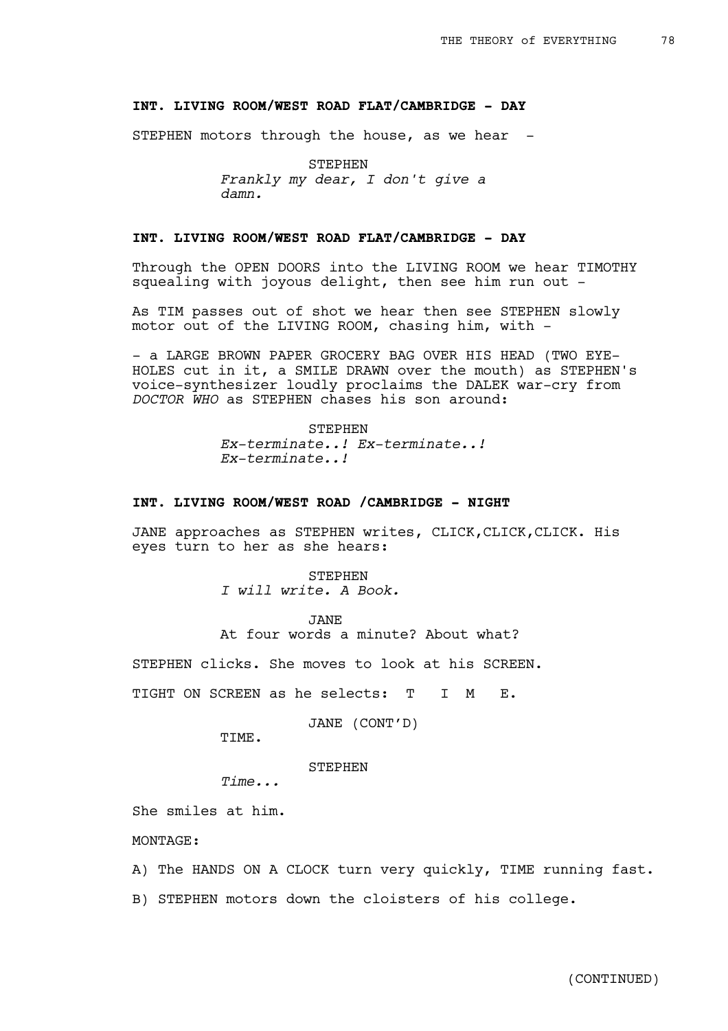**INT. LIVING ROOM/WEST ROAD FLAT/CAMBRIDGE - DAY**

STEPHEN motors through the house, as we hear -

STEPHEN
*Frankly my dear, I don't give a damn.*

**INT. LIVING ROOM/WEST ROAD FLAT/CAMBRIDGE - DAY**

Through the OPEN DOORS into the LIVING ROOM we hear TIMOTHY squealing with joyous delight, then see him run out -

As TIM passes out of shot we hear then see STEPHEN slowly motor out of the LIVING ROOM, chasing him, with -

- a LARGE BROWN PAPER GROCERY BAG OVER HIS HEAD (TWO EYE-HOLES cut in it, a SMILE DRAWN over the mouth) as STEPHEN's voice-synthesizer loudly proclaims the DALEK war-cry from *DOCTOR WHO* as STEPHEN chases his son around:

STEPHEN
*Ex-terminate..! Ex-terminate..! Ex-terminate..!*

**INT. LIVING ROOM/WEST ROAD /CAMBRIDGE - NIGHT**

JANE approaches as STEPHEN writes, CLICK,CLICK,CLICK. His eyes turn to her as she hears:

STEPHEN
*I will write. A Book.*

JANE
At four words a minute? About what?

STEPHEN clicks. She moves to look at his SCREEN.

TIGHT ON SCREEN as he selects: T I M E.

JANE (CONT'D)
TIME.

STEPHEN
*Time...*

She smiles at him.

MONTAGE:

A) The HANDS ON A CLOCK turn very quickly, TIME running fast.

B) STEPHEN motors down the cloisters of his college.

(CONTINUED)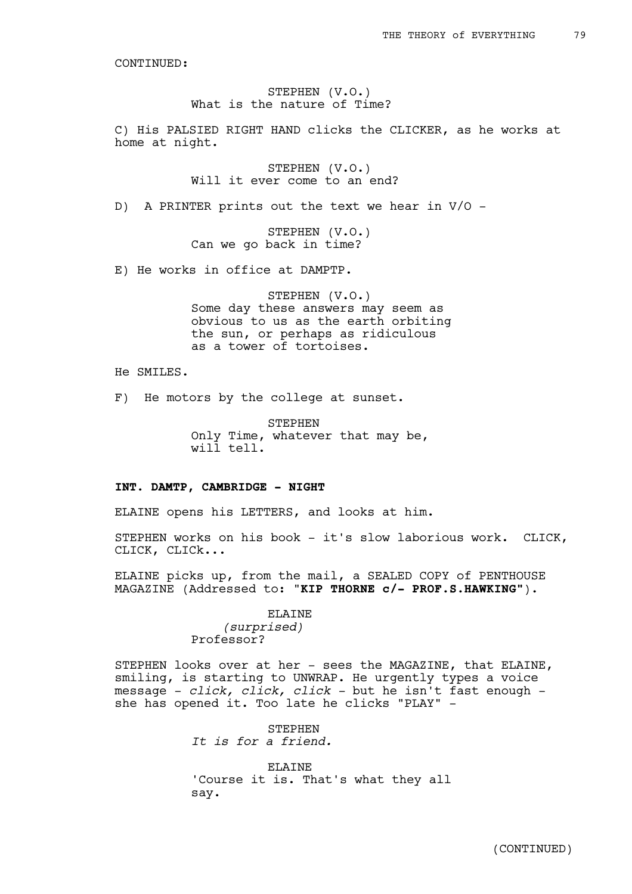CONTINUED:

STEPHEN (V.O.)
What is the nature of Time?

C) His PALSIED RIGHT HAND clicks the CLICKER, as he works at home at night.

STEPHEN (V.O.)
Will it ever come to an end?

D) A PRINTER prints out the text we hear in V/O -

STEPHEN (V.O.)
Can we go back in time?

E) He works in office at DAMPTP.

STEPHEN (V.O.)
Some day these answers may seem as obvious to us as the earth orbiting the sun, or perhaps as ridiculous as a tower of tortoises.

He SMILES.

F) He motors by the college at sunset.

STEPHEN
Only Time, whatever that may be, will tell.

**INT. DAMTP, CAMBRIDGE - NIGHT**

ELAINE opens his LETTERS, and looks at him.

STEPHEN works on his book - it's slow laborious work. CLICK, CLICK, CLICk...

ELAINE picks up, from the mail, a SEALED COPY of PENTHOUSE MAGAZINE (Addressed to: "**KIP THORNE c/- PROF.S.HAWKING**").

ELAINE
*(surprised)*
Professor?

STEPHEN looks over at her - sees the MAGAZINE, that ELAINE, smiling, is starting to UNWRAP. He urgently types a voice message - *click, click, click* - but he isn't fast enough - she has opened it. Too late he clicks "PLAY" -

STEPHEN
*It is for a friend.*

ELAINE
'Course it is. That's what they all say.

(CONTINUED)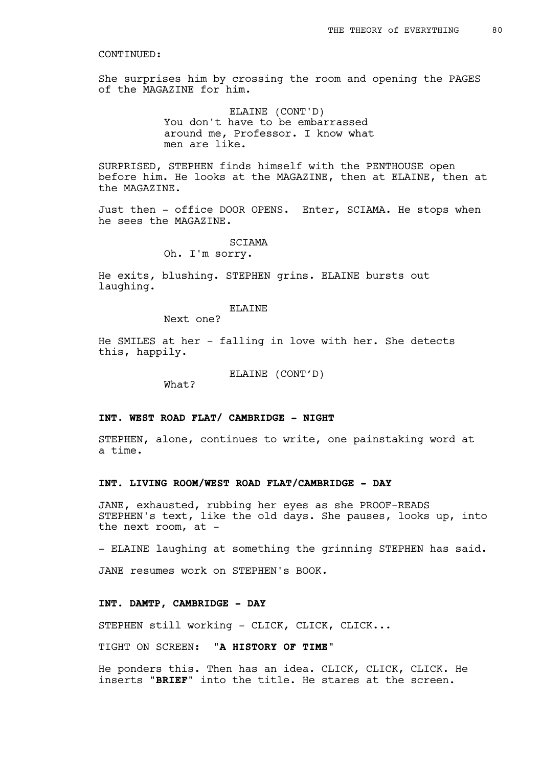CONTINUED:

She surprises him by crossing the room and opening the PAGES of the MAGAZINE for him.

ELAINE (CONT'D)
You don't have to be embarrassed around me, Professor. I know what men are like.

SURPRISED, STEPHEN finds himself with the PENTHOUSE open before him. He looks at the MAGAZINE, then at ELAINE, then at the MAGAZINE.

Just then - office DOOR OPENS. Enter, SCIAMA. He stops when he sees the MAGAZINE.

SCIAMA
Oh. I'm sorry.

He exits, blushing. STEPHEN grins. ELAINE bursts out laughing.

ELAINE
Next one?

He SMILES at her - falling in love with her. She detects this, happily.

ELAINE (CONT'D)
What?

**INT. WEST ROAD FLAT/ CAMBRIDGE - NIGHT**

STEPHEN, alone, continues to write, one painstaking word at a time.

**INT. LIVING ROOM/WEST ROAD FLAT/CAMBRIDGE - DAY**

JANE, exhausted, rubbing her eyes as she PROOF-READS STEPHEN's text, like the old days. She pauses, looks up, into the next room, at -

- ELAINE laughing at something the grinning STEPHEN has said.

JANE resumes work on STEPHEN's BOOK.

**INT. DAMTP, CAMBRIDGE - DAY**

STEPHEN still working - CLICK, CLICK, CLICK...

TIGHT ON SCREEN: "**A HISTORY OF TIME**"

He ponders this. Then has an idea. CLICK, CLICK, CLICK. He inserts "**BRIEF**" into the title. He stares at the screen.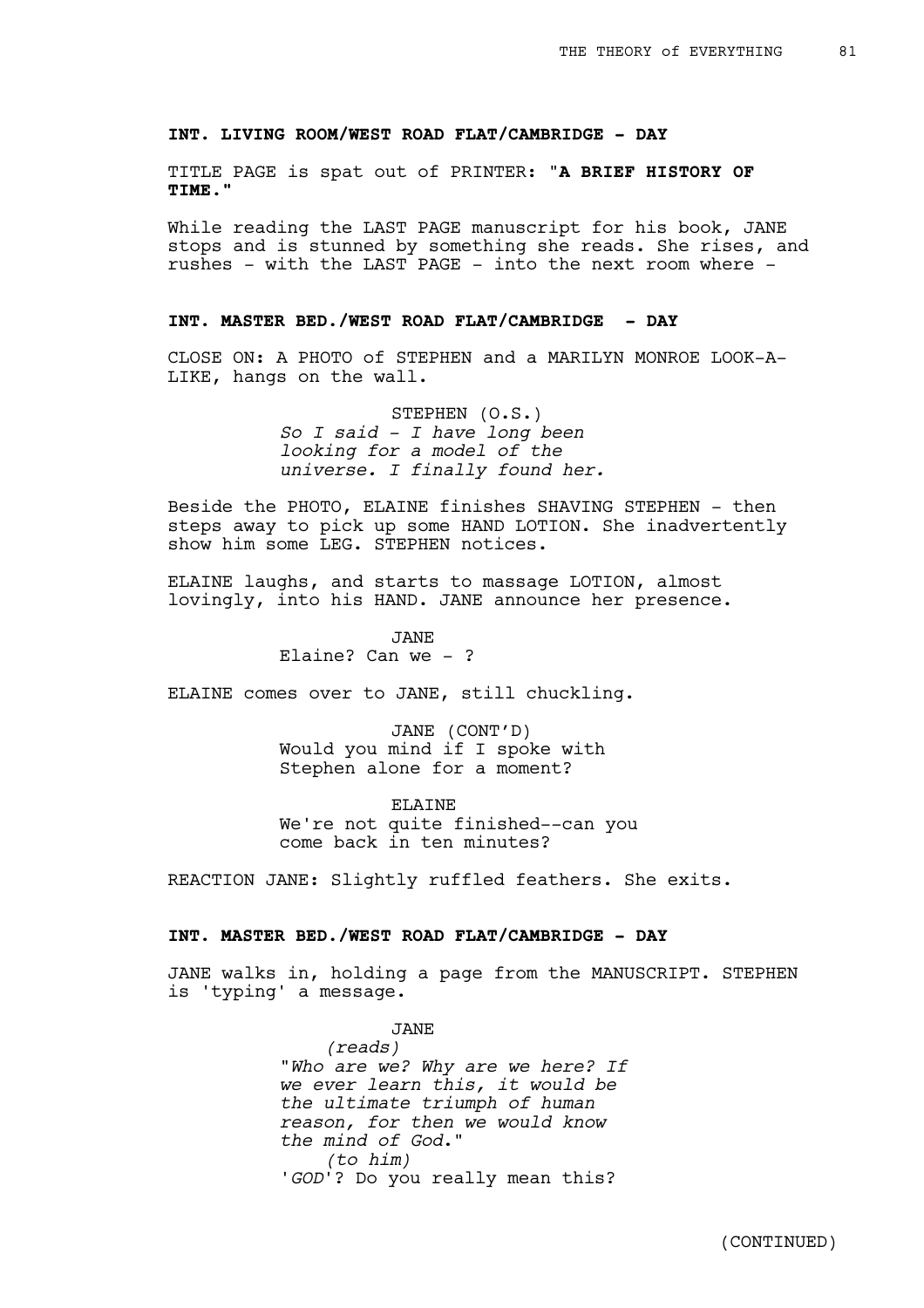**INT. LIVING ROOM/WEST ROAD FLAT/CAMBRIDGE - DAY**

TITLE PAGE is spat out of PRINTER: "**A BRIEF HISTORY OF TIME.**"

While reading the LAST PAGE manuscript for his book, JANE stops and is stunned by something she reads. She rises, and rushes - with the LAST PAGE - into the next room where -

**INT. MASTER BED./WEST ROAD FLAT/CAMBRIDGE - DAY**

CLOSE ON: A PHOTO of STEPHEN and a MARILYN MONROE LOOK-A-LIKE, hangs on the wall.

STEPHEN (O.S.)
*So I said - I have long been looking for a model of the universe. I finally found her.*

Beside the PHOTO, ELAINE finishes SHAVING STEPHEN - then steps away to pick up some HAND LOTION. She inadvertently show him some LEG. STEPHEN notices.

ELAINE laughs, and starts to massage LOTION, almost lovingly, into his HAND. JANE announce her presence.

JANE
Elaine? Can we - ?

ELAINE comes over to JANE, still chuckling.

JANE (CONT'D)
Would you mind if I spoke with Stephen alone for a moment?

ELAINE
We're not quite finished--can you come back in ten minutes?

REACTION JANE: Slightly ruffled feathers. She exits.

**INT. MASTER BED./WEST ROAD FLAT/CAMBRIDGE - DAY**

JANE walks in, holding a page from the MANUSCRIPT. STEPHEN is 'typing' a message.

JANE
*(reads)*
"*Who are we? Why are we here? If we ever learn this, it would be the ultimate triumph of human reason, for then we would know the mind of God*."
*(to him)*
'*GOD*'? Do you really mean this?

(CONTINUED)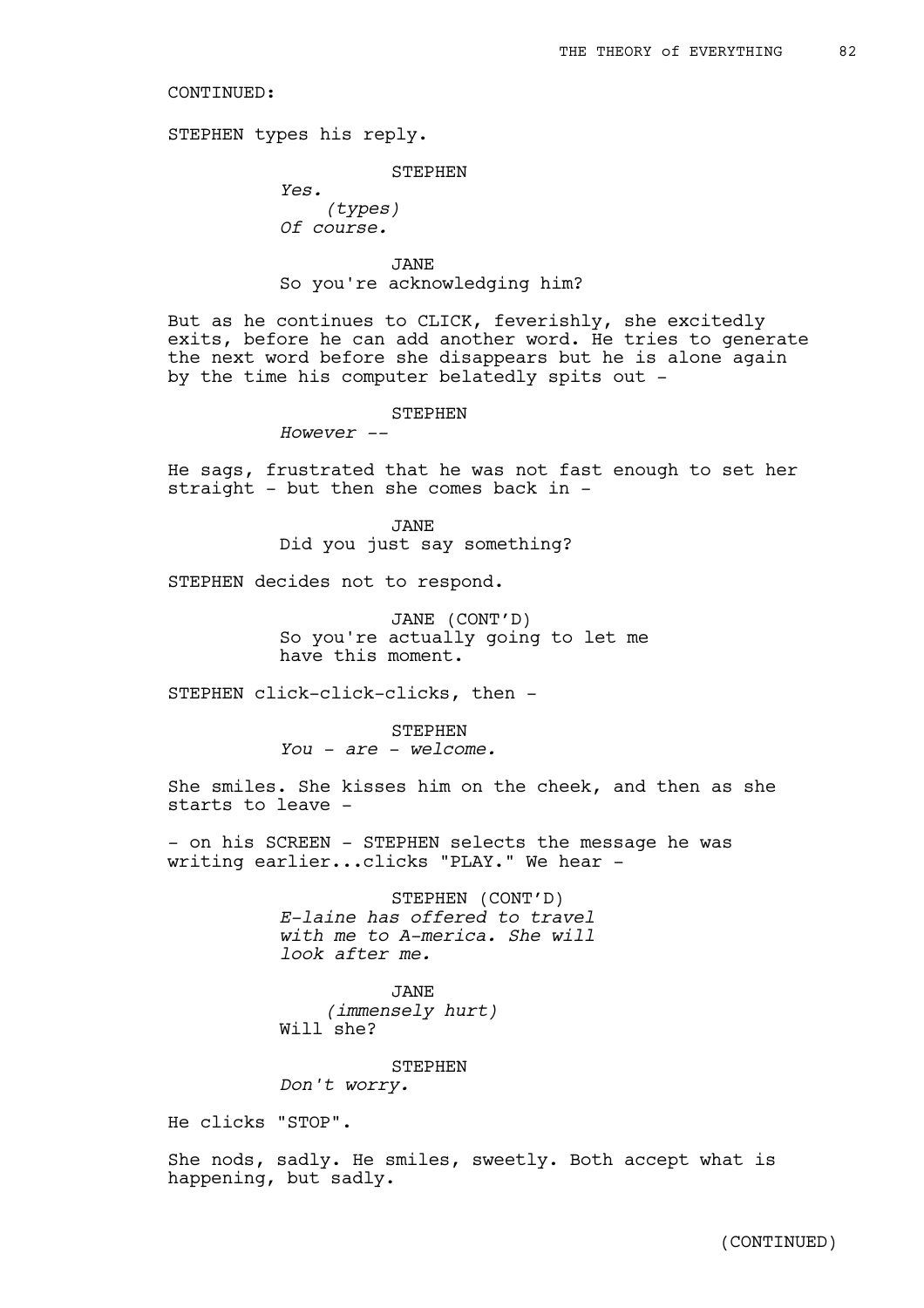CONTINUED:

STEPHEN types his reply.

STEPHEN
*Yes.*
(types)
*Of course.*

JANE
So you're acknowledging him?

But as he continues to CLICK, feverishly, she excitedly exits, before he can add another word. He tries to generate the next word before she disappears but he is alone again by the time his computer belatedly spits out -

STEPHEN
*However --*

He sags, frustrated that he was not fast enough to set her straight - but then she comes back in -

JANE
Did you just say something?

STEPHEN decides not to respond.

JANE (CONT'D)
So you're actually going to let me have this moment.

STEPHEN click-click-clicks, then -

STEPHEN
*You - are - welcome.*

She smiles. She kisses him on the cheek, and then as she starts to leave -

- on his SCREEN - STEPHEN selects the message he was writing earlier...clicks "PLAY." We hear -

STEPHEN (CONT'D)
*E-laine has offered to travel with me to A-merica. She will look after me.*

JANE
(immensely hurt)
Will she?

STEPHEN
*Don't worry.*

He clicks "STOP".

She nods, sadly. He smiles, sweetly. Both accept what is happening, but sadly.

(CONTINUED)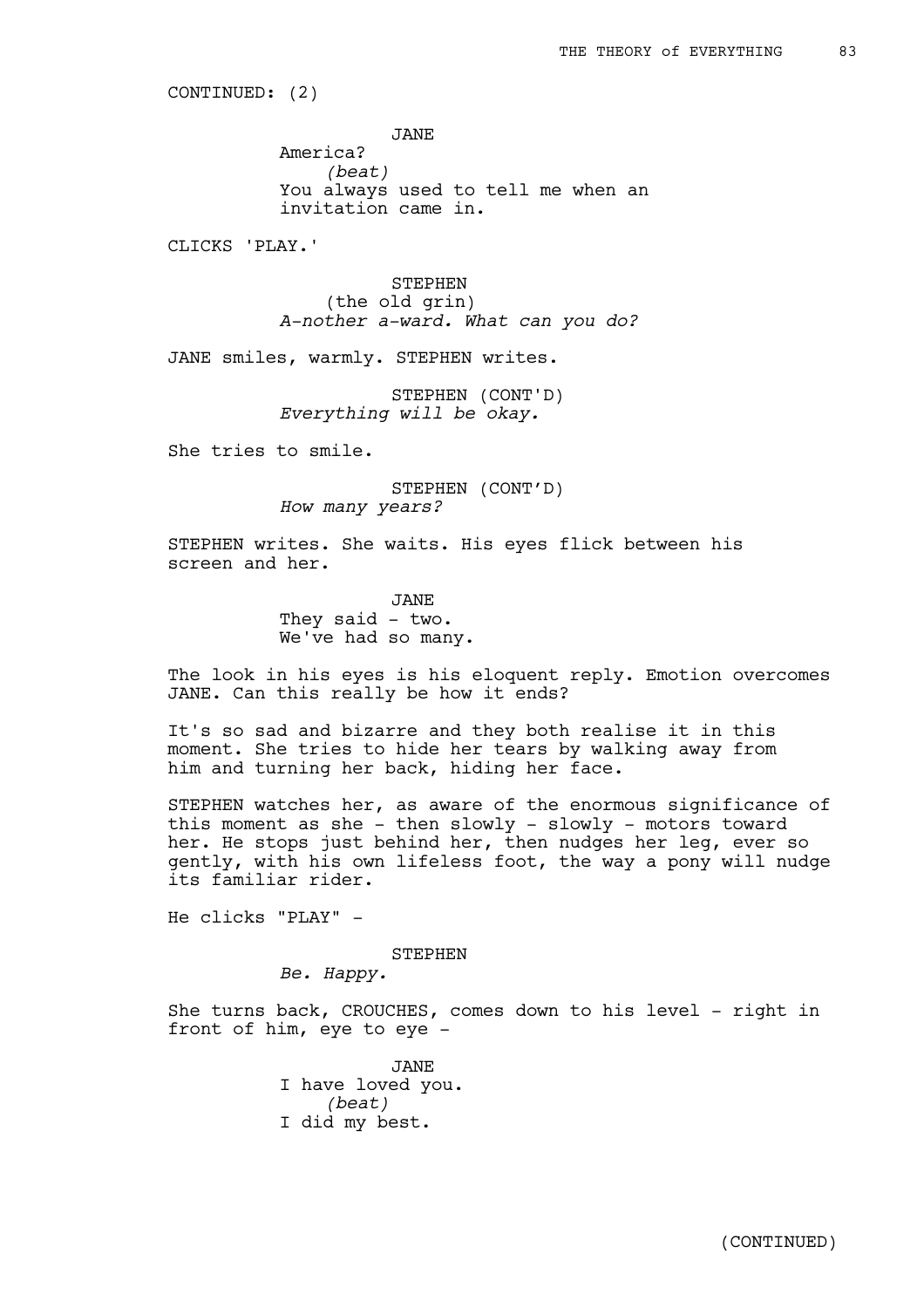CONTINUED: (2)

JANE
America?
*(beat)*
You always used to tell me when an invitation came in.

CLICKS 'PLAY.'

STEPHEN
(the old grin)
*A-nother a-ward. What can you do?*

JANE smiles, warmly. STEPHEN writes.

STEPHEN (CONT'D)
*Everything will be okay.*

She tries to smile.

STEPHEN (CONT'D)
*How many years?*

STEPHEN writes. She waits. His eyes flick between his screen and her.

JANE
They said - two.
We've had so many.

The look in his eyes is his eloquent reply. Emotion overcomes JANE. Can this really be how it ends?

It's so sad and bizarre and they both realise it in this moment. She tries to hide her tears by walking away from him and turning her back, hiding her face.

STEPHEN watches her, as aware of the enormous significance of this moment as she - then slowly - slowly - motors toward her. He stops just behind her, then nudges her leg, ever so gently, with his own lifeless foot, the way a pony will nudge its familiar rider.

He clicks "PLAY" -

STEPHEN
*Be. Happy.*

She turns back, CROUCHES, comes down to his level - right in front of him, eye to eye -

JANE
I have loved you.
*(beat)*
I did my best.

(CONTINUED)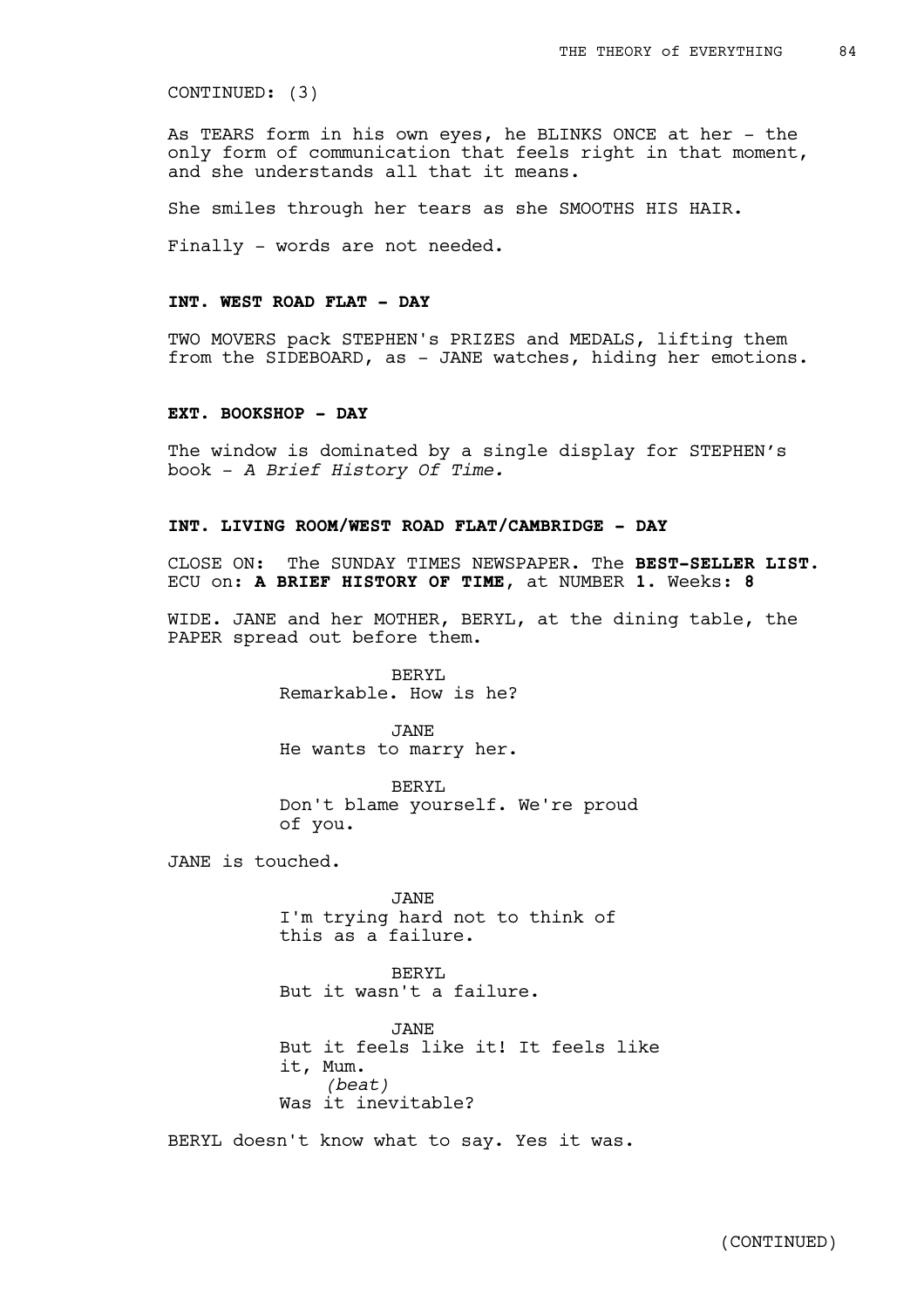CONTINUED: (3)

As TEARS form in his own eyes, he BLINKS ONCE at her - the only form of communication that feels right in that moment, and she understands all that it means.

She smiles through her tears as she SMOOTHS HIS HAIR.

Finally - words are not needed.

**INT. WEST ROAD FLAT - DAY**

TWO MOVERS pack STEPHEN's PRIZES and MEDALS, lifting them from the SIDEBOARD, as - JANE watches, hiding her emotions.

**EXT. BOOKSHOP - DAY**

The window is dominated by a single display for STEPHEN's book - *A Brief History Of Time.*

**INT. LIVING ROOM/WEST ROAD FLAT/CAMBRIDGE - DAY**

CLOSE ON: The SUNDAY TIMES NEWSPAPER. The **BEST-SELLER LIST.** ECU on**: A BRIEF HISTORY OF TIME**, at NUMBER **1.** Weeks**: 8**

WIDE. JANE and her MOTHER, BERYL, at the dining table, the PAPER spread out before them.

BERYL
Remarkable. How is he?

JANE
He wants to marry her.

BERYL
Don't blame yourself. We're proud of you.

JANE is touched.

JANE
I'm trying hard not to think of this as a failure.

BERYL
But it wasn't a failure.

JANE
But it feels like it! It feels like it, Mum.
*(beat)*
Was it inevitable?

BERYL doesn't know what to say. Yes it was.

(CONTINUED)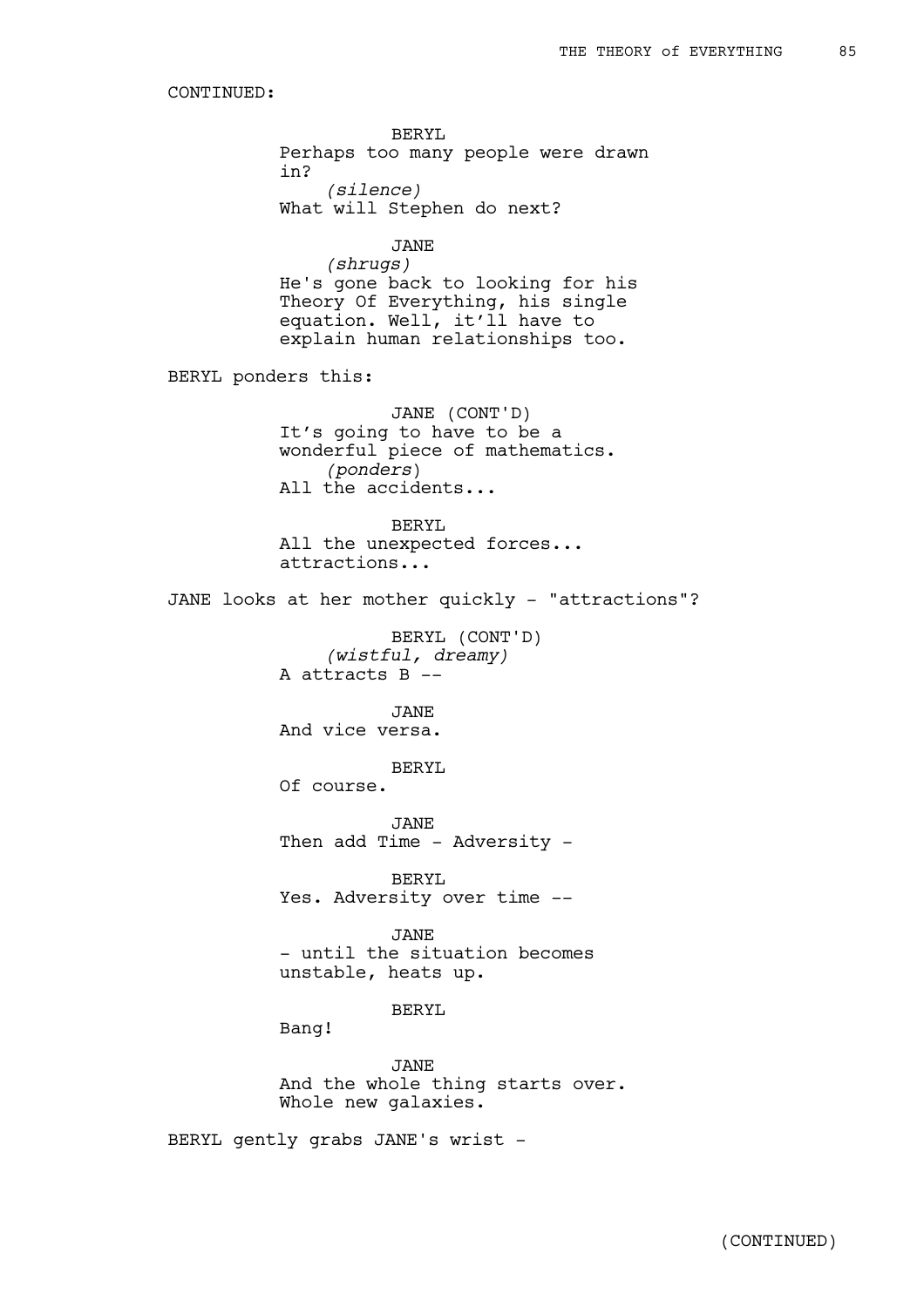CONTINUED:

BERYL
Perhaps too many people were drawn in?
*(silence)*
What will Stephen do next?

JANE
*(shrugs)*
He's gone back to looking for his Theory Of Everything, his single equation. Well, it'll have to explain human relationships too.

BERYL ponders this:

JANE (CONT'D)
It's going to have to be a wonderful piece of mathematics.
*(ponders)*
All the accidents...

BERYL
All the unexpected forces... attractions...

JANE looks at her mother quickly - "attractions"?

BERYL (CONT'D)
*(wistful, dreamy)*
A attracts B --

JANE
And vice versa.

BERYL
Of course.

JANE
Then add Time - Adversity -

BERYL
Yes. Adversity over time --

JANE
- until the situation becomes unstable, heats up.

BERYL
Bang!

JANE
And the whole thing starts over. Whole new galaxies.

BERYL gently grabs JANE's wrist -

(CONTINUED)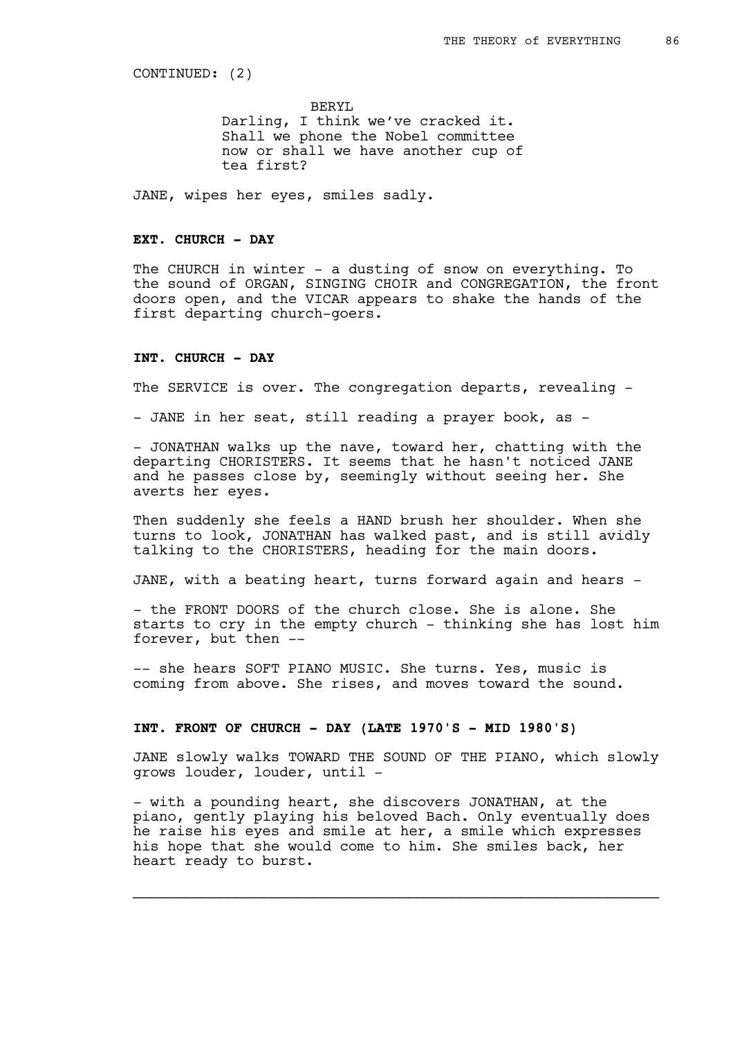CONTINUED: (2)

BERYL
Darling, I think we've cracked it. Shall we phone the Nobel committee now or shall we have another cup of tea first?

JANE, wipes her eyes, smiles sadly.

**EXT. CHURCH - DAY**

The CHURCH in winter - a dusting of snow on everything. To the sound of ORGAN, SINGING CHOIR and CONGREGATION, the front doors open, and the VICAR appears to shake the hands of the first departing church-goers.

**INT. CHURCH - DAY**

The SERVICE is over. The congregation departs, revealing -

- JANE in her seat, still reading a prayer book, as -

- JONATHAN walks up the nave, toward her, chatting with the departing CHORISTERS. It seems that he hasn't noticed JANE and he passes close by, seemingly without seeing her. She averts her eyes.

Then suddenly she feels a HAND brush her shoulder. When she turns to look, JONATHAN has walked past, and is still avidly talking to the CHORISTERS, heading for the main doors.

JANE, with a beating heart, turns forward again and hears -

- the FRONT DOORS of the church close. She is alone. She starts to cry in the empty church - thinking she has lost him forever, but then --

-- she hears SOFT PIANO MUSIC. She turns. Yes, music is coming from above. She rises, and moves toward the sound.

**INT. FRONT OF CHURCH - DAY (LATE 1970'S - MID 1980'S)**

JANE slowly walks TOWARD THE SOUND OF THE PIANO, which slowly grows louder, louder, until -

- with a pounding heart, she discovers JONATHAN, at the piano, gently playing his beloved Bach. Only eventually does he raise his eyes and smile at her, a smile which expresses his hope that she would come to him. She smiles back, her heart ready to burst.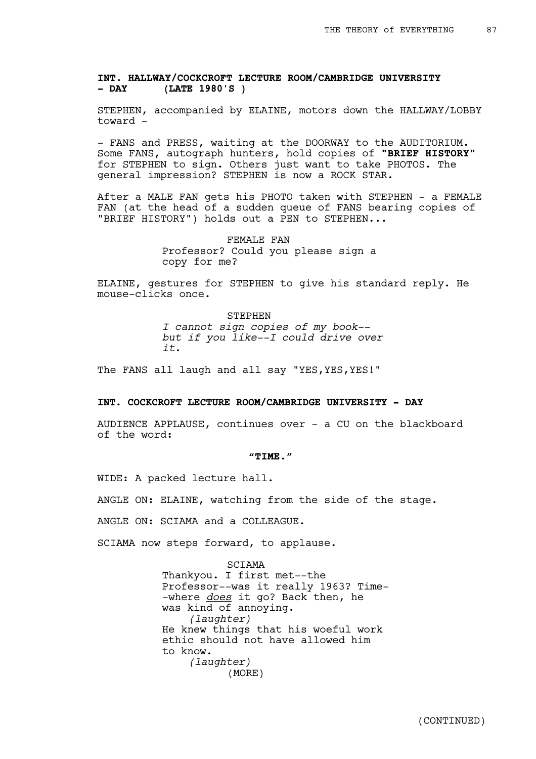**INT. HALLWAY/COCKCROFT LECTURE ROOM/CAMBRIDGE UNIVERSITY - DAY (LATE 1980'S )**

STEPHEN, accompanied by ELAINE, motors down the HALLWAY/LOBBY toward -

- FANS and PRESS, waiting at the DOORWAY to the AUDITORIUM. Some FANS, autograph hunters, hold copies of **"BRIEF HISTORY"** for STEPHEN to sign. Others just want to take PHOTOS. The general impression? STEPHEN is now a ROCK STAR.

After a MALE FAN gets his PHOTO taken with STEPHEN - a FEMALE FAN (at the head of a sudden queue of FANS bearing copies of "BRIEF HISTORY") holds out a PEN to STEPHEN...

FEMALE FAN
Professor? Could you please sign a copy for me?

ELAINE, gestures for STEPHEN to give his standard reply. He mouse-clicks once.

STEPHEN
*I cannot sign copies of my book--but if you like--I could drive over it.*

The FANS all laugh and all say "YES,YES,YES!"

**INT. COCKCROFT LECTURE ROOM/CAMBRIDGE UNIVERSITY - DAY**

AUDIENCE APPLAUSE, continues over - a CU on the blackboard of the word:

**"TIME."**

WIDE: A packed lecture hall.

ANGLE ON: ELAINE, watching from the side of the stage.

ANGLE ON: SCIAMA and a COLLEAGUE.

SCIAMA now steps forward, to applause.

SCIAMA
Thankyou. I first met--the Professor--was it really 1963? Time--where *does* it go? Back then, he was kind of annoying.
*(laughter)*
He knew things that his woeful work ethic should not have allowed him to know.
*(laughter)*
(MORE)

(CONTINUED)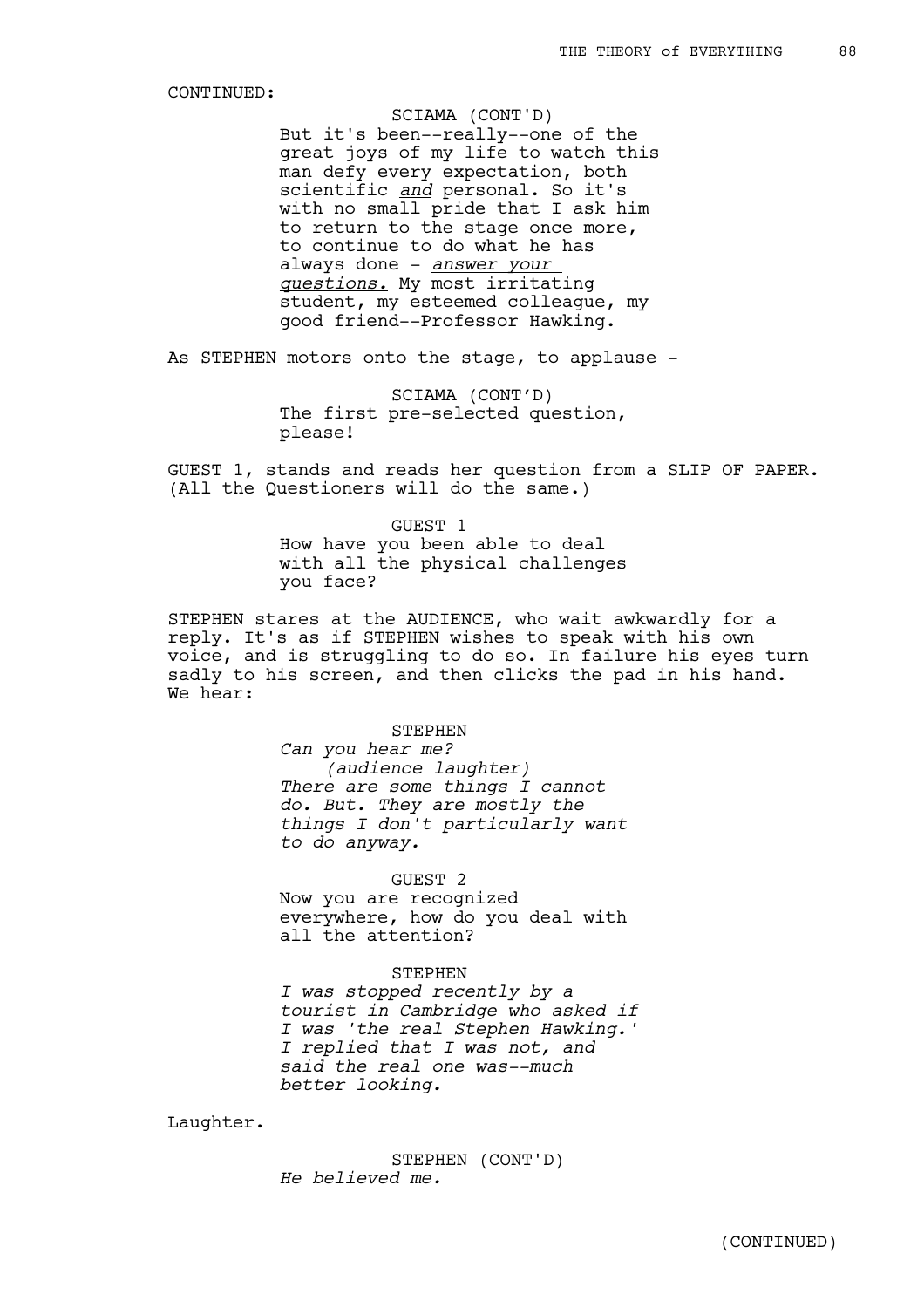CONTINUED:

SCIAMA (CONT'D)
But it's been--really--one of the great joys of my life to watch this man defy every expectation, both scientific _and_ personal. So it's with no small pride that I ask him to return to the stage once more, to continue to do what he has always done - _answer your questions._ My most irritating student, my esteemed colleague, my good friend--Professor Hawking.

As STEPHEN motors onto the stage, to applause -

SCIAMA (CONT'D)
The first pre-selected question, please!

GUEST 1, stands and reads her question from a SLIP OF PAPER. (All the Questioners will do the same.)

GUEST 1
How have you been able to deal with all the physical challenges you face?

STEPHEN stares at the AUDIENCE, who wait awkwardly for a reply. It's as if STEPHEN wishes to speak with his own voice, and is struggling to do so. In failure his eyes turn sadly to his screen, and then clicks the pad in his hand. We hear:

STEPHEN
*Can you hear me?*
*(audience laughter)*
*There are some things I cannot do. But. They are mostly the things I don't particularly want to do anyway.*

GUEST 2
Now you are recognized everywhere, how do you deal with all the attention?

STEPHEN
*I was stopped recently by a tourist in Cambridge who asked if I was 'the real Stephen Hawking.' I replied that I was not, and said the real one was--much better looking.*

Laughter.

STEPHEN (CONT'D)
*He believed me.*

(CONTINUED)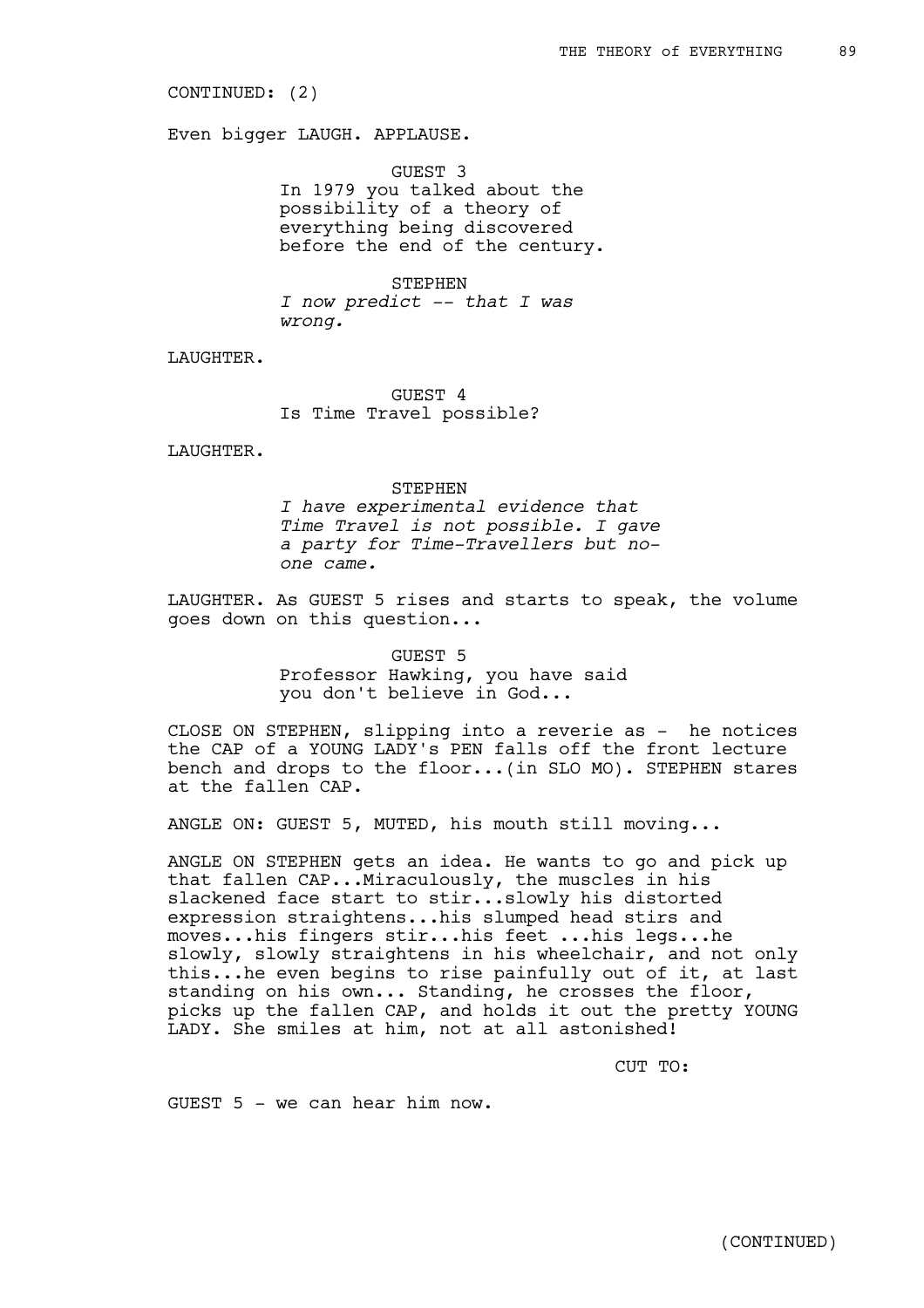CONTINUED: (2)

Even bigger LAUGH. APPLAUSE.

GUEST 3
In 1979 you talked about the possibility of a theory of everything being discovered before the end of the century.

STEPHEN
*I now predict -- that I was wrong.*

LAUGHTER.

GUEST 4
Is Time Travel possible?

LAUGHTER.

STEPHEN
*I have experimental evidence that Time Travel is not possible. I gave a party for Time-Travellers but no-one came.*

LAUGHTER. As GUEST 5 rises and starts to speak, the volume goes down on this question...

GUEST 5
Professor Hawking, you have said you don't believe in God...

CLOSE ON STEPHEN, slipping into a reverie as - he notices the CAP of a YOUNG LADY's PEN falls off the front lecture bench and drops to the floor...(in SLO MO). STEPHEN stares at the fallen CAP.

ANGLE ON: GUEST 5, MUTED, his mouth still moving...

ANGLE ON STEPHEN gets an idea. He wants to go and pick up that fallen CAP...Miraculously, the muscles in his slackened face start to stir...slowly his distorted expression straightens...his slumped head stirs and moves...his fingers stir...his feet ...his legs...he slowly, slowly straightens in his wheelchair, and not only this...he even begins to rise painfully out of it, at last standing on his own... Standing, he crosses the floor, picks up the fallen CAP, and holds it out the pretty YOUNG LADY. She smiles at him, not at all astonished!

CUT TO:

GUEST 5 - we can hear him now.

(CONTINUED)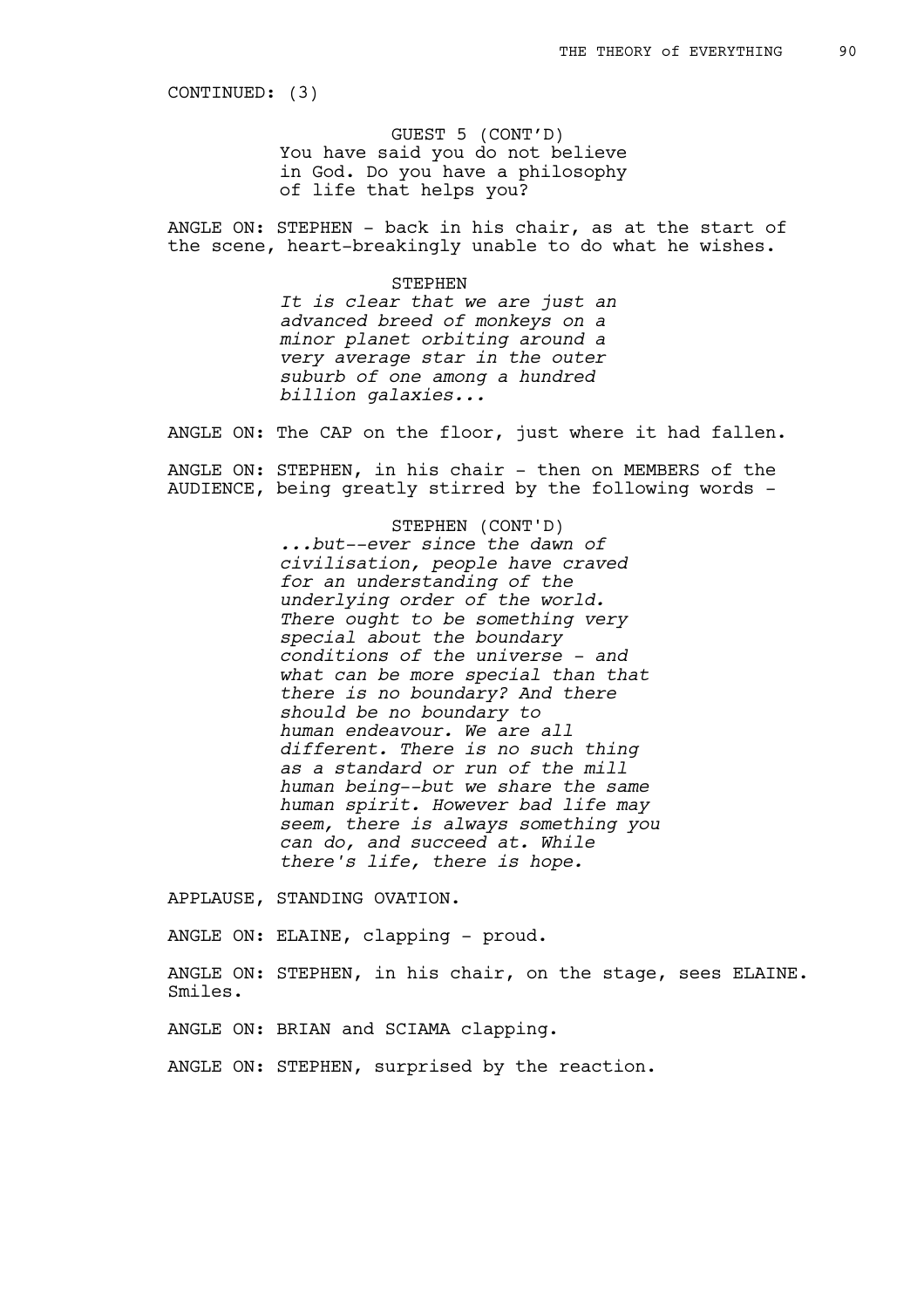CONTINUED: (3)

GUEST 5 (CONT'D)
You have said you do not believe in God. Do you have a philosophy of life that helps you?

ANGLE ON: STEPHEN - back in his chair, as at the start of the scene, heart-breakingly unable to do what he wishes.

STEPHEN
*It is clear that we are just an advanced breed of monkeys on a minor planet orbiting around a very average star in the outer suburb of one among a hundred billion galaxies...*

ANGLE ON: The CAP on the floor, just where it had fallen.

ANGLE ON: STEPHEN, in his chair - then on MEMBERS of the AUDIENCE, being greatly stirred by the following words -

STEPHEN (CONT'D)
*...but--ever since the dawn of civilisation, people have craved for an understanding of the underlying order of the world. There ought to be something very special about the boundary conditions of the universe - and what can be more special than that there is no boundary? And there should be no boundary to human endeavour. We are all different. There is no such thing as a standard or run of the mill human being--but we share the same human spirit. However bad life may seem, there is always something you can do, and succeed at. While there's life, there is hope.*

APPLAUSE, STANDING OVATION.

ANGLE ON: ELAINE, clapping - proud.

ANGLE ON: STEPHEN, in his chair, on the stage, sees ELAINE. Smiles.

ANGLE ON: BRIAN and SCIAMA clapping.

ANGLE ON: STEPHEN, surprised by the reaction.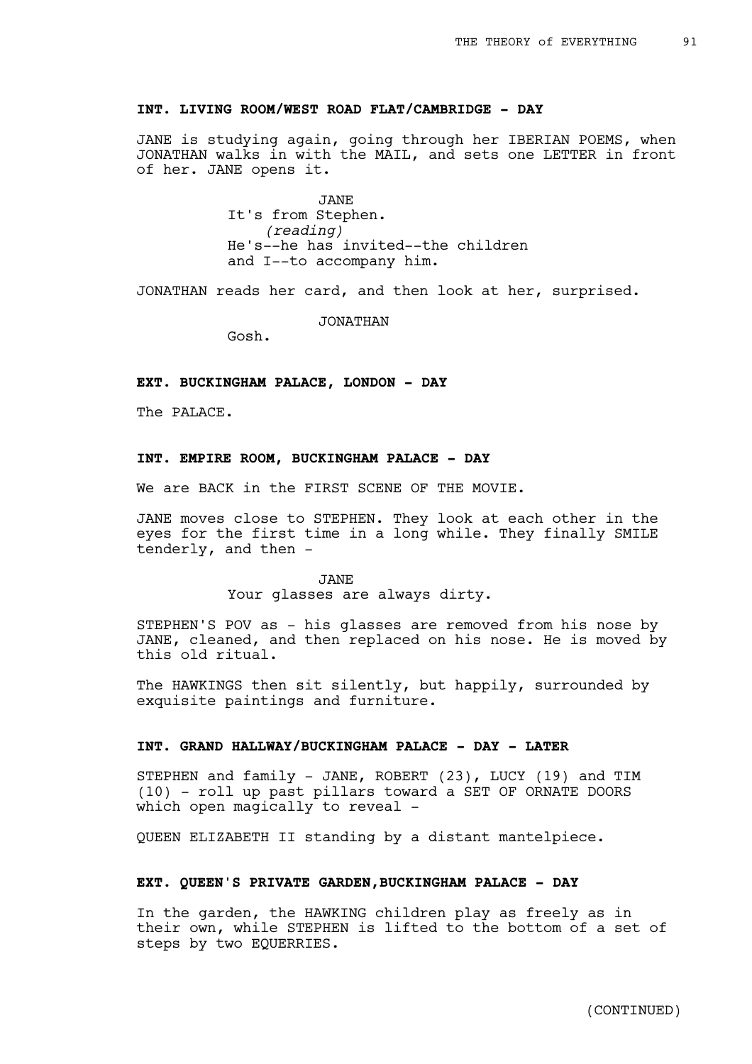**INT. LIVING ROOM/WEST ROAD FLAT/CAMBRIDGE - DAY**

JANE is studying again, going through her IBERIAN POEMS, when JONATHAN walks in with the MAIL, and sets one LETTER in front of her. JANE opens it.

JANE
It's from Stephen.
*(reading)*
He's--he has invited--the children and I--to accompany him.

JONATHAN reads her card, and then look at her, surprised.

JONATHAN
Gosh.

**EXT. BUCKINGHAM PALACE, LONDON - DAY**

The PALACE.

**INT. EMPIRE ROOM, BUCKINGHAM PALACE - DAY**

We are BACK in the FIRST SCENE OF THE MOVIE.

JANE moves close to STEPHEN. They look at each other in the eyes for the first time in a long while. They finally SMILE tenderly, and then -

JANE
Your glasses are always dirty.

STEPHEN'S POV as - his glasses are removed from his nose by JANE, cleaned, and then replaced on his nose. He is moved by this old ritual.

The HAWKINGS then sit silently, but happily, surrounded by exquisite paintings and furniture.

**INT. GRAND HALLWAY/BUCKINGHAM PALACE - DAY - LATER**

STEPHEN and family - JANE, ROBERT (23), LUCY (19) and TIM (10) - roll up past pillars toward a SET OF ORNATE DOORS which open magically to reveal -

QUEEN ELIZABETH II standing by a distant mantelpiece.

**EXT. QUEEN'S PRIVATE GARDEN,BUCKINGHAM PALACE - DAY**

In the garden, the HAWKING children play as freely as in their own, while STEPHEN is lifted to the bottom of a set of steps by two EQUERRIES.

(CONTINUED)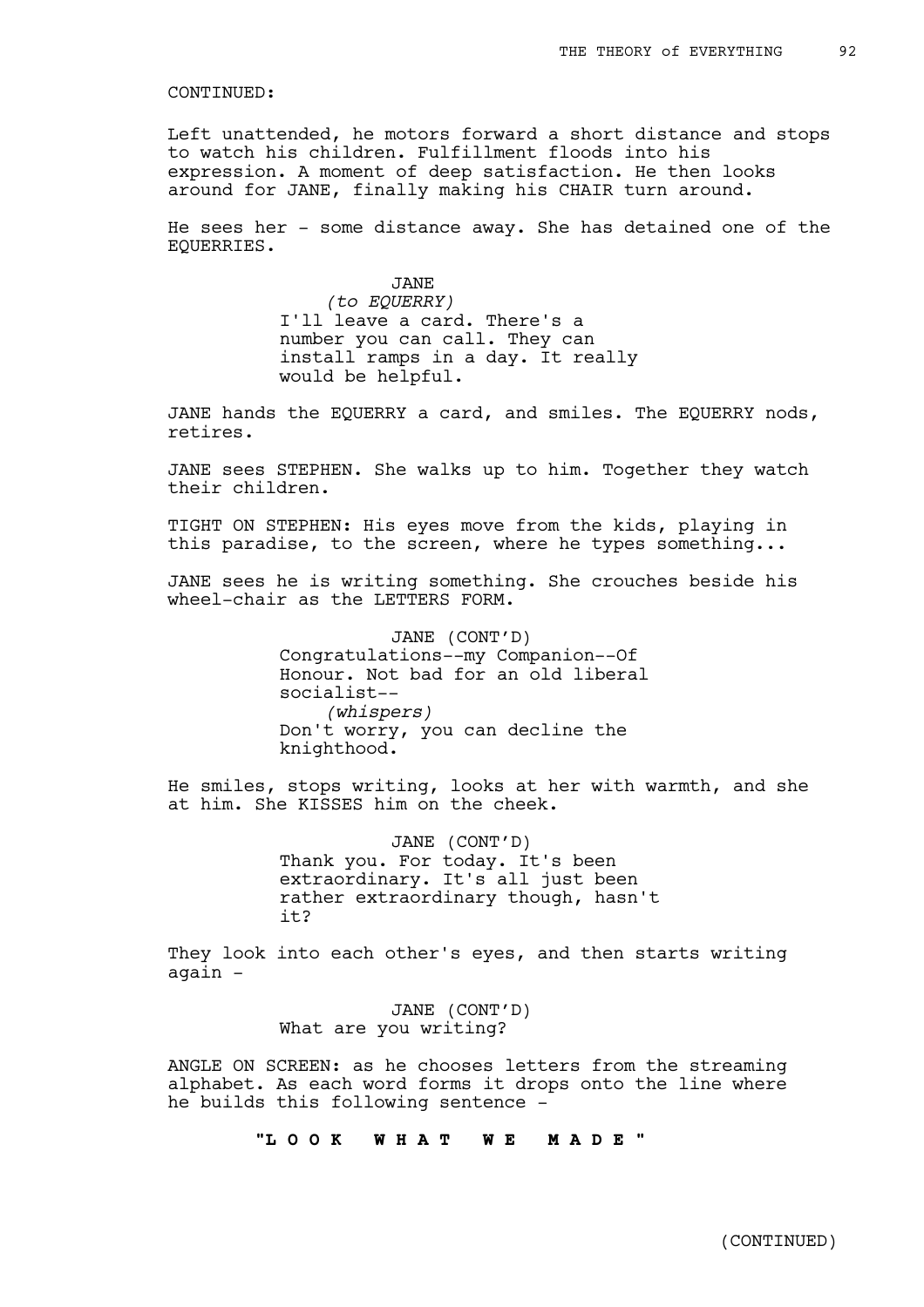CONTINUED:

Left unattended, he motors forward a short distance and stops to watch his children. Fulfillment floods into his expression. A moment of deep satisfaction. He then looks around for JANE, finally making his CHAIR turn around.

He sees her - some distance away. She has detained one of the EQUERRIES.

JANE
*(to EQUERRY)*
I'll leave a card. There's a number you can call. They can install ramps in a day. It really would be helpful.

JANE hands the EQUERRY a card, and smiles. The EQUERRY nods, retires.

JANE sees STEPHEN. She walks up to him. Together they watch their children.

TIGHT ON STEPHEN: His eyes move from the kids, playing in this paradise, to the screen, where he types something...

JANE sees he is writing something. She crouches beside his wheel-chair as the LETTERS FORM.

JANE (CONT'D)
Congratulations--my Companion--Of Honour. Not bad for an old liberal socialist--
*(whispers)*
Don't worry, you can decline the knighthood.

He smiles, stops writing, looks at her with warmth, and she at him. She KISSES him on the cheek.

JANE (CONT'D)
Thank you. For today. It's been extraordinary. It's all just been rather extraordinary though, hasn't it?

They look into each other's eyes, and then starts writing again -

JANE (CONT'D)
What are you writing?

ANGLE ON SCREEN: as he chooses letters from the streaming alphabet. As each word forms it drops onto the line where he builds this following sentence -

**"L O O K   W H A T   W E   M A D E "**

(CONTINUED)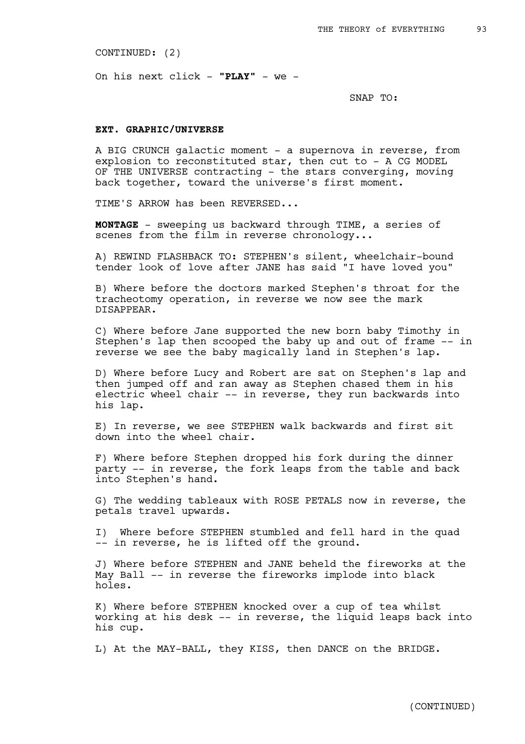CONTINUED: (2)

On his next click - **"PLAY"** - we -

SNAP TO:

**EXT. GRAPHIC/UNIVERSE**

A BIG CRUNCH galactic moment - a supernova in reverse, from explosion to reconstituted star, then cut to - A CG MODEL OF THE UNIVERSE contracting - the stars converging, moving back together, toward the universe's first moment.

TIME'S ARROW has been REVERSED...

**MONTAGE** - sweeping us backward through TIME, a series of scenes from the film in reverse chronology...

A) REWIND FLASHBACK TO: STEPHEN's silent, wheelchair-bound tender look of love after JANE has said "I have loved you"

B) Where before the doctors marked Stephen's throat for the tracheotomy operation, in reverse we now see the mark DISAPPEAR.

C) Where before Jane supported the new born baby Timothy in Stephen's lap then scooped the baby up and out of frame -- in reverse we see the baby magically land in Stephen's lap.

D) Where before Lucy and Robert are sat on Stephen's lap and then jumped off and ran away as Stephen chased them in his electric wheel chair -- in reverse, they run backwards into his lap.

E) In reverse, we see STEPHEN walk backwards and first sit down into the wheel chair.

F) Where before Stephen dropped his fork during the dinner party -- in reverse, the fork leaps from the table and back into Stephen's hand.

G) The wedding tableaux with ROSE PETALS now in reverse, the petals travel upwards.

I) Where before STEPHEN stumbled and fell hard in the quad -- in reverse, he is lifted off the ground.

J) Where before STEPHEN and JANE beheld the fireworks at the May Ball -- in reverse the fireworks implode into black holes.

K) Where before STEPHEN knocked over a cup of tea whilst working at his desk -- in reverse, the liquid leaps back into his cup.

L) At the MAY-BALL, they KISS, then DANCE on the BRIDGE.

(CONTINUED)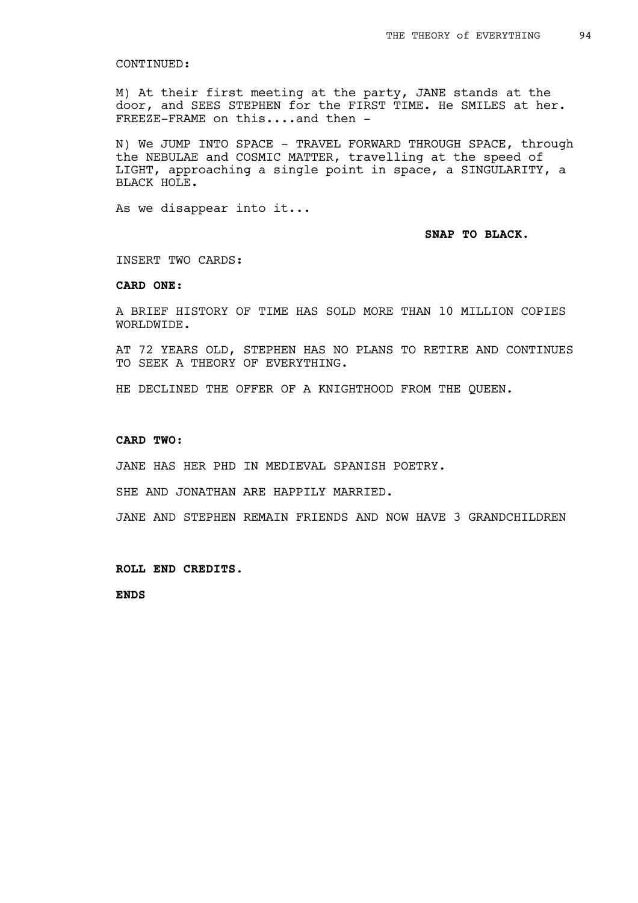CONTINUED:

M) At their first meeting at the party, JANE stands at the door, and SEES STEPHEN for the FIRST TIME. He SMILES at her. FREEZE-FRAME on this....and then -

N) We JUMP INTO SPACE - TRAVEL FORWARD THROUGH SPACE, through the NEBULAE and COSMIC MATTER, travelling at the speed of LIGHT, approaching a single point in space, a SINGULARITY, a BLACK HOLE.

As we disappear into it...

**SNAP TO BLACK.**

INSERT TWO CARDS:

**CARD ONE:**

A BRIEF HISTORY OF TIME HAS SOLD MORE THAN 10 MILLION COPIES WORLDWIDE.

AT 72 YEARS OLD, STEPHEN HAS NO PLANS TO RETIRE AND CONTINUES TO SEEK A THEORY OF EVERYTHING.

HE DECLINED THE OFFER OF A KNIGHTHOOD FROM THE QUEEN.

**CARD TWO:**

JANE HAS HER PHD IN MEDIEVAL SPANISH POETRY.

SHE AND JONATHAN ARE HAPPILY MARRIED.

JANE AND STEPHEN REMAIN FRIENDS AND NOW HAVE 3 GRANDCHILDREN

**ROLL END CREDITS.**

**ENDS**